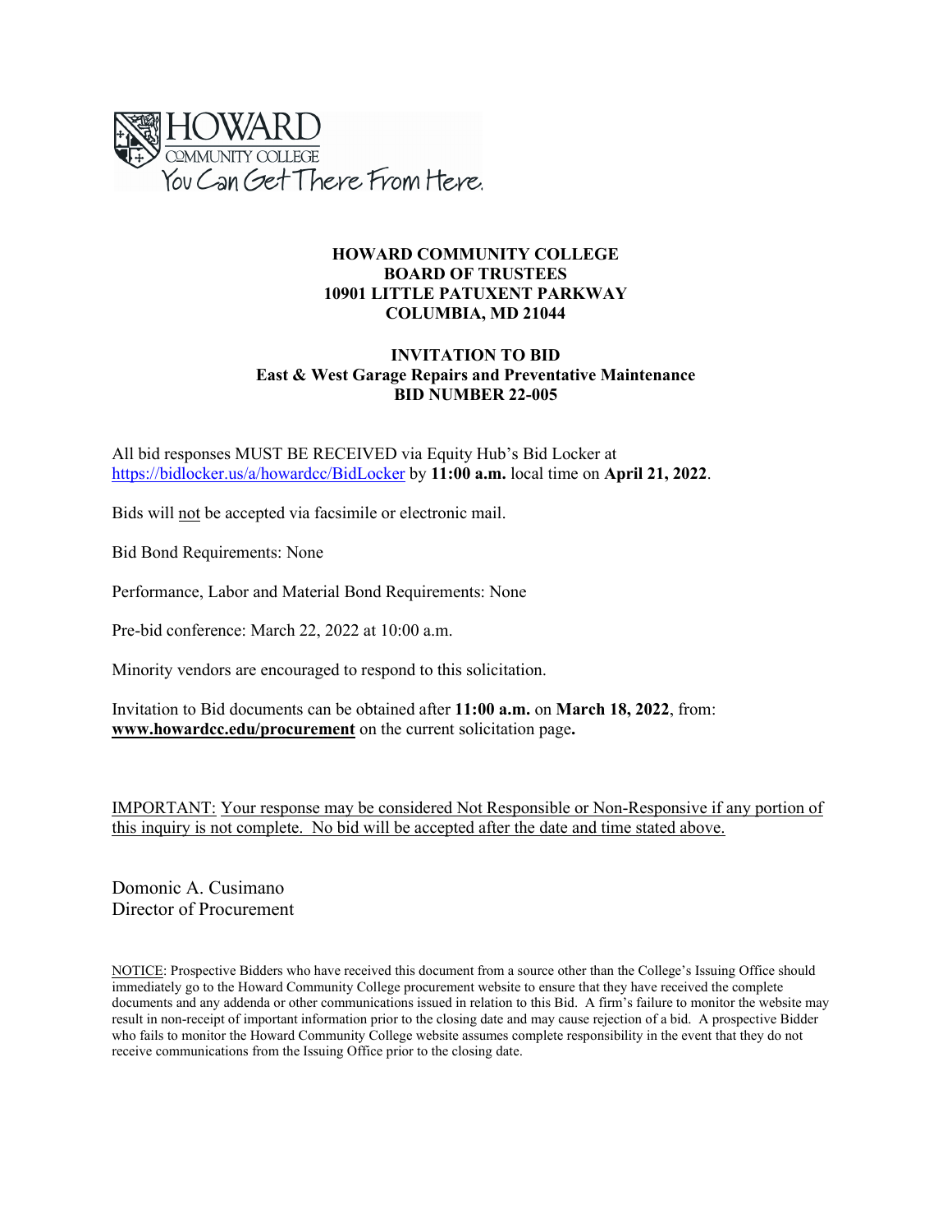HOWARD COMMUNITY COLLEGE
You Can Get There From Here.

**HOWARD COMMUNITY COLLEGE**
**BOARD OF TRUSTEES**
**10901 LITTLE PATUXENT PARKWAY**
**COLUMBIA, MD 21044**

**INVITATION TO BID**
**East & West Garage Repairs and Preventative Maintenance**
**BID NUMBER 22-005**

All bid responses MUST BE RECEIVED via Equity Hub's Bid Locker at https://bidlocker.us/a/howardcc/BidLocker by **11:00 a.m.** local time on **April 21, 2022**.

Bids will not be accepted via facsimile or electronic mail.

Bid Bond Requirements: None

Performance, Labor and Material Bond Requirements: None

Pre-bid conference: March 22, 2022 at 10:00 a.m.

Minority vendors are encouraged to respond to this solicitation.

Invitation to Bid documents can be obtained after **11:00 a.m.** on **March 18, 2022**, from: **www.howardcc.edu/procurement** on the current solicitation page**.**

IMPORTANT: Your response may be considered Not Responsible or Non-Responsive if any portion of this inquiry is not complete. No bid will be accepted after the date and time stated above.

Domonic A. Cusimano
Director of Procurement

NOTICE: Prospective Bidders who have received this document from a source other than the College's Issuing Office should immediately go to the Howard Community College procurement website to ensure that they have received the complete documents and any addenda or other communications issued in relation to this Bid. A firm's failure to monitor the website may result in non-receipt of important information prior to the closing date and may cause rejection of a bid. A prospective Bidder who fails to monitor the Howard Community College website assumes complete responsibility in the event that they do not receive communications from the Issuing Office prior to the closing date.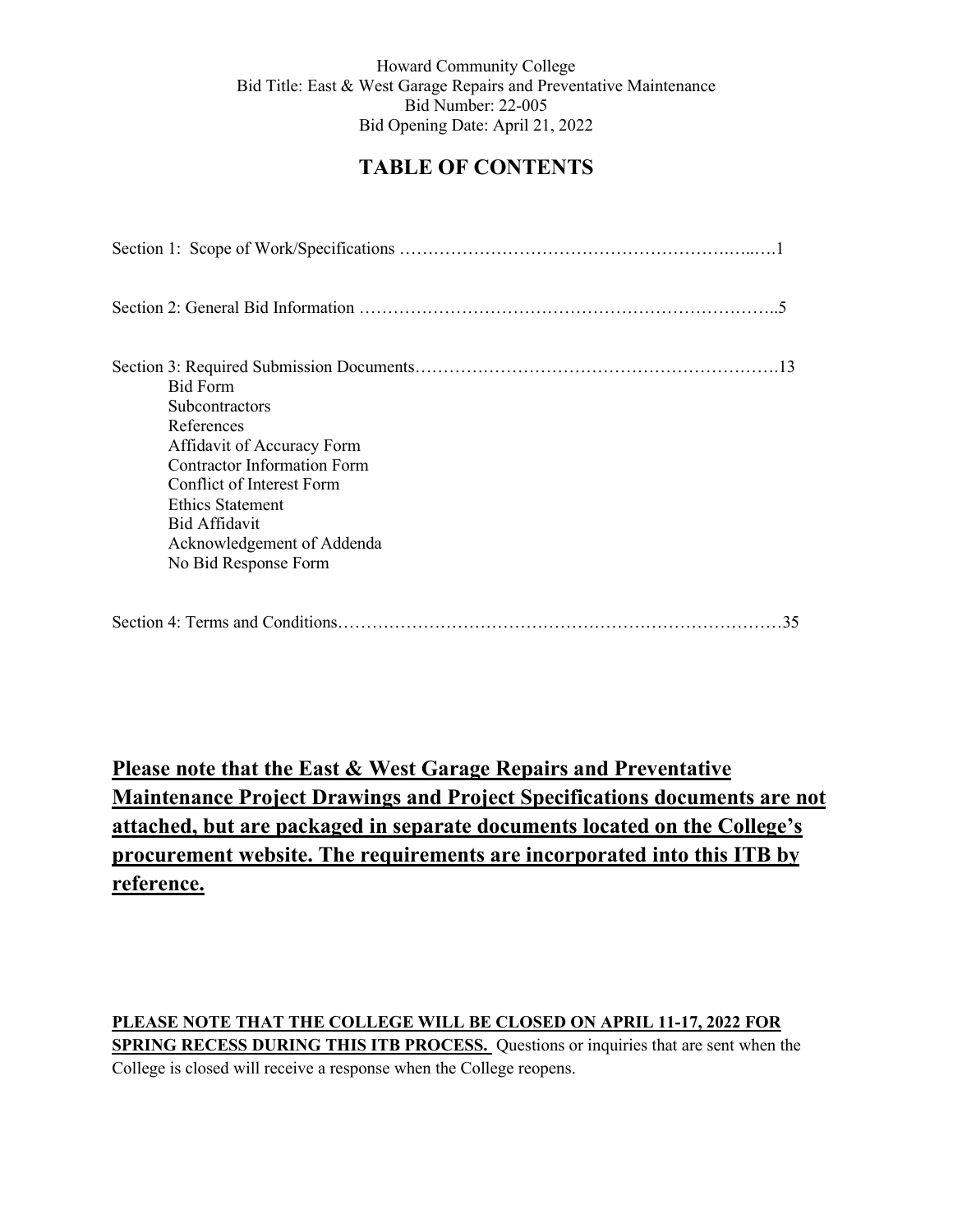Howard Community College
Bid Title: East & West Garage Repairs and Preventative Maintenance
Bid Number: 22-005
Bid Opening Date: April 21, 2022

# TABLE OF CONTENTS

Section 1: Scope of Work/Specifications ……………………………………………………..….1

Section 2: General Bid Information ………………………………………………………………..5

Section 3: Required Submission Documents……………………………………………………….13

- Bid Form
- Subcontractors
- References
- Affidavit of Accuracy Form
- Contractor Information Form
- Conflict of Interest Form
- Ethics Statement
- Bid Affidavit
- Acknowledgement of Addenda
- No Bid Response Form

Section 4: Terms and Conditions……………………………………………………………………35

**Please note that the East & West Garage Repairs and Preventative Maintenance Project Drawings and Project Specifications documents are not attached, but are packaged in separate documents located on the College's procurement website. The requirements are incorporated into this ITB by reference.**

**PLEASE NOTE THAT THE COLLEGE WILL BE CLOSED ON APRIL 11-17, 2022 FOR SPRING RECESS DURING THIS ITB PROCESS.** Questions or inquiries that are sent when the College is closed will receive a response when the College reopens.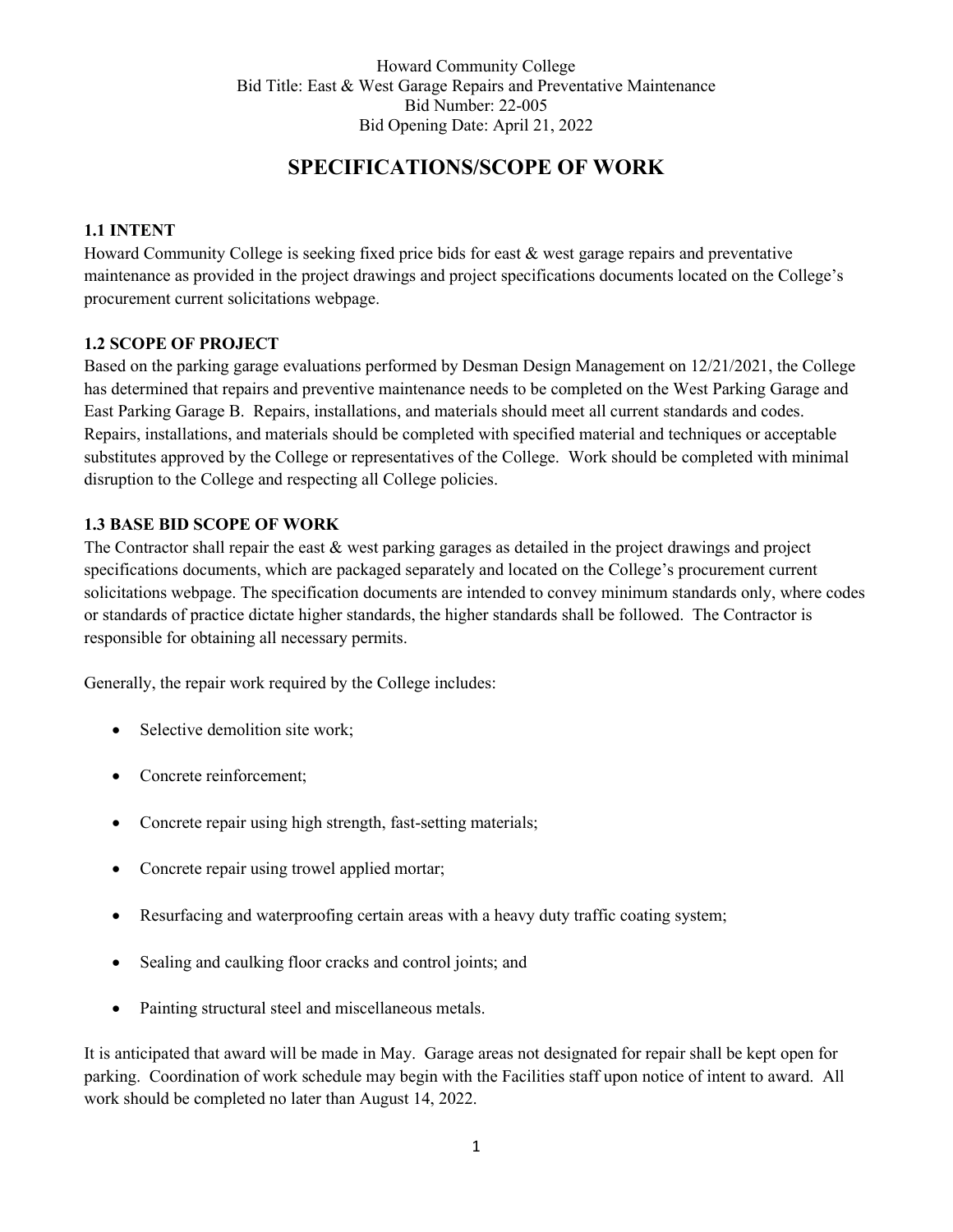Howard Community College
Bid Title: East & West Garage Repairs and Preventative Maintenance
Bid Number: 22-005
Bid Opening Date: April 21, 2022

# SPECIFICATIONS/SCOPE OF WORK

### 1.1 INTENT

Howard Community College is seeking fixed price bids for east & west garage repairs and preventative maintenance as provided in the project drawings and project specifications documents located on the College's procurement current solicitations webpage.

### 1.2 SCOPE OF PROJECT

Based on the parking garage evaluations performed by Desman Design Management on 12/21/2021, the College has determined that repairs and preventive maintenance needs to be completed on the West Parking Garage and East Parking Garage B. Repairs, installations, and materials should meet all current standards and codes. Repairs, installations, and materials should be completed with specified material and techniques or acceptable substitutes approved by the College or representatives of the College. Work should be completed with minimal disruption to the College and respecting all College policies.

### 1.3 BASE BID SCOPE OF WORK

The Contractor shall repair the east & west parking garages as detailed in the project drawings and project specifications documents, which are packaged separately and located on the College's procurement current solicitations webpage. The specification documents are intended to convey minimum standards only, where codes or standards of practice dictate higher standards, the higher standards shall be followed. The Contractor is responsible for obtaining all necessary permits.

Generally, the repair work required by the College includes:

- Selective demolition site work;
- Concrete reinforcement;
- Concrete repair using high strength, fast-setting materials;
- Concrete repair using trowel applied mortar;
- Resurfacing and waterproofing certain areas with a heavy duty traffic coating system;
- Sealing and caulking floor cracks and control joints; and
- Painting structural steel and miscellaneous metals.

It is anticipated that award will be made in May. Garage areas not designated for repair shall be kept open for parking. Coordination of work schedule may begin with the Facilities staff upon notice of intent to award. All work should be completed no later than August 14, 2022.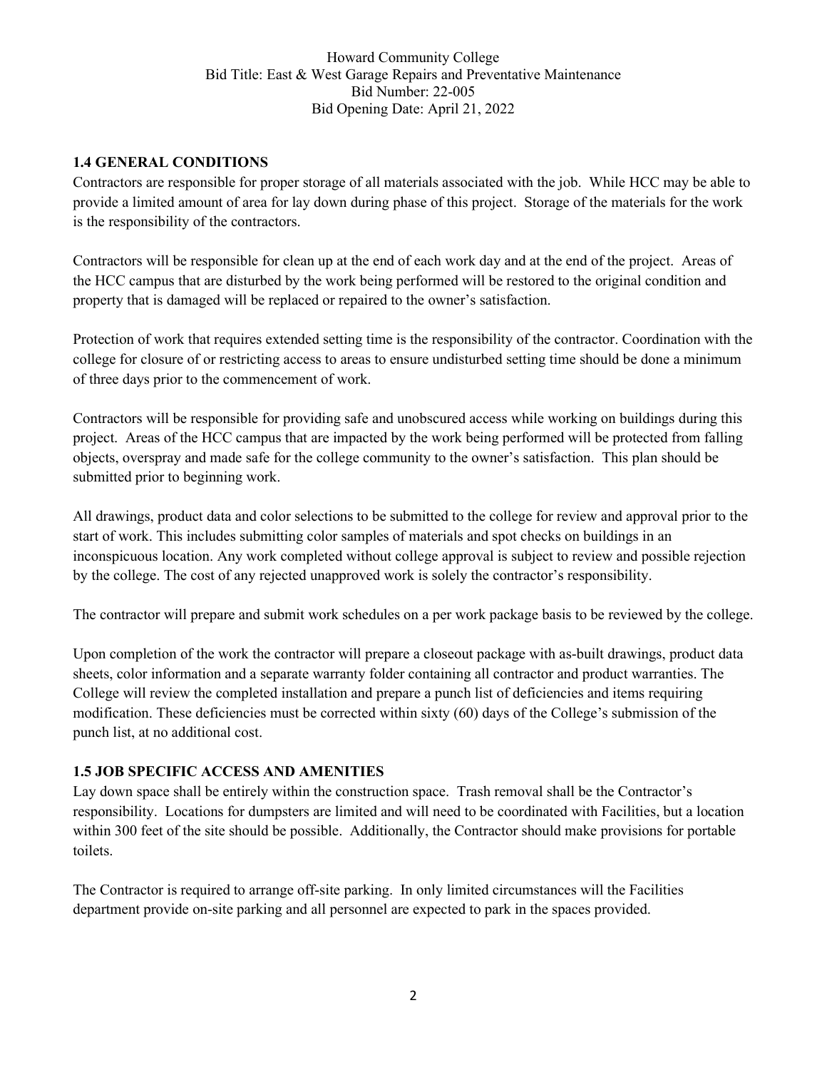## 1.4 GENERAL CONDITIONS

Contractors are responsible for proper storage of all materials associated with the job. While HCC may be able to provide a limited amount of area for lay down during phase of this project. Storage of the materials for the work is the responsibility of the contractors.

Contractors will be responsible for clean up at the end of each work day and at the end of the project. Areas of the HCC campus that are disturbed by the work being performed will be restored to the original condition and property that is damaged will be replaced or repaired to the owner's satisfaction.

Protection of work that requires extended setting time is the responsibility of the contractor. Coordination with the college for closure of or restricting access to areas to ensure undisturbed setting time should be done a minimum of three days prior to the commencement of work.

Contractors will be responsible for providing safe and unobscured access while working on buildings during this project. Areas of the HCC campus that are impacted by the work being performed will be protected from falling objects, overspray and made safe for the college community to the owner's satisfaction. This plan should be submitted prior to beginning work.

All drawings, product data and color selections to be submitted to the college for review and approval prior to the start of work. This includes submitting color samples of materials and spot checks on buildings in an inconspicuous location. Any work completed without college approval is subject to review and possible rejection by the college. The cost of any rejected unapproved work is solely the contractor's responsibility.

The contractor will prepare and submit work schedules on a per work package basis to be reviewed by the college.

Upon completion of the work the contractor will prepare a closeout package with as-built drawings, product data sheets, color information and a separate warranty folder containing all contractor and product warranties. The College will review the completed installation and prepare a punch list of deficiencies and items requiring modification. These deficiencies must be corrected within sixty (60) days of the College's submission of the punch list, at no additional cost.

## 1.5 JOB SPECIFIC ACCESS AND AMENITIES

Lay down space shall be entirely within the construction space. Trash removal shall be the Contractor's responsibility. Locations for dumpsters are limited and will need to be coordinated with Facilities, but a location within 300 feet of the site should be possible. Additionally, the Contractor should make provisions for portable toilets.

The Contractor is required to arrange off-site parking. In only limited circumstances will the Facilities department provide on-site parking and all personnel are expected to park in the spaces provided.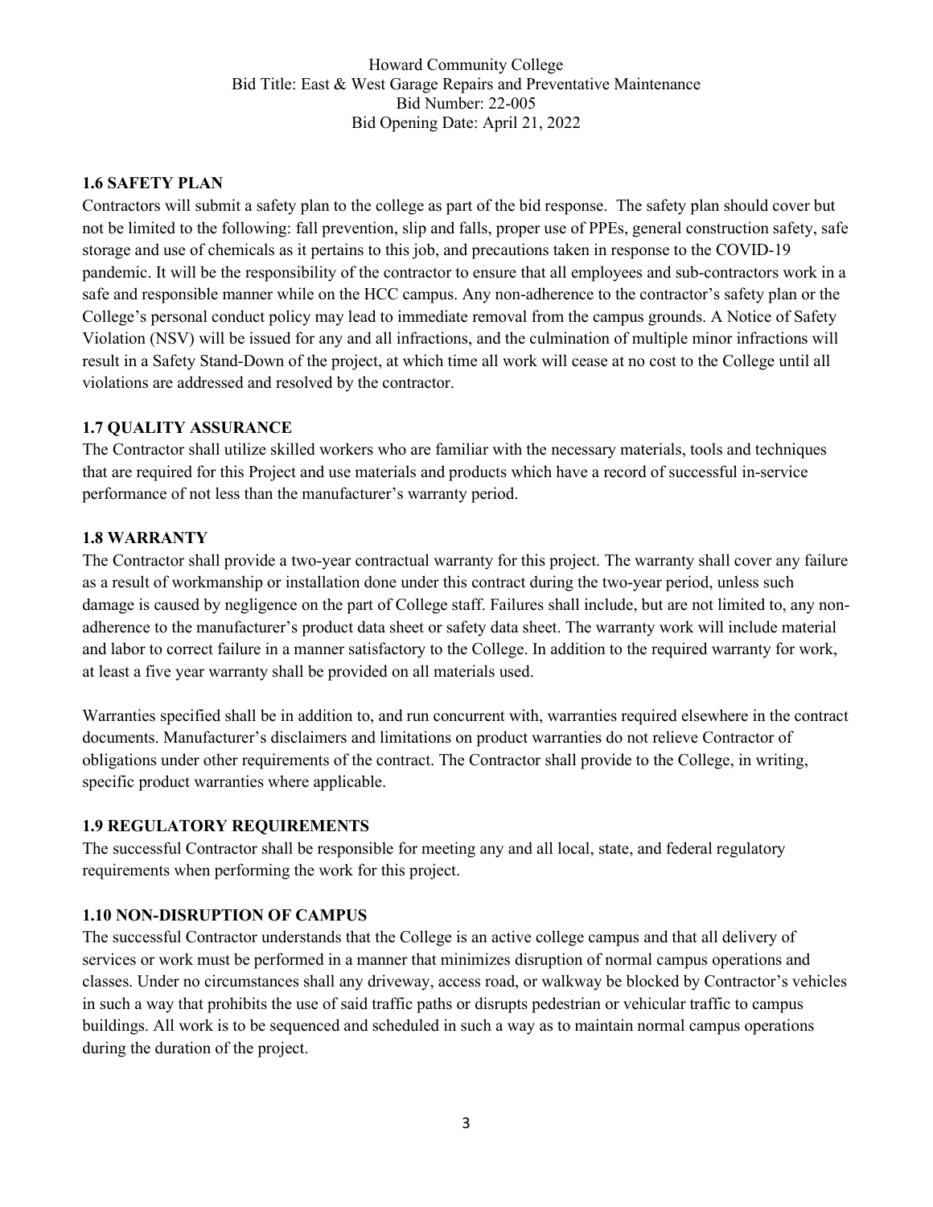### 1.6 SAFETY PLAN

Contractors will submit a safety plan to the college as part of the bid response. The safety plan should cover but not be limited to the following: fall prevention, slip and falls, proper use of PPEs, general construction safety, safe storage and use of chemicals as it pertains to this job, and precautions taken in response to the COVID-19 pandemic. It will be the responsibility of the contractor to ensure that all employees and sub-contractors work in a safe and responsible manner while on the HCC campus. Any non-adherence to the contractor's safety plan or the College's personal conduct policy may lead to immediate removal from the campus grounds. A Notice of Safety Violation (NSV) will be issued for any and all infractions, and the culmination of multiple minor infractions will result in a Safety Stand-Down of the project, at which time all work will cease at no cost to the College until all violations are addressed and resolved by the contractor.

### 1.7 QUALITY ASSURANCE

The Contractor shall utilize skilled workers who are familiar with the necessary materials, tools and techniques that are required for this Project and use materials and products which have a record of successful in-service performance of not less than the manufacturer's warranty period.

### 1.8 WARRANTY

The Contractor shall provide a two-year contractual warranty for this project. The warranty shall cover any failure as a result of workmanship or installation done under this contract during the two-year period, unless such damage is caused by negligence on the part of College staff. Failures shall include, but are not limited to, any non-adherence to the manufacturer's product data sheet or safety data sheet. The warranty work will include material and labor to correct failure in a manner satisfactory to the College. In addition to the required warranty for work, at least a five year warranty shall be provided on all materials used.

Warranties specified shall be in addition to, and run concurrent with, warranties required elsewhere in the contract documents. Manufacturer's disclaimers and limitations on product warranties do not relieve Contractor of obligations under other requirements of the contract. The Contractor shall provide to the College, in writing, specific product warranties where applicable.

### 1.9 REGULATORY REQUIREMENTS

The successful Contractor shall be responsible for meeting any and all local, state, and federal regulatory requirements when performing the work for this project.

### 1.10 NON-DISRUPTION OF CAMPUS

The successful Contractor understands that the College is an active college campus and that all delivery of services or work must be performed in a manner that minimizes disruption of normal campus operations and classes. Under no circumstances shall any driveway, access road, or walkway be blocked by Contractor's vehicles in such a way that prohibits the use of said traffic paths or disrupts pedestrian or vehicular traffic to campus buildings. All work is to be sequenced and scheduled in such a way as to maintain normal campus operations during the duration of the project.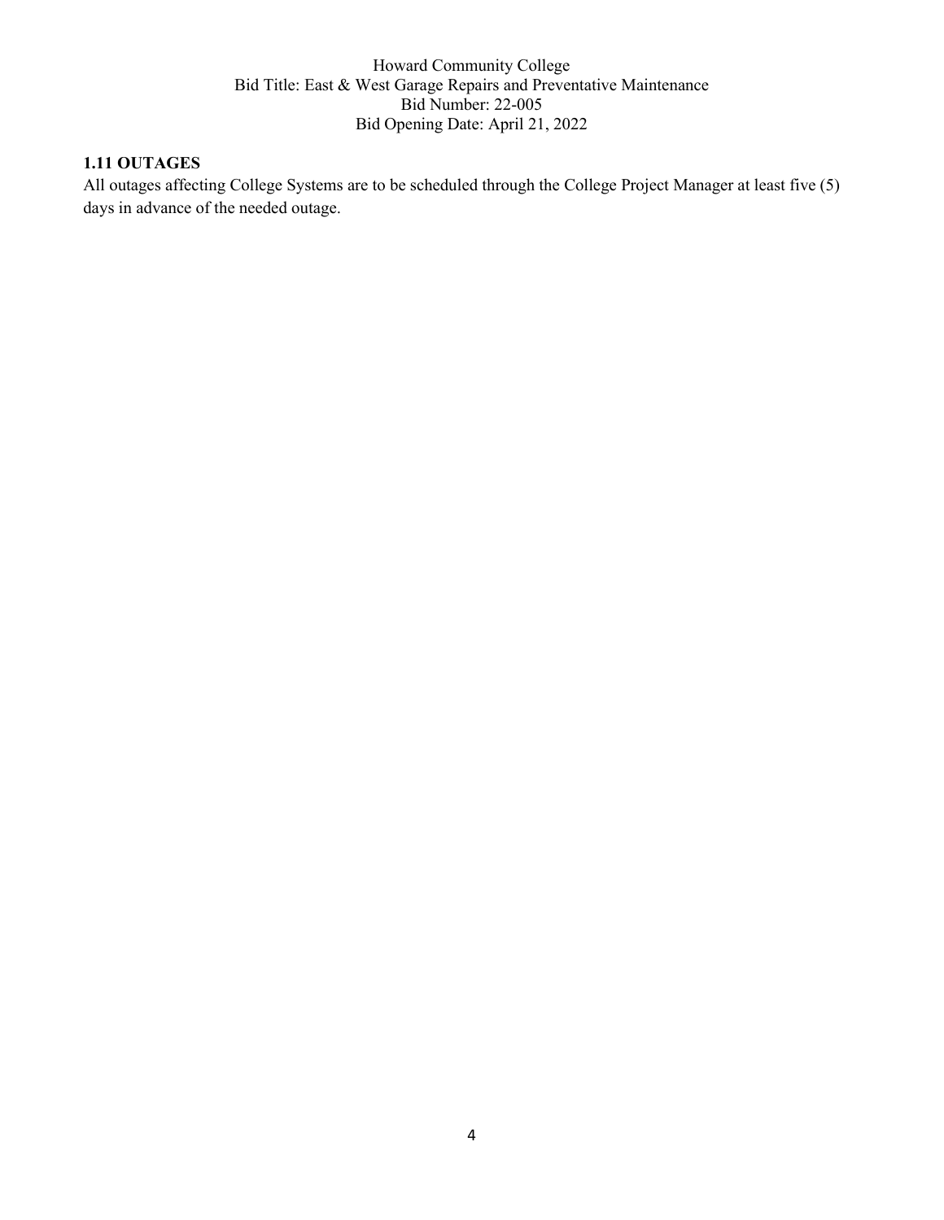### 1.11 OUTAGES

All outages affecting College Systems are to be scheduled through the College Project Manager at least five (5) days in advance of the needed outage.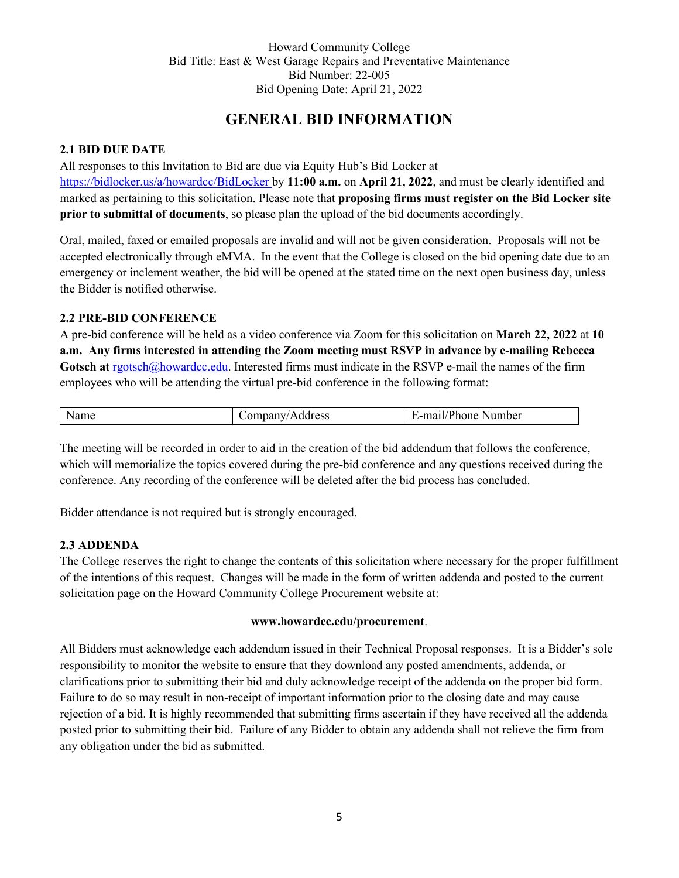Howard Community College
Bid Title: East & West Garage Repairs and Preventative Maintenance
Bid Number: 22-005
Bid Opening Date: April 21, 2022

# GENERAL BID INFORMATION

### 2.1 BID DUE DATE

All responses to this Invitation to Bid are due via Equity Hub's Bid Locker at https://bidlocker.us/a/howardcc/BidLocker by **11:00 a.m.** on **April 21, 2022**, and must be clearly identified and marked as pertaining to this solicitation. Please note that **proposing firms must register on the Bid Locker site prior to submittal of documents**, so please plan the upload of the bid documents accordingly.

Oral, mailed, faxed or emailed proposals are invalid and will not be given consideration. Proposals will not be accepted electronically through eMMA. In the event that the College is closed on the bid opening date due to an emergency or inclement weather, the bid will be opened at the stated time on the next open business day, unless the Bidder is notified otherwise.

### 2.2 PRE-BID CONFERENCE

A pre-bid conference will be held as a video conference via Zoom for this solicitation on **March 22, 2022** at **10 a.m. Any firms interested in attending the Zoom meeting must RSVP in advance by e-mailing Rebecca Gotsch at** rgotsch@howardcc.edu. Interested firms must indicate in the RSVP e-mail the names of the firm employees who will be attending the virtual pre-bid conference in the following format:

| Name | Company/Address | E-mail/Phone Number |
|---|---|---|

The meeting will be recorded in order to aid in the creation of the bid addendum that follows the conference, which will memorialize the topics covered during the pre-bid conference and any questions received during the conference. Any recording of the conference will be deleted after the bid process has concluded.

Bidder attendance is not required but is strongly encouraged.

### 2.3 ADDENDA

The College reserves the right to change the contents of this solicitation where necessary for the proper fulfillment of the intentions of this request. Changes will be made in the form of written addenda and posted to the current solicitation page on the Howard Community College Procurement website at:

**www.howardcc.edu/procurement**.

All Bidders must acknowledge each addendum issued in their Technical Proposal responses. It is a Bidder's sole responsibility to monitor the website to ensure that they download any posted amendments, addenda, or clarifications prior to submitting their bid and duly acknowledge receipt of the addenda on the proper bid form. Failure to do so may result in non-receipt of important information prior to the closing date and may cause rejection of a bid. It is highly recommended that submitting firms ascertain if they have received all the addenda posted prior to submitting their bid. Failure of any Bidder to obtain any addenda shall not relieve the firm from any obligation under the bid as submitted.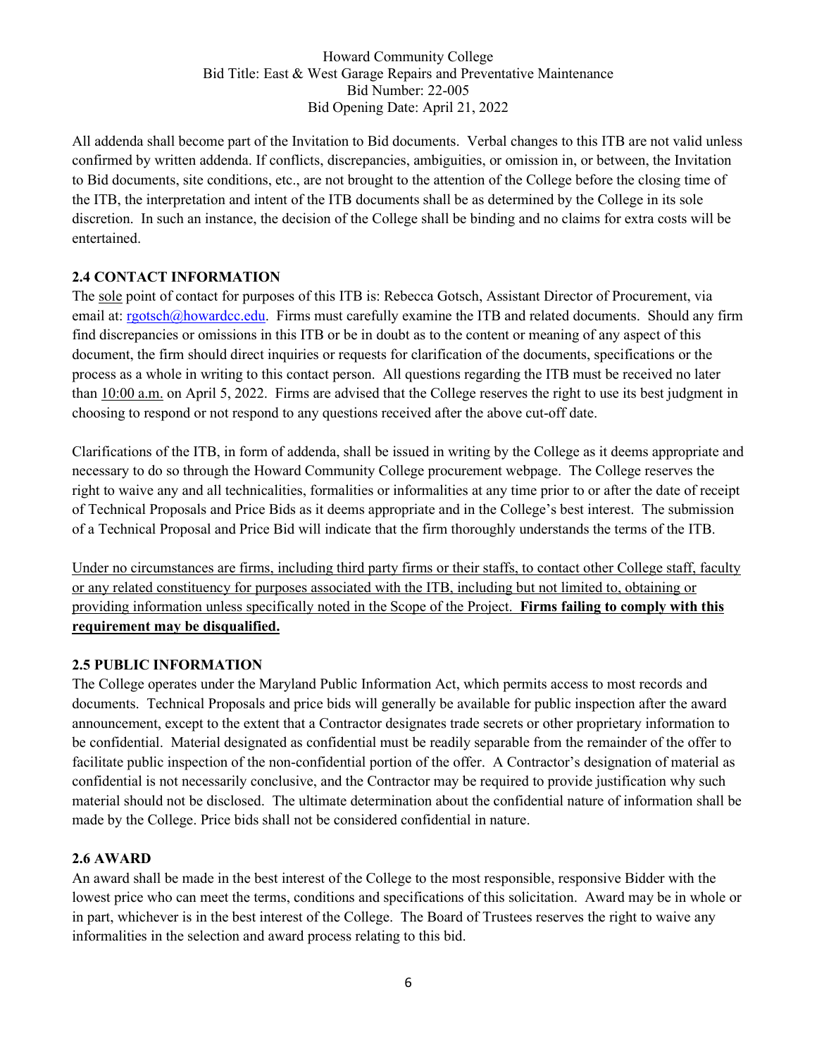All addenda shall become part of the Invitation to Bid documents. Verbal changes to this ITB are not valid unless confirmed by written addenda. If conflicts, discrepancies, ambiguities, or omission in, or between, the Invitation to Bid documents, site conditions, etc., are not brought to the attention of the College before the closing time of the ITB, the interpretation and intent of the ITB documents shall be as determined by the College in its sole discretion. In such an instance, the decision of the College shall be binding and no claims for extra costs will be entertained.

**2.4 CONTACT INFORMATION**

The sole point of contact for purposes of this ITB is: Rebecca Gotsch, Assistant Director of Procurement, via email at: rgotsch@howardcc.edu. Firms must carefully examine the ITB and related documents. Should any firm find discrepancies or omissions in this ITB or be in doubt as to the content or meaning of any aspect of this document, the firm should direct inquiries or requests for clarification of the documents, specifications or the process as a whole in writing to this contact person. All questions regarding the ITB must be received no later than 10:00 a.m. on April 5, 2022. Firms are advised that the College reserves the right to use its best judgment in choosing to respond or not respond to any questions received after the above cut-off date.

Clarifications of the ITB, in form of addenda, shall be issued in writing by the College as it deems appropriate and necessary to do so through the Howard Community College procurement webpage. The College reserves the right to waive any and all technicalities, formalities or informalities at any time prior to or after the date of receipt of Technical Proposals and Price Bids as it deems appropriate and in the College's best interest. The submission of a Technical Proposal and Price Bid will indicate that the firm thoroughly understands the terms of the ITB.

Under no circumstances are firms, including third party firms or their staffs, to contact other College staff, faculty or any related constituency for purposes associated with the ITB, including but not limited to, obtaining or providing information unless specifically noted in the Scope of the Project. **Firms failing to comply with this requirement may be disqualified.**

**2.5 PUBLIC INFORMATION**

The College operates under the Maryland Public Information Act, which permits access to most records and documents. Technical Proposals and price bids will generally be available for public inspection after the award announcement, except to the extent that a Contractor designates trade secrets or other proprietary information to be confidential. Material designated as confidential must be readily separable from the remainder of the offer to facilitate public inspection of the non-confidential portion of the offer. A Contractor's designation of material as confidential is not necessarily conclusive, and the Contractor may be required to provide justification why such material should not be disclosed. The ultimate determination about the confidential nature of information shall be made by the College. Price bids shall not be considered confidential in nature.

**2.6 AWARD**

An award shall be made in the best interest of the College to the most responsible, responsive Bidder with the lowest price who can meet the terms, conditions and specifications of this solicitation. Award may be in whole or in part, whichever is in the best interest of the College. The Board of Trustees reserves the right to waive any informalities in the selection and award process relating to this bid.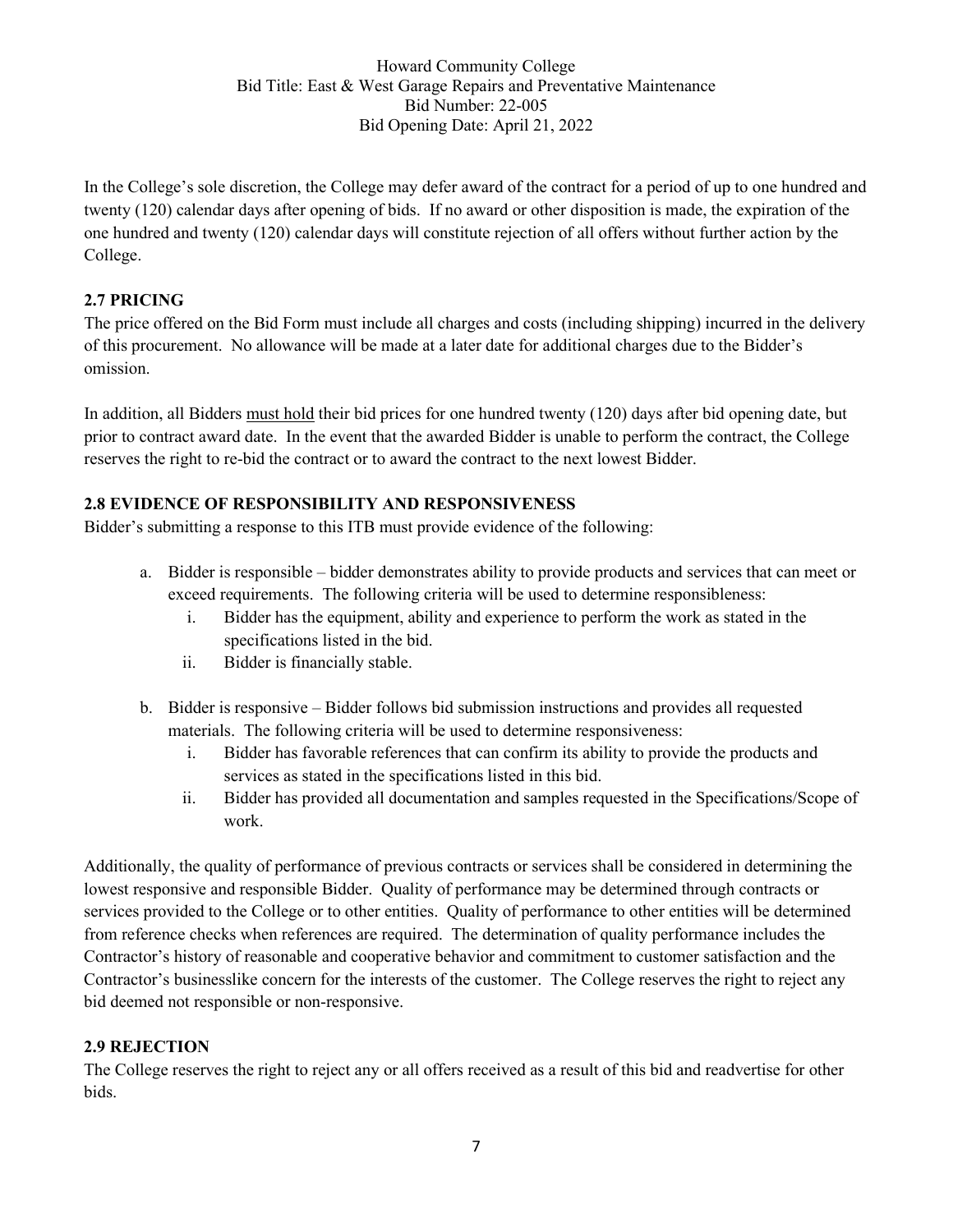In the College's sole discretion, the College may defer award of the contract for a period of up to one hundred and twenty (120) calendar days after opening of bids. If no award or other disposition is made, the expiration of the one hundred and twenty (120) calendar days will constitute rejection of all offers without further action by the College.

## 2.7 PRICING

The price offered on the Bid Form must include all charges and costs (including shipping) incurred in the delivery of this procurement. No allowance will be made at a later date for additional charges due to the Bidder's omission.

In addition, all Bidders <u>must hold</u> their bid prices for one hundred twenty (120) days after bid opening date, but prior to contract award date. In the event that the awarded Bidder is unable to perform the contract, the College reserves the right to re-bid the contract or to award the contract to the next lowest Bidder.

## 2.8 EVIDENCE OF RESPONSIBILITY AND RESPONSIVENESS

Bidder's submitting a response to this ITB must provide evidence of the following:

a. Bidder is responsible – bidder demonstrates ability to provide products and services that can meet or exceed requirements. The following criteria will be used to determine responsibleness:
   i. Bidder has the equipment, ability and experience to perform the work as stated in the specifications listed in the bid.
   ii. Bidder is financially stable.

b. Bidder is responsive – Bidder follows bid submission instructions and provides all requested materials. The following criteria will be used to determine responsiveness:
   i. Bidder has favorable references that can confirm its ability to provide the products and services as stated in the specifications listed in this bid.
   ii. Bidder has provided all documentation and samples requested in the Specifications/Scope of work.

Additionally, the quality of performance of previous contracts or services shall be considered in determining the lowest responsive and responsible Bidder. Quality of performance may be determined through contracts or services provided to the College or to other entities. Quality of performance to other entities will be determined from reference checks when references are required. The determination of quality performance includes the Contractor's history of reasonable and cooperative behavior and commitment to customer satisfaction and the Contractor's businesslike concern for the interests of the customer. The College reserves the right to reject any bid deemed not responsible or non-responsive.

## 2.9 REJECTION

The College reserves the right to reject any or all offers received as a result of this bid and readvertise for other bids.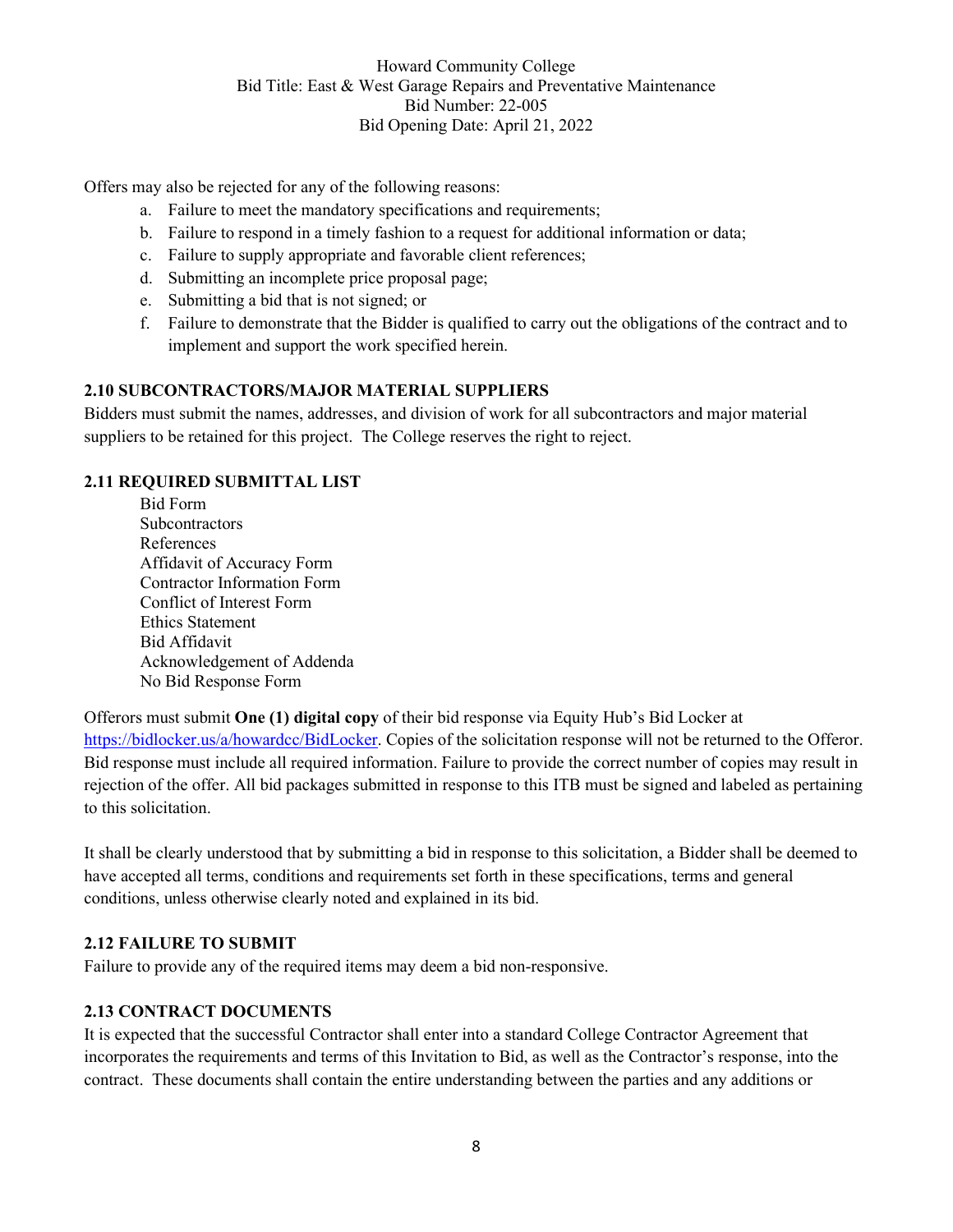Offers may also be rejected for any of the following reasons:

a. Failure to meet the mandatory specifications and requirements;
b. Failure to respond in a timely fashion to a request for additional information or data;
c. Failure to supply appropriate and favorable client references;
d. Submitting an incomplete price proposal page;
e. Submitting a bid that is not signed; or
f. Failure to demonstrate that the Bidder is qualified to carry out the obligations of the contract and to implement and support the work specified herein.

### 2.10 SUBCONTRACTORS/MAJOR MATERIAL SUPPLIERS

Bidders must submit the names, addresses, and division of work for all subcontractors and major material suppliers to be retained for this project. The College reserves the right to reject.

### 2.11 REQUIRED SUBMITTAL LIST

- Bid Form
- Subcontractors
- References
- Affidavit of Accuracy Form
- Contractor Information Form
- Conflict of Interest Form
- Ethics Statement
- Bid Affidavit
- Acknowledgement of Addenda
- No Bid Response Form

Offerors must submit **One (1) digital copy** of their bid response via Equity Hub's Bid Locker at https://bidlocker.us/a/howardcc/BidLocker. Copies of the solicitation response will not be returned to the Offeror. Bid response must include all required information. Failure to provide the correct number of copies may result in rejection of the offer. All bid packages submitted in response to this ITB must be signed and labeled as pertaining to this solicitation.

It shall be clearly understood that by submitting a bid in response to this solicitation, a Bidder shall be deemed to have accepted all terms, conditions and requirements set forth in these specifications, terms and general conditions, unless otherwise clearly noted and explained in its bid.

### 2.12 FAILURE TO SUBMIT

Failure to provide any of the required items may deem a bid non-responsive.

### 2.13 CONTRACT DOCUMENTS

It is expected that the successful Contractor shall enter into a standard College Contractor Agreement that incorporates the requirements and terms of this Invitation to Bid, as well as the Contractor's response, into the contract. These documents shall contain the entire understanding between the parties and any additions or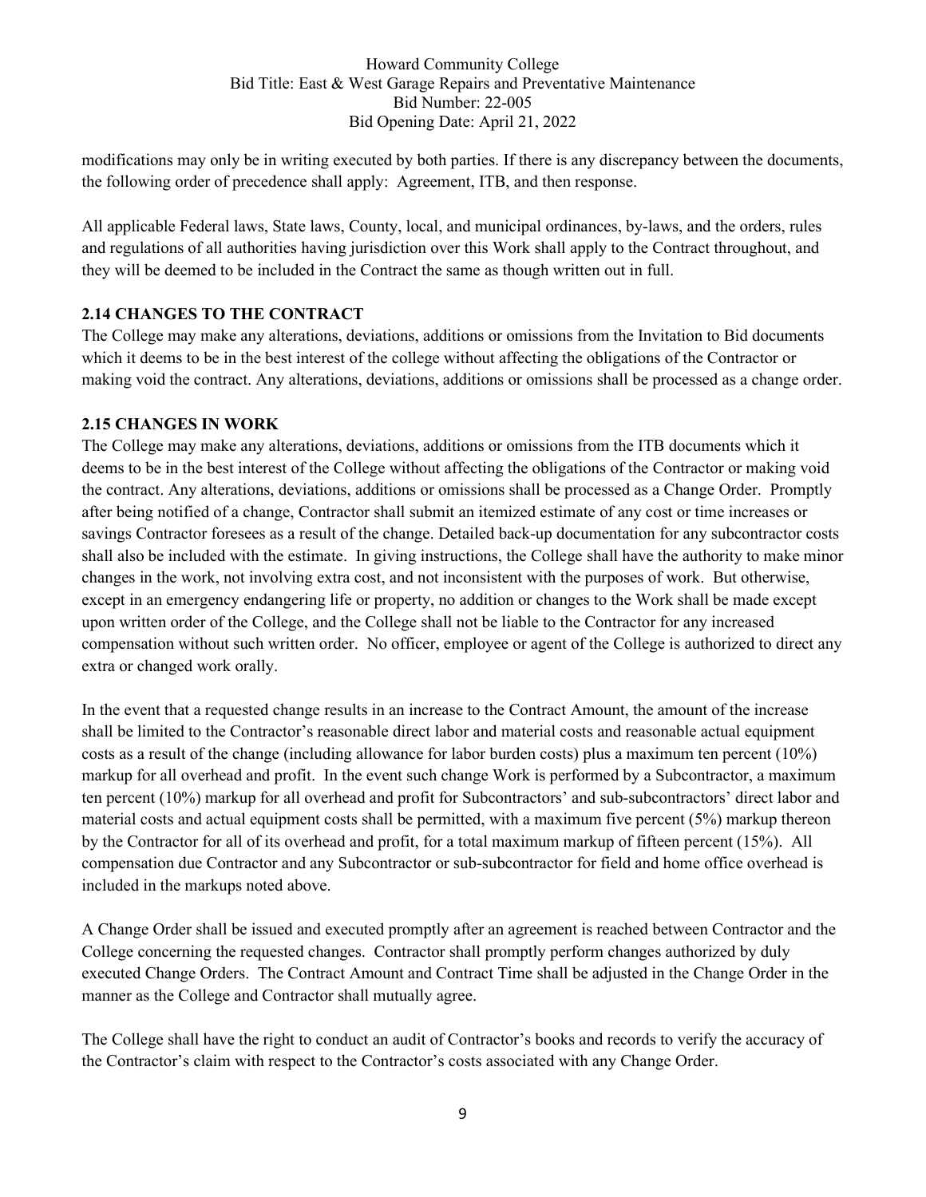modifications may only be in writing executed by both parties. If there is any discrepancy between the documents, the following order of precedence shall apply: Agreement, ITB, and then response.

All applicable Federal laws, State laws, County, local, and municipal ordinances, by-laws, and the orders, rules and regulations of all authorities having jurisdiction over this Work shall apply to the Contract throughout, and they will be deemed to be included in the Contract the same as though written out in full.

## 2.14 CHANGES TO THE CONTRACT

The College may make any alterations, deviations, additions or omissions from the Invitation to Bid documents which it deems to be in the best interest of the college without affecting the obligations of the Contractor or making void the contract. Any alterations, deviations, additions or omissions shall be processed as a change order.

## 2.15 CHANGES IN WORK

The College may make any alterations, deviations, additions or omissions from the ITB documents which it deems to be in the best interest of the College without affecting the obligations of the Contractor or making void the contract. Any alterations, deviations, additions or omissions shall be processed as a Change Order. Promptly after being notified of a change, Contractor shall submit an itemized estimate of any cost or time increases or savings Contractor foresees as a result of the change. Detailed back-up documentation for any subcontractor costs shall also be included with the estimate. In giving instructions, the College shall have the authority to make minor changes in the work, not involving extra cost, and not inconsistent with the purposes of work. But otherwise, except in an emergency endangering life or property, no addition or changes to the Work shall be made except upon written order of the College, and the College shall not be liable to the Contractor for any increased compensation without such written order. No officer, employee or agent of the College is authorized to direct any extra or changed work orally.

In the event that a requested change results in an increase to the Contract Amount, the amount of the increase shall be limited to the Contractor's reasonable direct labor and material costs and reasonable actual equipment costs as a result of the change (including allowance for labor burden costs) plus a maximum ten percent (10%) markup for all overhead and profit. In the event such change Work is performed by a Subcontractor, a maximum ten percent (10%) markup for all overhead and profit for Subcontractors' and sub-subcontractors' direct labor and material costs and actual equipment costs shall be permitted, with a maximum five percent (5%) markup thereon by the Contractor for all of its overhead and profit, for a total maximum markup of fifteen percent (15%). All compensation due Contractor and any Subcontractor or sub-subcontractor for field and home office overhead is included in the markups noted above.

A Change Order shall be issued and executed promptly after an agreement is reached between Contractor and the College concerning the requested changes. Contractor shall promptly perform changes authorized by duly executed Change Orders. The Contract Amount and Contract Time shall be adjusted in the Change Order in the manner as the College and Contractor shall mutually agree.

The College shall have the right to conduct an audit of Contractor's books and records to verify the accuracy of the Contractor's claim with respect to the Contractor's costs associated with any Change Order.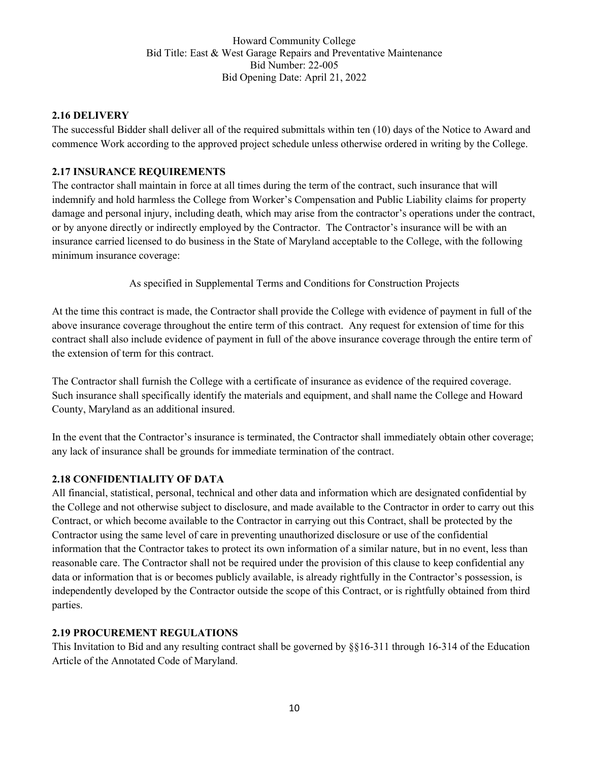## 2.16 DELIVERY

The successful Bidder shall deliver all of the required submittals within ten (10) days of the Notice to Award and commence Work according to the approved project schedule unless otherwise ordered in writing by the College.

## 2.17 INSURANCE REQUIREMENTS

The contractor shall maintain in force at all times during the term of the contract, such insurance that will indemnify and hold harmless the College from Worker's Compensation and Public Liability claims for property damage and personal injury, including death, which may arise from the contractor's operations under the contract, or by anyone directly or indirectly employed by the Contractor. The Contractor's insurance will be with an insurance carried licensed to do business in the State of Maryland acceptable to the College, with the following minimum insurance coverage:

As specified in Supplemental Terms and Conditions for Construction Projects

At the time this contract is made, the Contractor shall provide the College with evidence of payment in full of the above insurance coverage throughout the entire term of this contract. Any request for extension of time for this contract shall also include evidence of payment in full of the above insurance coverage through the entire term of the extension of term for this contract.

The Contractor shall furnish the College with a certificate of insurance as evidence of the required coverage. Such insurance shall specifically identify the materials and equipment, and shall name the College and Howard County, Maryland as an additional insured.

In the event that the Contractor's insurance is terminated, the Contractor shall immediately obtain other coverage; any lack of insurance shall be grounds for immediate termination of the contract.

## 2.18 CONFIDENTIALITY OF DATA

All financial, statistical, personal, technical and other data and information which are designated confidential by the College and not otherwise subject to disclosure, and made available to the Contractor in order to carry out this Contract, or which become available to the Contractor in carrying out this Contract, shall be protected by the Contractor using the same level of care in preventing unauthorized disclosure or use of the confidential information that the Contractor takes to protect its own information of a similar nature, but in no event, less than reasonable care. The Contractor shall not be required under the provision of this clause to keep confidential any data or information that is or becomes publicly available, is already rightfully in the Contractor's possession, is independently developed by the Contractor outside the scope of this Contract, or is rightfully obtained from third parties.

## 2.19 PROCUREMENT REGULATIONS

This Invitation to Bid and any resulting contract shall be governed by §§16-311 through 16-314 of the Education Article of the Annotated Code of Maryland.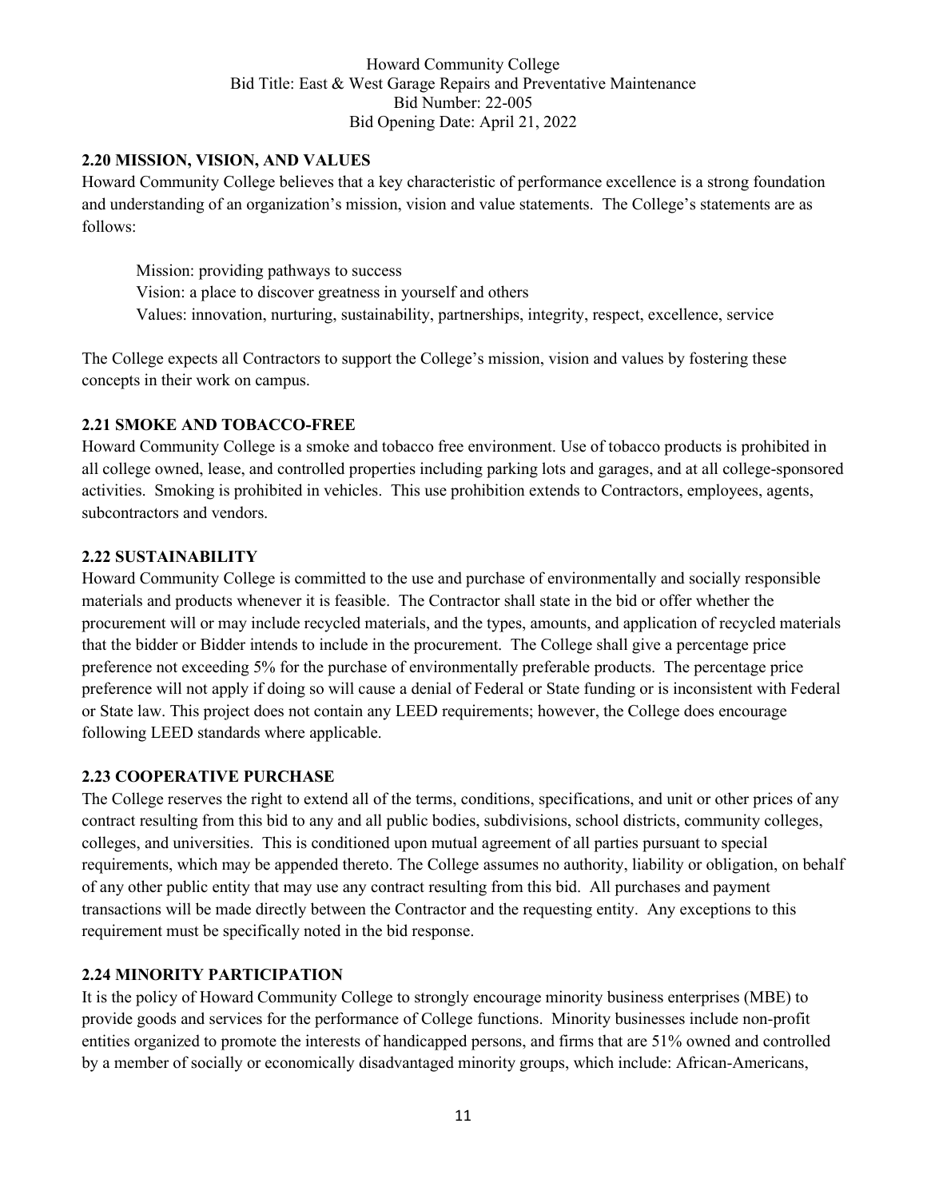**2.20 MISSION, VISION, AND VALUES**

Howard Community College believes that a key characteristic of performance excellence is a strong foundation and understanding of an organization's mission, vision and value statements. The College's statements are as follows:

> Mission: providing pathways to success
> Vision: a place to discover greatness in yourself and others
> Values: innovation, nurturing, sustainability, partnerships, integrity, respect, excellence, service

The College expects all Contractors to support the College's mission, vision and values by fostering these concepts in their work on campus.

**2.21 SMOKE AND TOBACCO-FREE**

Howard Community College is a smoke and tobacco free environment. Use of tobacco products is prohibited in all college owned, lease, and controlled properties including parking lots and garages, and at all college-sponsored activities. Smoking is prohibited in vehicles. This use prohibition extends to Contractors, employees, agents, subcontractors and vendors.

**2.22 SUSTAINABILITY**

Howard Community College is committed to the use and purchase of environmentally and socially responsible materials and products whenever it is feasible. The Contractor shall state in the bid or offer whether the procurement will or may include recycled materials, and the types, amounts, and application of recycled materials that the bidder or Bidder intends to include in the procurement. The College shall give a percentage price preference not exceeding 5% for the purchase of environmentally preferable products. The percentage price preference will not apply if doing so will cause a denial of Federal or State funding or is inconsistent with Federal or State law. This project does not contain any LEED requirements; however, the College does encourage following LEED standards where applicable.

**2.23 COOPERATIVE PURCHASE**

The College reserves the right to extend all of the terms, conditions, specifications, and unit or other prices of any contract resulting from this bid to any and all public bodies, subdivisions, school districts, community colleges, colleges, and universities. This is conditioned upon mutual agreement of all parties pursuant to special requirements, which may be appended thereto. The College assumes no authority, liability or obligation, on behalf of any other public entity that may use any contract resulting from this bid. All purchases and payment transactions will be made directly between the Contractor and the requesting entity. Any exceptions to this requirement must be specifically noted in the bid response.

**2.24 MINORITY PARTICIPATION**

It is the policy of Howard Community College to strongly encourage minority business enterprises (MBE) to provide goods and services for the performance of College functions. Minority businesses include non-profit entities organized to promote the interests of handicapped persons, and firms that are 51% owned and controlled by a member of socially or economically disadvantaged minority groups, which include: African-Americans,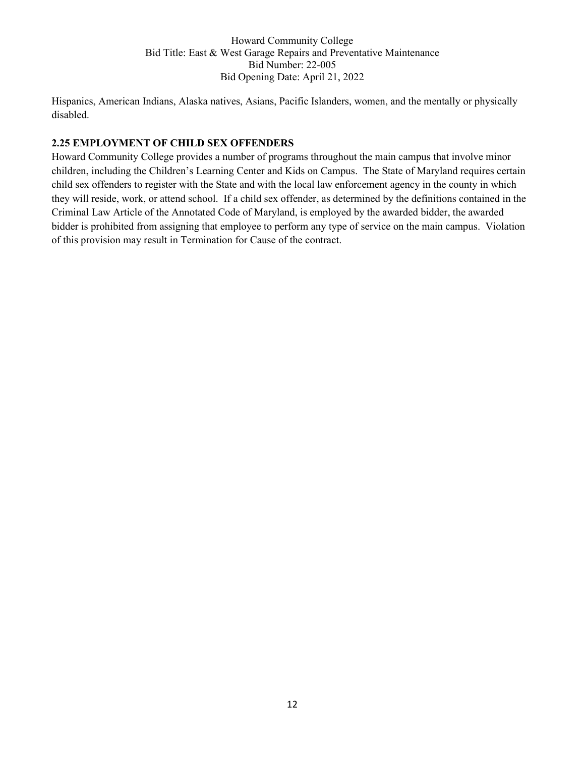Hispanics, American Indians, Alaska natives, Asians, Pacific Islanders, women, and the mentally or physically disabled.

**2.25 EMPLOYMENT OF CHILD SEX OFFENDERS**

Howard Community College provides a number of programs throughout the main campus that involve minor children, including the Children's Learning Center and Kids on Campus. The State of Maryland requires certain child sex offenders to register with the State and with the local law enforcement agency in the county in which they will reside, work, or attend school. If a child sex offender, as determined by the definitions contained in the Criminal Law Article of the Annotated Code of Maryland, is employed by the awarded bidder, the awarded bidder is prohibited from assigning that employee to perform any type of service on the main campus. Violation of this provision may result in Termination for Cause of the contract.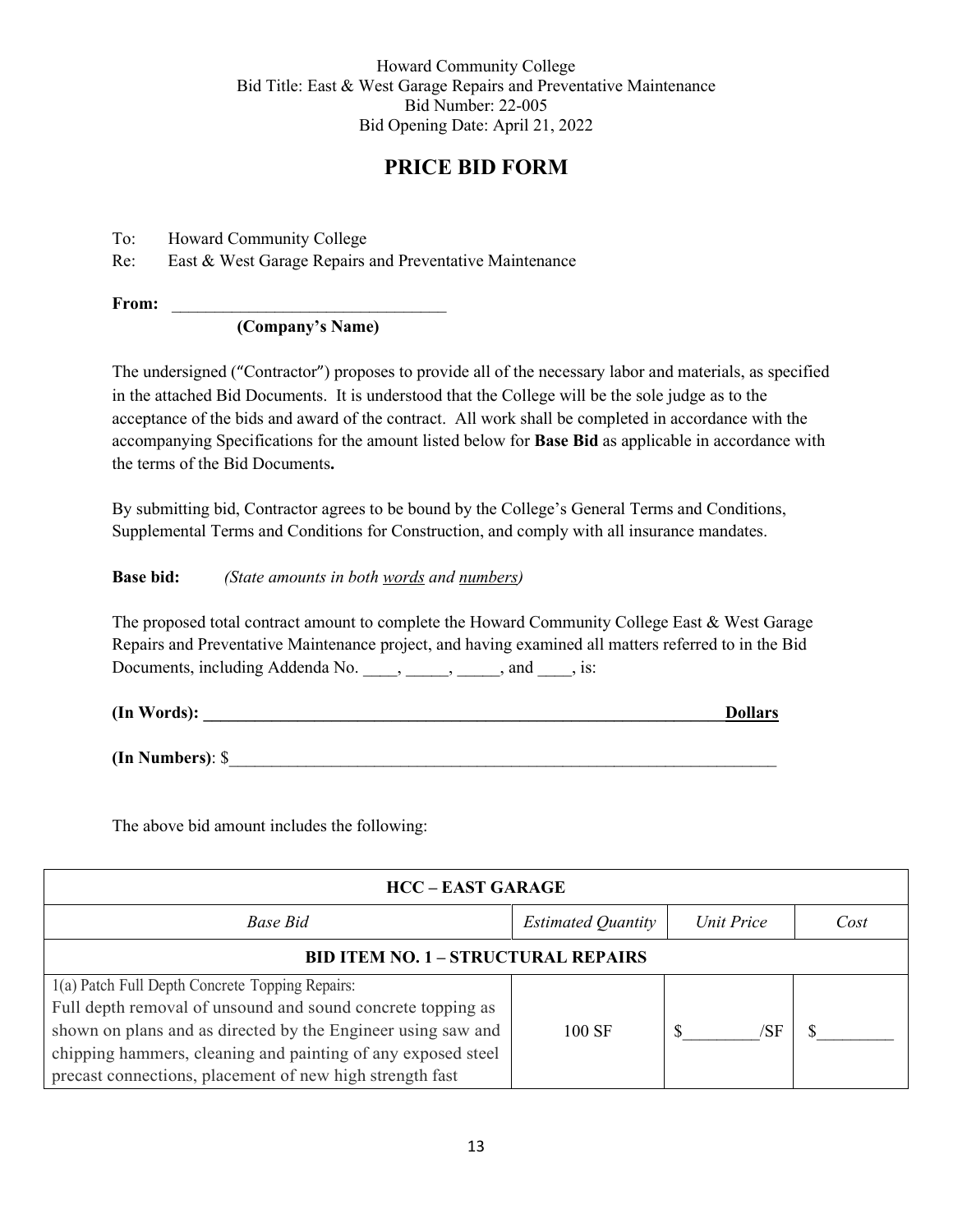Howard Community College
Bid Title: East & West Garage Repairs and Preventative Maintenance
Bid Number: 22-005
Bid Opening Date: April 21, 2022

# PRICE BID FORM

To: Howard Community College
Re: East & West Garage Repairs and Preventative Maintenance

**From:** ________________________________
**(Company's Name)**

The undersigned ("Contractor") proposes to provide all of the necessary labor and materials, as specified in the attached Bid Documents. It is understood that the College will be the sole judge as to the acceptance of the bids and award of the contract. All work shall be completed in accordance with the accompanying Specifications for the amount listed below for **Base Bid** as applicable in accordance with the terms of the Bid Documents**.**

By submitting bid, Contractor agrees to be bound by the College's General Terms and Conditions, Supplemental Terms and Conditions for Construction, and comply with all insurance mandates.

**Base bid:** *(State amounts in both words and numbers)*

The proposed total contract amount to complete the Howard Community College East & West Garage Repairs and Preventative Maintenance project, and having examined all matters referred to in the Bid Documents, including Addenda No. ____, _____, _____, and ____, is:

**(In Words): ______________________________________________________________ Dollars**

**(In Numbers)**: $________________________________________________________________

The above bid amount includes the following:

| HCC – EAST GARAGE | | | |
|---|---|---|---|
| *Base Bid* | *Estimated Quantity* | *Unit Price* | *Cost* |
| **BID ITEM NO. 1 – STRUCTURAL REPAIRS** | | | |
| 1(a) Patch Full Depth Concrete Topping Repairs: Full depth removal of unsound and sound concrete topping as shown on plans and as directed by the Engineer using saw and chipping hammers, cleaning and painting of any exposed steel precast connections, placement of new high strength fast | 100 SF | $_________/SF | $_________ |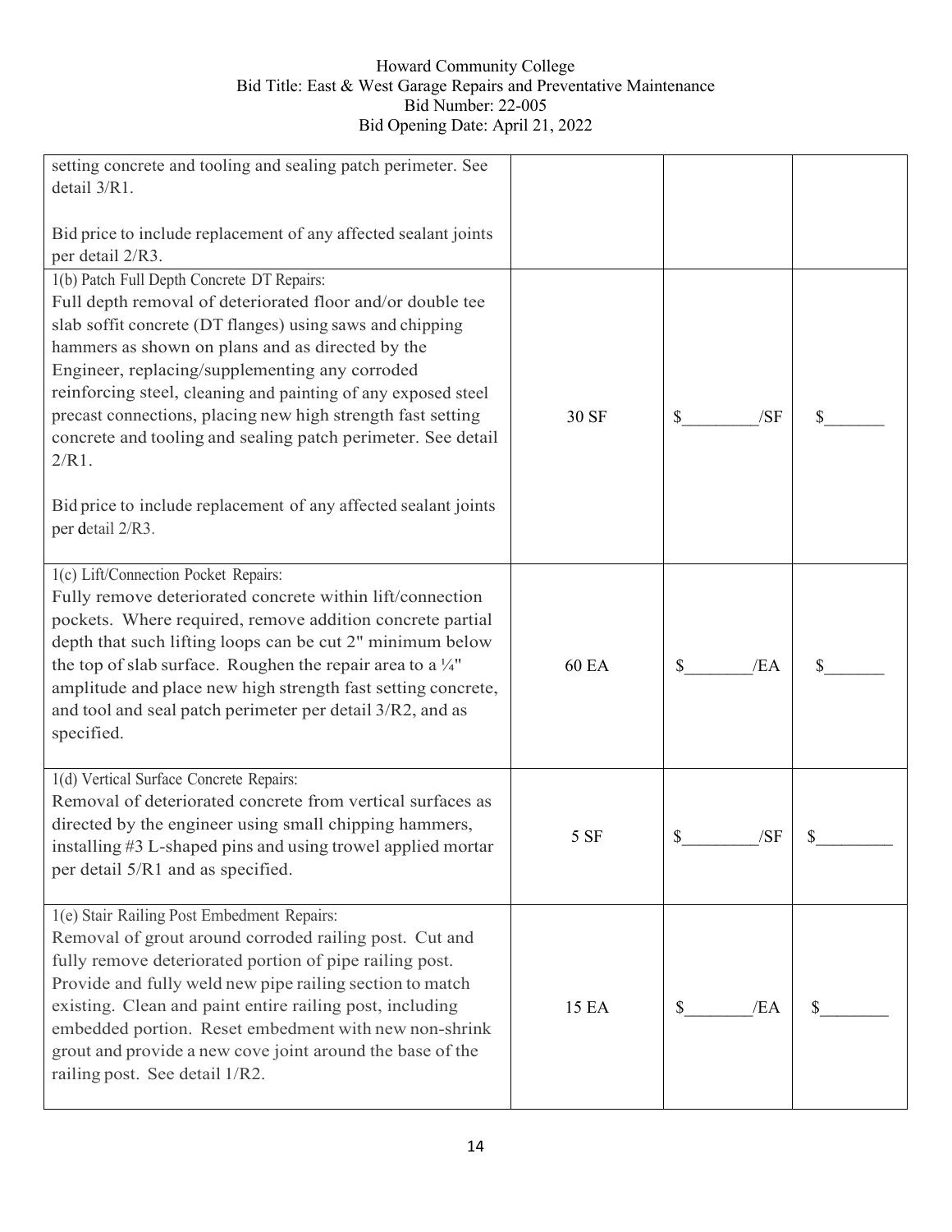| | | | |
|---|---|---|---|
| setting concrete and tooling and sealing patch perimeter. See detail 3/R1.<br><br>Bid price to include replacement of any affected sealant joints per detail 2/R3. | | | |
| 1(b) Patch Full Depth Concrete DT Repairs:<br>Full depth removal of deteriorated floor and/or double tee slab soffit concrete (DT flanges) using saws and chipping hammers as shown on plans and as directed by the Engineer, replacing/supplementing any corroded reinforcing steel, cleaning and painting of any exposed steel precast connections, placing new high strength fast setting concrete and tooling and sealing patch perimeter. See detail 2/R1.<br><br>Bid price to include replacement of any affected sealant joints per detail 2/R3. | 30 SF | $\_\_\_\_\_\_\_\_/SF | $\_\_\_\_\_\_\_ |
| 1(c) Lift/Connection Pocket Repairs:<br>Fully remove deteriorated concrete within lift/connection pockets. Where required, remove addition concrete partial depth that such lifting loops can be cut 2" minimum below the top of slab surface. Roughen the repair area to a ¼" amplitude and place new high strength fast setting concrete, and tool and seal patch perimeter per detail 3/R2, and as specified. | 60 EA | $\_\_\_\_\_\_\_\_/EA | $\_\_\_\_\_\_\_ |
| 1(d) Vertical Surface Concrete Repairs:<br>Removal of deteriorated concrete from vertical surfaces as directed by the engineer using small chipping hammers, installing #3 L-shaped pins and using trowel applied mortar per detail 5/R1 and as specified. | 5 SF | $\_\_\_\_\_\_\_\_/SF | $\_\_\_\_\_\_\_\_\_ |
| 1(e) Stair Railing Post Embedment Repairs:<br>Removal of grout around corroded railing post. Cut and fully remove deteriorated portion of pipe railing post. Provide and fully weld new pipe railing section to match existing. Clean and paint entire railing post, including embedded portion. Reset embedment with new non-shrink grout and provide a new cove joint around the base of the railing post. See detail 1/R2. | 15 EA | $\_\_\_\_\_\_\_\_/EA | $\_\_\_\_\_\_\_\_ |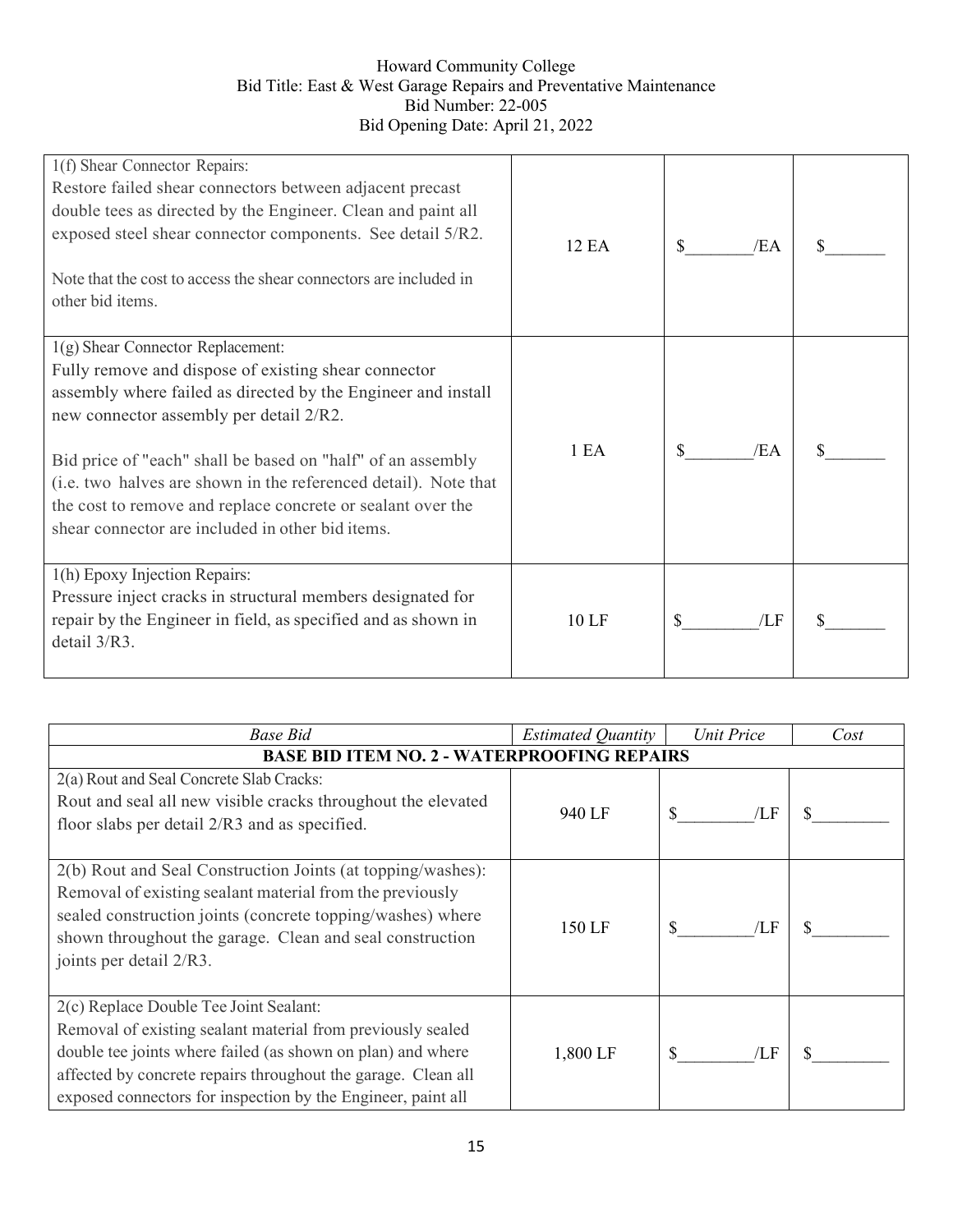| | | | |
|---|---|---|---|
| 1(f) Shear Connector Repairs:<br>Restore failed shear connectors between adjacent precast double tees as directed by the Engineer. Clean and paint all exposed steel shear connector components. See detail 5/R2.<br><br>Note that the cost to access the shear connectors are included in other bid items. | 12 EA | $________/EA | $_______ |
| 1(g) Shear Connector Replacement:<br>Fully remove and dispose of existing shear connector assembly where failed as directed by the Engineer and install new connector assembly per detail 2/R2.<br><br>Bid price of "each" shall be based on "half" of an assembly (i.e. two halves are shown in the referenced detail). Note that the cost to remove and replace concrete or sealant over the shear connector are included in other bid items. | 1 EA | $________/EA | $_______ |
| 1(h) Epoxy Injection Repairs:<br>Pressure inject cracks in structural members designated for repair by the Engineer in field, as specified and as shown in detail 3/R3. | 10 LF | $_________/LF | $_______ |

| *Base Bid* | *Estimated Quantity* | *Unit Price* | *Cost* |
|---|---|---|---|
| **BASE BID ITEM NO. 2 - WATERPROOFING REPAIRS** | | | |
| 2(a) Rout and Seal Concrete Slab Cracks:<br>Rout and seal all new visible cracks throughout the elevated floor slabs per detail 2/R3 and as specified. | 940 LF | $_________/LF | $_________ |
| 2(b) Rout and Seal Construction Joints (at topping/washes):<br>Removal of existing sealant material from the previously sealed construction joints (concrete topping/washes) where shown throughout the garage. Clean and seal construction joints per detail 2/R3. | 150 LF | $_________/LF | $_________ |
| 2(c) Replace Double Tee Joint Sealant:<br>Removal of existing sealant material from previously sealed double tee joints where failed (as shown on plan) and where affected by concrete repairs throughout the garage. Clean all exposed connectors for inspection by the Engineer, paint all | 1,800 LF | $_________/LF | $_________ |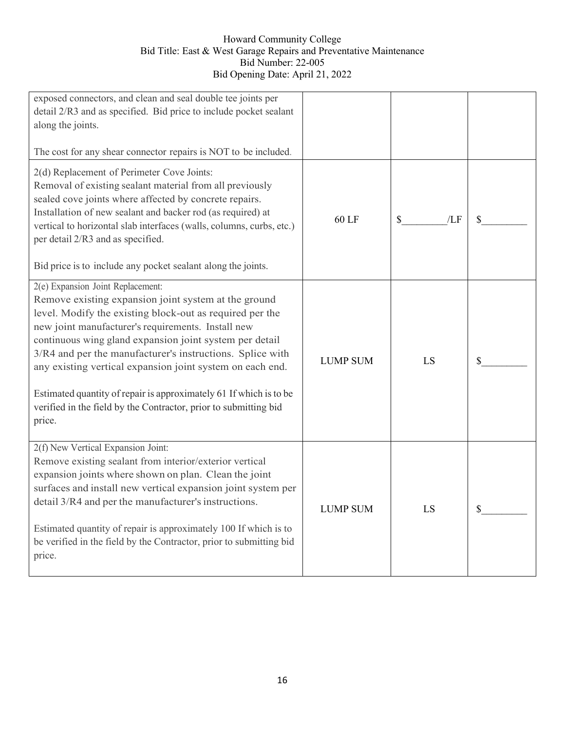| | | | |
|---|---|---|---|
| exposed connectors, and clean and seal double tee joints per detail 2/R3 and as specified. Bid price to include pocket sealant along the joints.<br><br>The cost for any shear connector repairs is NOT to be included. | | | |
| 2(d) Replacement of Perimeter Cove Joints:<br>Removal of existing sealant material from all previously sealed cove joints where affected by concrete repairs. Installation of new sealant and backer rod (as required) at vertical to horizontal slab interfaces (walls, columns, curbs, etc.) per detail 2/R3 and as specified.<br><br>Bid price is to include any pocket sealant along the joints. | 60 LF | $________/LF | $________ |
| 2(e) Expansion Joint Replacement:<br>Remove existing expansion joint system at the ground level. Modify the existing block-out as required per the new joint manufacturer's requirements. Install new continuous wing gland expansion joint system per detail 3/R4 and per the manufacturer's instructions. Splice with any existing vertical expansion joint system on each end.<br><br>Estimated quantity of repair is approximately 61 If which is to be verified in the field by the Contractor, prior to submitting bid price. | LUMP SUM | LS | $________ |
| 2(f) New Vertical Expansion Joint:<br>Remove existing sealant from interior/exterior vertical expansion joints where shown on plan. Clean the joint surfaces and install new vertical expansion joint system per detail 3/R4 and per the manufacturer's instructions.<br><br>Estimated quantity of repair is approximately 100 If which is to be verified in the field by the Contractor, prior to submitting bid price. | LUMP SUM | LS | $________ |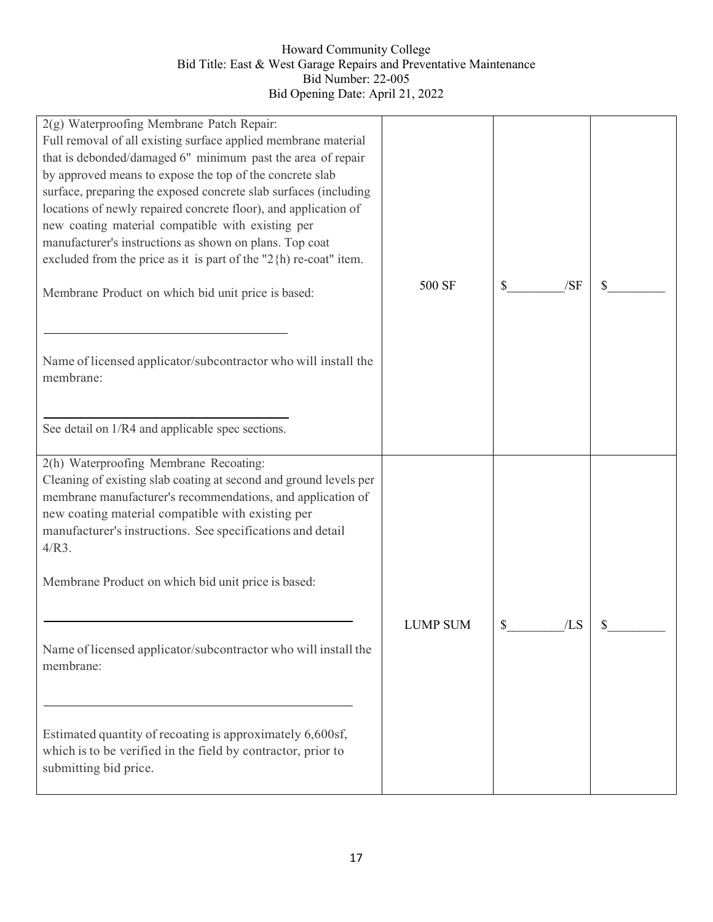Howard Community College
Bid Title: East & West Garage Repairs and Preventative Maintenance
Bid Number: 22-005
Bid Opening Date: April 21, 2022

| | | | |
|---|---|---|---|
| 2(g) Waterproofing Membrane Patch Repair:<br>Full removal of all existing surface applied membrane material that is debonded/damaged 6" minimum past the area of repair by approved means to expose the top of the concrete slab surface, preparing the exposed concrete slab surfaces (including locations of newly repaired concrete floor), and application of new coating material compatible with existing per manufacturer's instructions as shown on plans. Top coat excluded from the price as it is part of the "2{h) re-coat" item.<br><br>Membrane Product on which bid unit price is based:<br><br>\_\_\_\_\_\_\_\_\_\_\_\_\_\_\_\_\_\_\_\_\_\_\_\_\_\_\_\_\_\_<br><br>Name of licensed applicator/subcontractor who will install the membrane:<br><br>\_\_\_\_\_\_\_\_\_\_\_\_\_\_\_\_\_\_\_\_\_\_\_\_\_\_\_\_\_\_<br><br>See detail on 1/R4 and applicable spec sections. | 500 SF | $\_\_\_\_\_\_\_\_\_/SF | $\_\_\_\_\_\_\_\_\_ |
| 2(h) Waterproofing Membrane Recoating:<br>Cleaning of existing slab coating at second and ground levels per membrane manufacturer's recommendations, and application of new coating material compatible with existing per manufacturer's instructions. See specifications and detail 4/R3.<br><br>Membrane Product on which bid unit price is based:<br><br>\_\_\_\_\_\_\_\_\_\_\_\_\_\_\_\_\_\_\_\_\_\_\_\_\_\_\_\_\_\_<br><br>Name of licensed applicator/subcontractor who will install the membrane:<br><br>\_\_\_\_\_\_\_\_\_\_\_\_\_\_\_\_\_\_\_\_\_\_\_\_\_\_\_\_\_\_<br><br>Estimated quantity of recoating is approximately 6,600sf, which is to be verified in the field by contractor, prior to submitting bid price. | LUMP SUM | $\_\_\_\_\_\_\_\_\_/LS | $\_\_\_\_\_\_\_\_\_ |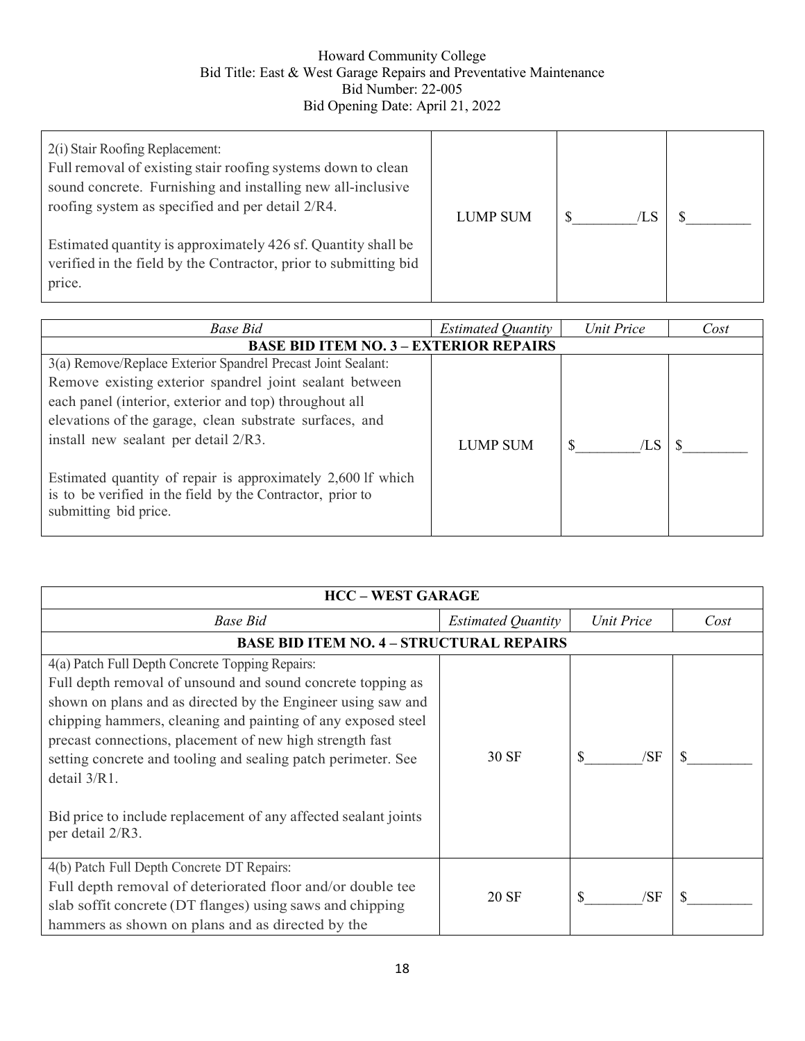| | | | |
|---|---|---|---|
| 2(i) Stair Roofing Replacement:<br>Full removal of existing stair roofing systems down to clean sound concrete. Furnishing and installing new all-inclusive roofing system as specified and per detail 2/R4.<br><br>Estimated quantity is approximately 426 sf. Quantity shall be verified in the field by the Contractor, prior to submitting bid price. | LUMP SUM | $________/LS | $________ |

| *Base Bid* | *Estimated Quantity* | *Unit Price* | *Cost* |
|---|---|---|---|
| **BASE BID ITEM NO. 3 – EXTERIOR REPAIRS** | | | |
| 3(a) Remove/Replace Exterior Spandrel Precast Joint Sealant:<br>Remove existing exterior spandrel joint sealant between each panel (interior, exterior and top) throughout all elevations of the garage, clean substrate surfaces, and install new sealant per detail 2/R3.<br><br>Estimated quantity of repair is approximately 2,600 lf which is to be verified in the field by the Contractor, prior to submitting bid price. | LUMP SUM | $________/LS | $________ |

| **HCC – WEST GARAGE** | | | |
|---|---|---|---|
| *Base Bid* | *Estimated Quantity* | *Unit Price* | *Cost* |
| **BASE BID ITEM NO. 4 – STRUCTURAL REPAIRS** | | | |
| 4(a) Patch Full Depth Concrete Topping Repairs:<br>Full depth removal of unsound and sound concrete topping as shown on plans and as directed by the Engineer using saw and chipping hammers, cleaning and painting of any exposed steel precast connections, placement of new high strength fast setting concrete and tooling and sealing patch perimeter. See detail 3/R1.<br><br>Bid price to include replacement of any affected sealant joints per detail 2/R3. | 30 SF | $________/SF | $________ |
| 4(b) Patch Full Depth Concrete DT Repairs:<br>Full depth removal of deteriorated floor and/or double tee slab soffit concrete (DT flanges) using saws and chipping hammers as shown on plans and as directed by the | 20 SF | $________/SF | $________ |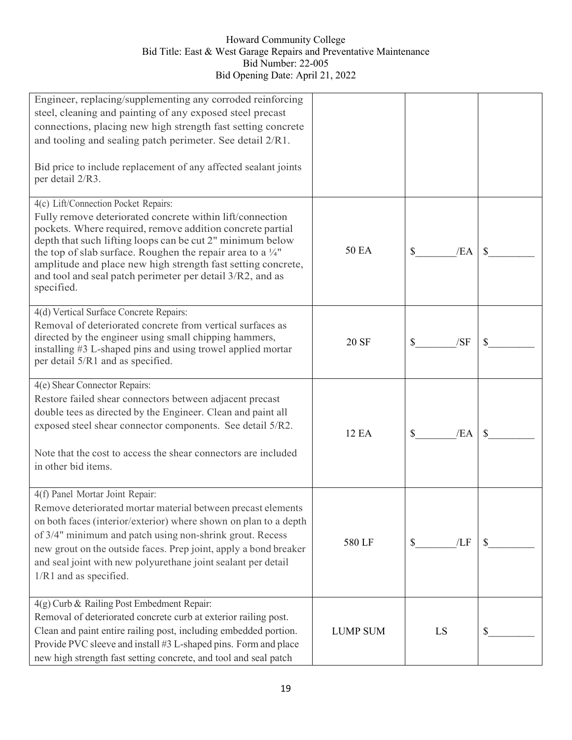| | | | |
|---|---|---|---|
| Engineer, replacing/supplementing any corroded reinforcing steel, cleaning and painting of any exposed steel precast connections, placing new high strength fast setting concrete and tooling and sealing patch perimeter. See detail 2/R1.<br><br>Bid price to include replacement of any affected sealant joints per detail 2/R3. | | | |
| 4(c) Lift/Connection Pocket Repairs:<br>Fully remove deteriorated concrete within lift/connection pockets. Where required, remove addition concrete partial depth that such lifting loops can be cut 2" minimum below the top of slab surface. Roughen the repair area to a ¼" amplitude and place new high strength fast setting concrete, and tool and seal patch perimeter per detail 3/R2, and as specified. | 50 EA | $________/EA | $_________ |
| 4(d) Vertical Surface Concrete Repairs:<br>Removal of deteriorated concrete from vertical surfaces as directed by the engineer using small chipping hammers, installing #3 L-shaped pins and using trowel applied mortar per detail 5/R1 and as specified. | 20 SF | $________/SF | $_________ |
| 4(e) Shear Connector Repairs:<br>Restore failed shear connectors between adjacent precast double tees as directed by the Engineer. Clean and paint all exposed steel shear connector components. See detail 5/R2.<br><br>Note that the cost to access the shear connectors are included in other bid items. | 12 EA | $________/EA | $_________ |
| 4(f) Panel Mortar Joint Repair:<br>Remove deteriorated mortar material between precast elements on both faces (interior/exterior) where shown on plan to a depth of 3/4" minimum and patch using non-shrink grout. Recess new grout on the outside faces. Prep joint, apply a bond breaker and seal joint with new polyurethane joint sealant per detail 1/R1 and as specified. | 580 LF | $________/LF | $_________ |
| 4(g) Curb & Railing Post Embedment Repair:<br>Removal of deteriorated concrete curb at exterior railing post. Clean and paint entire railing post, including embedded portion. Provide PVC sleeve and install #3 L-shaped pins. Form and place new high strength fast setting concrete, and tool and seal patch | LUMP SUM | LS | $_________ |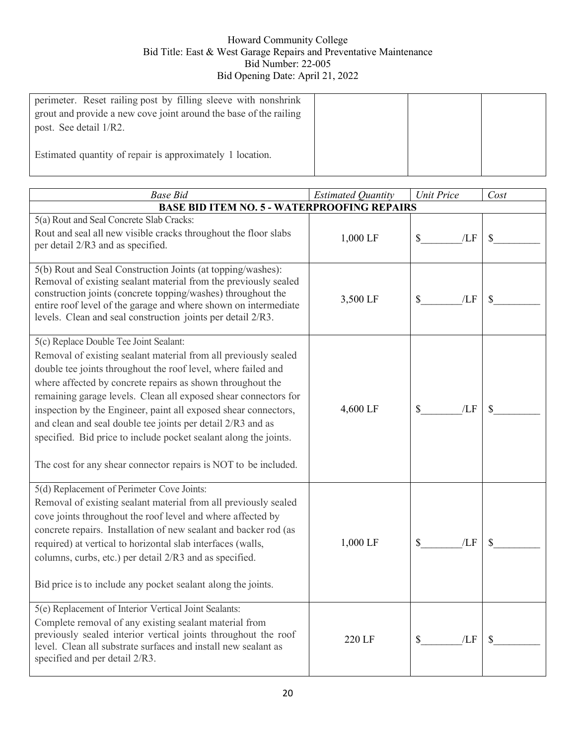| | | | |
|---|---|---|---|
| perimeter. Reset railing post by filling sleeve with nonshrink grout and provide a new cove joint around the base of the railing post. See detail 1/R2.<br><br>Estimated quantity of repair is approximately 1 location. | | | |

| *Base Bid* | *Estimated Quantity* | *Unit Price* | *Cost* |
|---|---|---|---|
| **BASE BID ITEM NO. 5 - WATERPROOFING REPAIRS** | | | |
| 5(a) Rout and Seal Concrete Slab Cracks:<br>Rout and seal all new visible cracks throughout the floor slabs per detail 2/R3 and as specified. | 1,000 LF | $________/LF | $_________ |
| 5(b) Rout and Seal Construction Joints (at topping/washes):<br>Removal of existing sealant material from the previously sealed construction joints (concrete topping/washes) throughout the entire roof level of the garage and where shown on intermediate levels. Clean and seal construction joints per detail 2/R3. | 3,500 LF | $________/LF | $_________ |
| 5(c) Replace Double Tee Joint Sealant:<br>Removal of existing sealant material from all previously sealed double tee joints throughout the roof level, where failed and where affected by concrete repairs as shown throughout the remaining garage levels. Clean all exposed shear connectors for inspection by the Engineer, paint all exposed shear connectors, and clean and seal double tee joints per detail 2/R3 and as specified. Bid price to include pocket sealant along the joints.<br><br>The cost for any shear connector repairs is NOT to be included. | 4,600 LF | $________/LF | $_________ |
| 5(d) Replacement of Perimeter Cove Joints:<br>Removal of existing sealant material from all previously sealed cove joints throughout the roof level and where affected by concrete repairs. Installation of new sealant and backer rod (as required) at vertical to horizontal slab interfaces (walls, columns, curbs, etc.) per detail 2/R3 and as specified.<br><br>Bid price is to include any pocket sealant along the joints. | 1,000 LF | $________/LF | $_________ |
| 5(e) Replacement of Interior Vertical Joint Sealants:<br>Complete removal of any existing sealant material from previously sealed interior vertical joints throughout the roof level. Clean all substrate surfaces and install new sealant as specified and per detail 2/R3. | 220 LF | $________/LF | $_________ |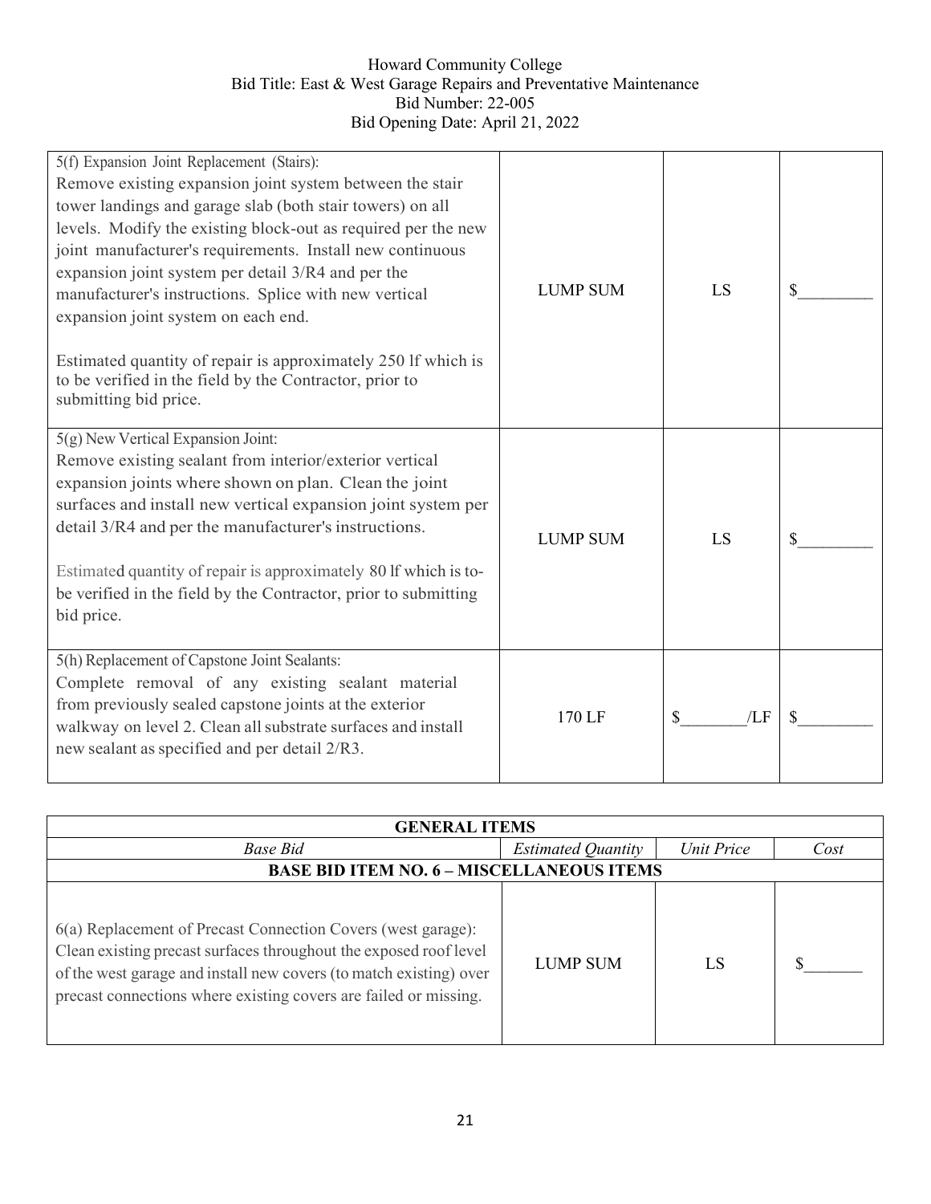| | | | |
|---|---|---|---|
| 5(f) Expansion Joint Replacement (Stairs):<br>Remove existing expansion joint system between the stair tower landings and garage slab (both stair towers) on all levels. Modify the existing block-out as required per the new joint manufacturer's requirements. Install new continuous expansion joint system per detail 3/R4 and per the manufacturer's instructions. Splice with new vertical expansion joint system on each end.<br><br>Estimated quantity of repair is approximately 250 lf which is to be verified in the field by the Contractor, prior to submitting bid price. | LUMP SUM | LS | $________ |
| 5(g) New Vertical Expansion Joint:<br>Remove existing sealant from interior/exterior vertical expansion joints where shown on plan. Clean the joint surfaces and install new vertical expansion joint system per detail 3/R4 and per the manufacturer's instructions.<br><br>Estimated quantity of repair is approximately 80 lf which is to-be verified in the field by the Contractor, prior to submitting bid price. | LUMP SUM | LS | $________ |
| 5(h) Replacement of Capstone Joint Sealants:<br>Complete removal of any existing sealant material from previously sealed capstone joints at the exterior walkway on level 2. Clean all substrate surfaces and install new sealant as specified and per detail 2/R3. | 170 LF | $________/LF | $________ |

| **GENERAL ITEMS** | | | |
|---|---|---|---|
| *Base Bid* | *Estimated Quantity* | *Unit Price* | *Cost* |
| **BASE BID ITEM NO. 6 – MISCELLANEOUS ITEMS** | | | |
| 6(a) Replacement of Precast Connection Covers (west garage):<br>Clean existing precast surfaces throughout the exposed roof level of the west garage and install new covers (to match existing) over precast connections where existing covers are failed or missing. | LUMP SUM | LS | $_______ |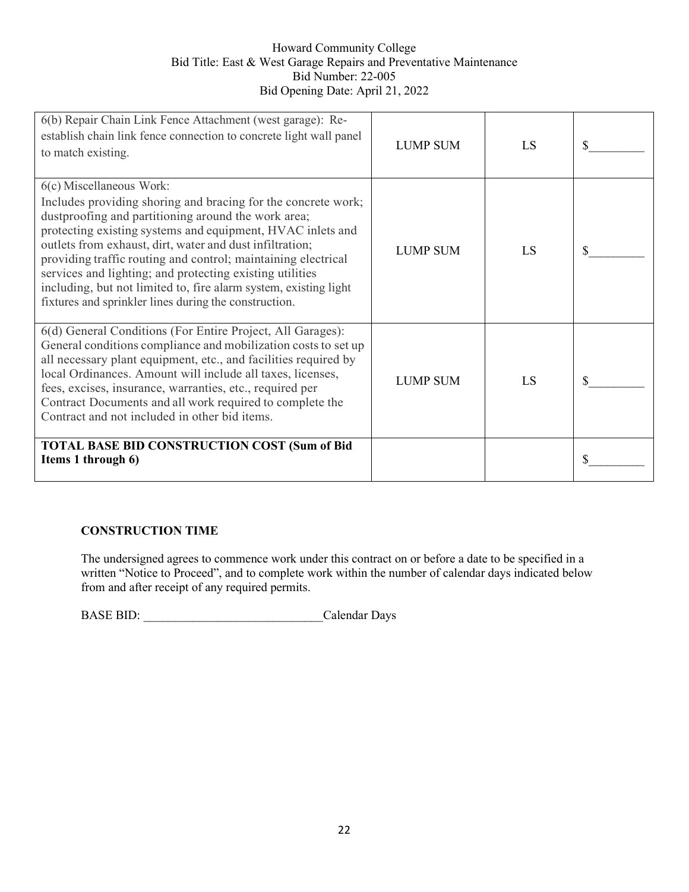| 6(b) Repair Chain Link Fence Attachment (west garage): Re-establish chain link fence connection to concrete light wall panel to match existing. | LUMP SUM | LS | $_________ |
|---|---|---|---|
| 6(c) Miscellaneous Work: Includes providing shoring and bracing for the concrete work; dustproofing and partitioning around the work area; protecting existing systems and equipment, HVAC inlets and outlets from exhaust, dirt, water and dust infiltration; providing traffic routing and control; maintaining electrical services and lighting; and protecting existing utilities including, but not limited to, fire alarm system, existing light fixtures and sprinkler lines during the construction. | LUMP SUM | LS | $_________ |
| 6(d) General Conditions (For Entire Project, All Garages): General conditions compliance and mobilization costs to set up all necessary plant equipment, etc., and facilities required by local Ordinances. Amount will include all taxes, licenses, fees, excises, insurance, warranties, etc., required per Contract Documents and all work required to complete the Contract and not included in other bid items. | LUMP SUM | LS | $_________ |
| **TOTAL BASE BID CONSTRUCTION COST (Sum of Bid Items 1 through 6)** | | | $_________ |

**CONSTRUCTION TIME**

The undersigned agrees to commence work under this contract on or before a date to be specified in a written "Notice to Proceed", and to complete work within the number of calendar days indicated below from and after receipt of any required permits.

BASE BID: _____________________________Calendar Days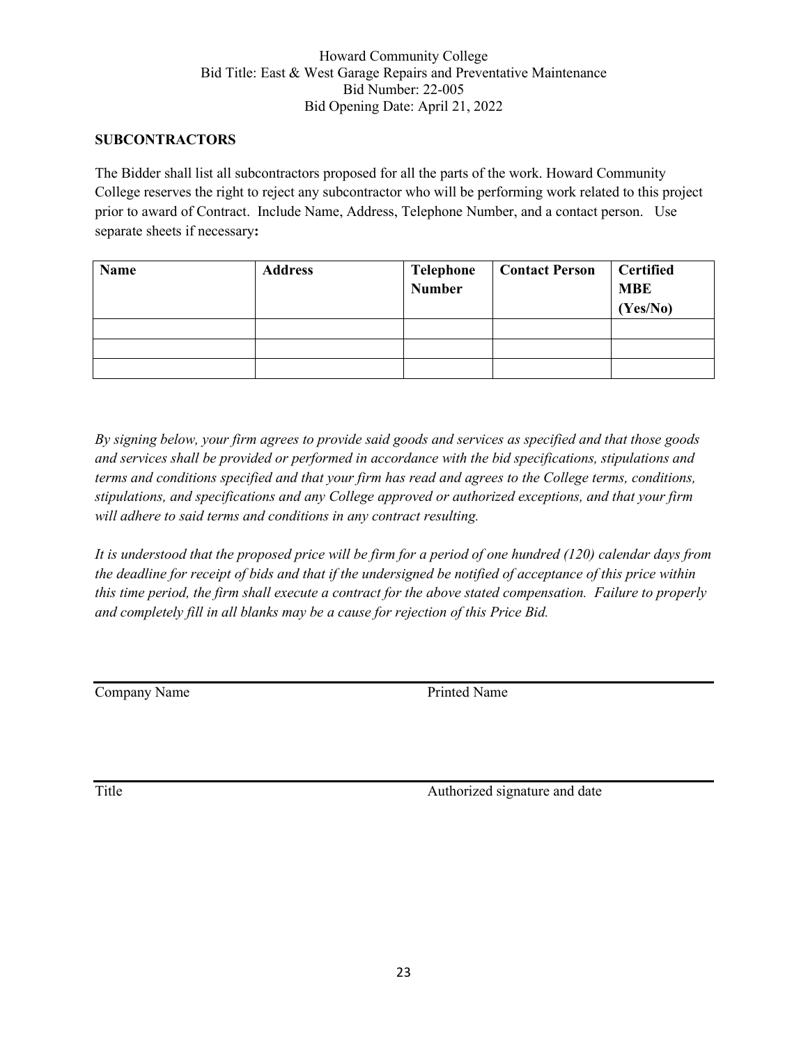Howard Community College
Bid Title: East & West Garage Repairs and Preventative Maintenance
Bid Number: 22-005
Bid Opening Date: April 21, 2022

**SUBCONTRACTORS**

The Bidder shall list all subcontractors proposed for all the parts of the work. Howard Community College reserves the right to reject any subcontractor who will be performing work related to this project prior to award of Contract. Include Name, Address, Telephone Number, and a contact person. Use separate sheets if necessary**:**

| **Name** | **Address** | **Telephone Number** | **Contact Person** | **Certified MBE (Yes/No)** |
|---|---|---|---|---|
| | | | | |
| | | | | |
| | | | | |

*By signing below, your firm agrees to provide said goods and services as specified and that those goods and services shall be provided or performed in accordance with the bid specifications, stipulations and terms and conditions specified and that your firm has read and agrees to the College terms, conditions, stipulations, and specifications and any College approved or authorized exceptions, and that your firm will adhere to said terms and conditions in any contract resulting.*

*It is understood that the proposed price will be firm for a period of one hundred (120) calendar days from the deadline for receipt of bids and that if the undersigned be notified of acceptance of this price within this time period, the firm shall execute a contract for the above stated compensation. Failure to properly and completely fill in all blanks may be a cause for rejection of this Price Bid.*

\_\_\_\_\_\_\_\_\_\_\_\_\_\_\_\_\_\_\_\_\_\_\_\_\_\_\_\_\_\_\_\_\_\_\_\_\_\_\_\_\_\_\_\_\_\_\_\_\_\_\_\_\_\_\_\_\_\_\_\_

Company Name                                        Printed Name

\_\_\_\_\_\_\_\_\_\_\_\_\_\_\_\_\_\_\_\_\_\_\_\_\_\_\_\_\_\_\_\_\_\_\_\_\_\_\_\_\_\_\_\_\_\_\_\_\_\_\_\_\_\_\_\_\_\_\_\_

Title                                               Authorized signature and date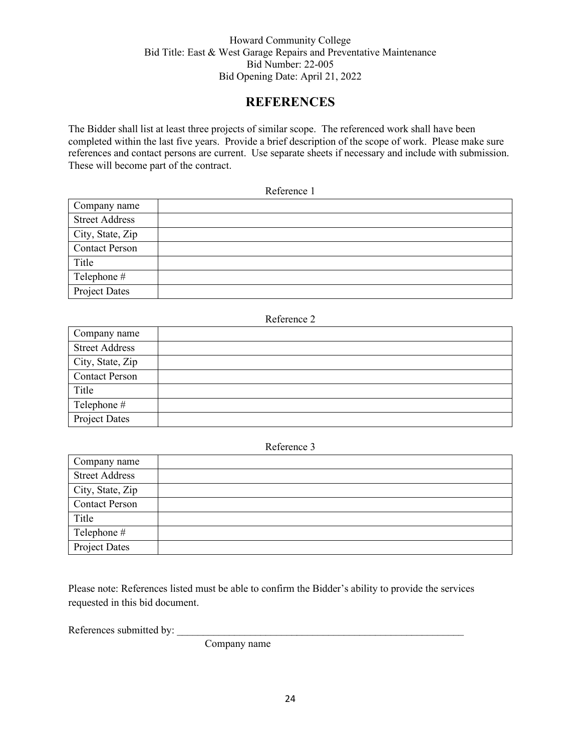Howard Community College
Bid Title: East & West Garage Repairs and Preventative Maintenance
Bid Number: 22-005
Bid Opening Date: April 21, 2022

# REFERENCES

The Bidder shall list at least three projects of similar scope. The referenced work shall have been completed within the last five years. Provide a brief description of the scope of work. Please make sure references and contact persons are current. Use separate sheets if necessary and include with submission. These will become part of the contract.

Reference 1

| | |
|---|---|
| Company name | |
| Street Address | |
| City, State, Zip | |
| Contact Person | |
| Title | |
| Telephone # | |
| Project Dates | |

Reference 2

| | |
|---|---|
| Company name | |
| Street Address | |
| City, State, Zip | |
| Contact Person | |
| Title | |
| Telephone # | |
| Project Dates | |

Reference 3

| | |
|---|---|
| Company name | |
| Street Address | |
| City, State, Zip | |
| Contact Person | |
| Title | |
| Telephone # | |
| Project Dates | |

Please note: References listed must be able to confirm the Bidder's ability to provide the services requested in this bid document.

References submitted by: ___________________________________________________________
Company name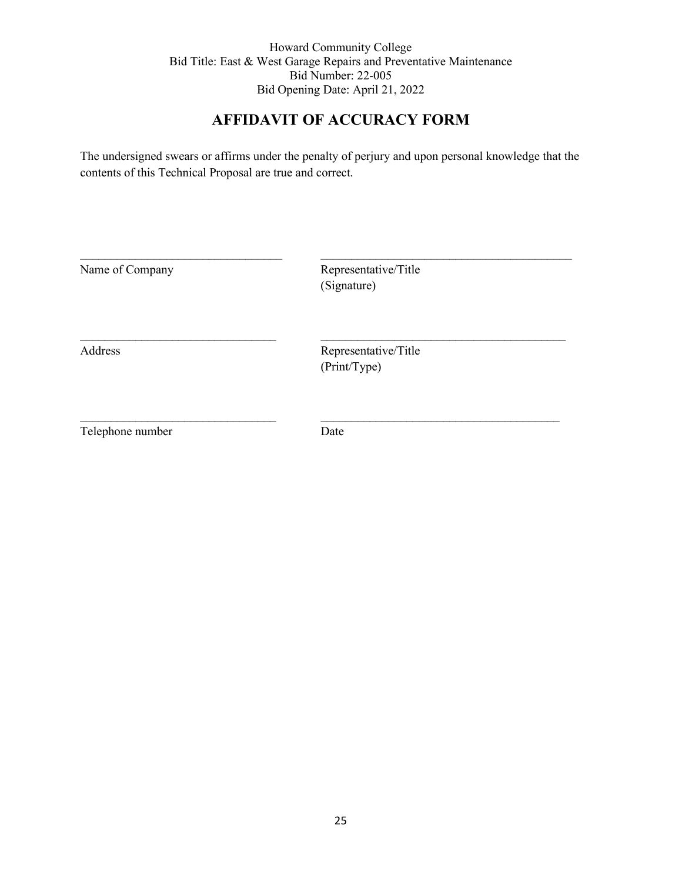Howard Community College
Bid Title: East & West Garage Repairs and Preventative Maintenance
Bid Number: 22-005
Bid Opening Date: April 21, 2022

# AFFIDAVIT OF ACCURACY FORM

The undersigned swears or affirms under the penalty of perjury and upon personal knowledge that the contents of this Technical Proposal are true and correct.

| | |
|---|---|
| ________________________________ | ________________________________ |
| Name of Company | Representative/Title (Signature) |
| ________________________________ | ________________________________ |
| Address | Representative/Title (Print/Type) |
| ________________________________ | ________________________________ |
| Telephone number | Date |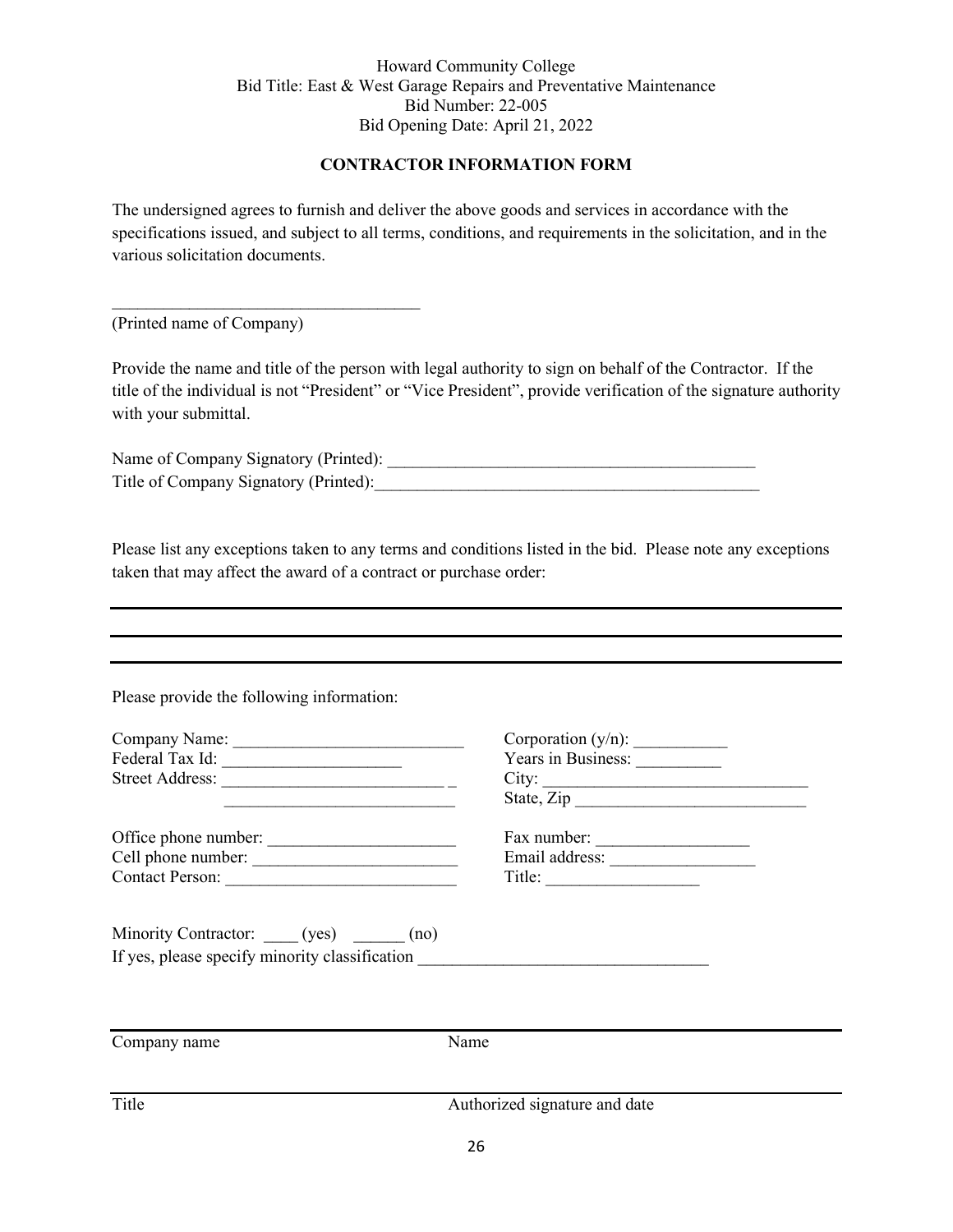Howard Community College
Bid Title: East & West Garage Repairs and Preventative Maintenance
Bid Number: 22-005
Bid Opening Date: April 21, 2022

## CONTRACTOR INFORMATION FORM

The undersigned agrees to furnish and deliver the above goods and services in accordance with the specifications issued, and subject to all terms, conditions, and requirements in the solicitation, and in the various solicitation documents.

\_\_\_\_\_\_\_\_\_\_\_\_\_\_\_\_\_\_\_\_\_\_\_\_\_\_\_\_\_\_\_\_\_\_\_\_
(Printed name of Company)

Provide the name and title of the person with legal authority to sign on behalf of the Contractor. If the title of the individual is not "President" or "Vice President", provide verification of the signature authority with your submittal.

Name of Company Signatory (Printed): \_\_\_\_\_\_\_\_\_\_\_\_\_\_\_\_\_\_\_\_\_\_\_\_\_\_\_\_\_\_\_\_\_\_\_\_\_\_\_\_\_\_\_\_
Title of Company Signatory (Printed):\_\_\_\_\_\_\_\_\_\_\_\_\_\_\_\_\_\_\_\_\_\_\_\_\_\_\_\_\_\_\_\_\_\_\_\_\_\_\_\_\_\_\_\_\_\_

Please list any exceptions taken to any terms and conditions listed in the bid. Please note any exceptions taken that may affect the award of a contract or purchase order:

---

---

---

Please provide the following information:

Company Name: \_\_\_\_\_\_\_\_\_\_\_\_\_\_\_\_\_\_\_\_\_\_\_\_\_\_\_
Federal Tax Id: \_\_\_\_\_\_\_\_\_\_\_\_\_\_\_\_\_\_\_\_\_
Street Address: \_\_\_\_\_\_\_\_\_\_\_\_\_\_\_\_\_\_\_\_\_\_\_\_\_\_\_
\_\_\_\_\_\_\_\_\_\_\_\_\_\_\_\_\_\_\_\_\_\_\_\_\_\_\_

Corporation (y/n): \_\_\_\_\_\_\_\_\_\_\_
Years in Business: \_\_\_\_\_\_\_\_\_\_
City: \_\_\_\_\_\_\_\_\_\_\_\_\_\_\_\_\_\_\_\_\_\_\_\_\_\_\_\_\_\_\_
State, Zip \_\_\_\_\_\_\_\_\_\_\_\_\_\_\_\_\_\_\_\_\_\_\_\_\_\_\_

Office phone number: \_\_\_\_\_\_\_\_\_\_\_\_\_\_\_\_\_\_\_\_\_\_
Cell phone number: \_\_\_\_\_\_\_\_\_\_\_\_\_\_\_\_\_\_\_\_\_\_\_\_
Contact Person: \_\_\_\_\_\_\_\_\_\_\_\_\_\_\_\_\_\_\_\_\_\_\_\_\_\_\_

Fax number: \_\_\_\_\_\_\_\_\_\_\_\_\_\_\_\_\_\_
Email address: \_\_\_\_\_\_\_\_\_\_\_\_\_\_\_\_\_
Title: \_\_\_\_\_\_\_\_\_\_\_\_\_\_\_\_\_\_

Minority Contractor: \_\_\_\_ (yes) \_\_\_\_\_\_ (no)
If yes, please specify minority classification \_\_\_\_\_\_\_\_\_\_\_\_\_\_\_\_\_\_\_\_\_\_\_\_\_\_\_\_\_\_\_\_\_\_

---

Company name &nbsp;&nbsp;&nbsp;&nbsp;&nbsp;&nbsp;&nbsp;&nbsp; Name

---

Title &nbsp;&nbsp;&nbsp;&nbsp;&nbsp;&nbsp;&nbsp;&nbsp; Authorized signature and date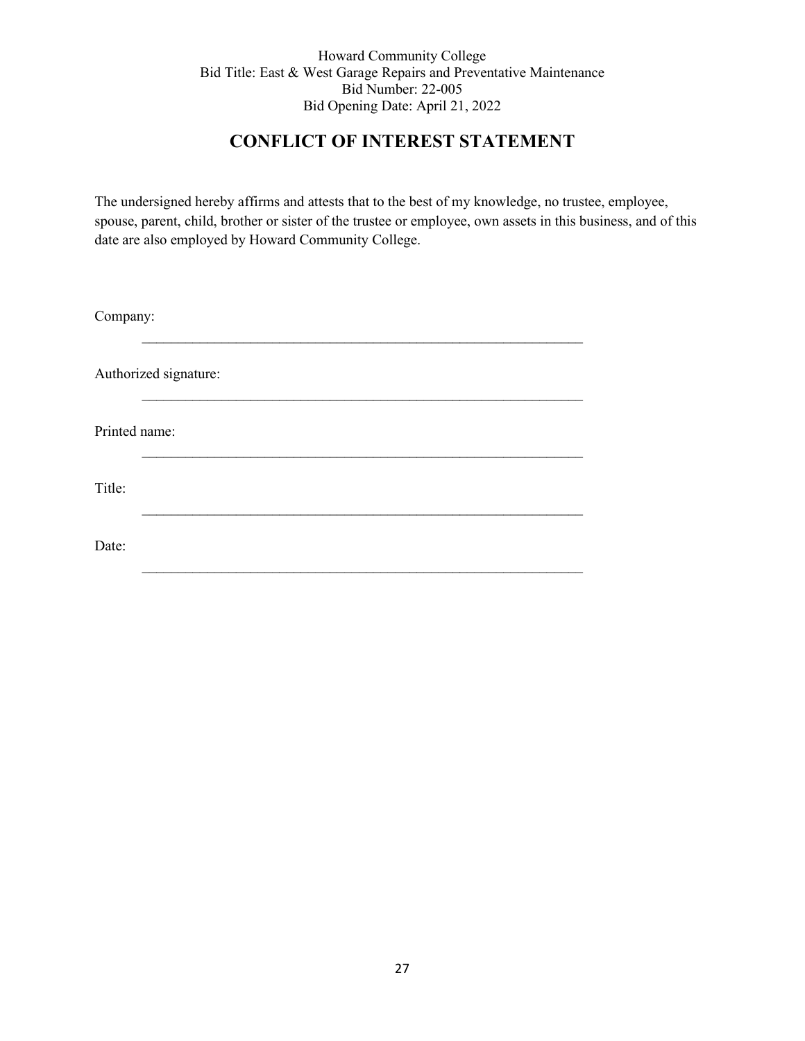Howard Community College
Bid Title: East & West Garage Repairs and Preventative Maintenance
Bid Number: 22-005
Bid Opening Date: April 21, 2022

# CONFLICT OF INTEREST STATEMENT

The undersigned hereby affirms and attests that to the best of my knowledge, no trustee, employee, spouse, parent, child, brother or sister of the trustee or employee, own assets in this business, and of this date are also employed by Howard Community College.

Company: _______________________________________________________________

Authorized signature: _______________________________________________________________

Printed name: _______________________________________________________________

Title: _______________________________________________________________

Date: _______________________________________________________________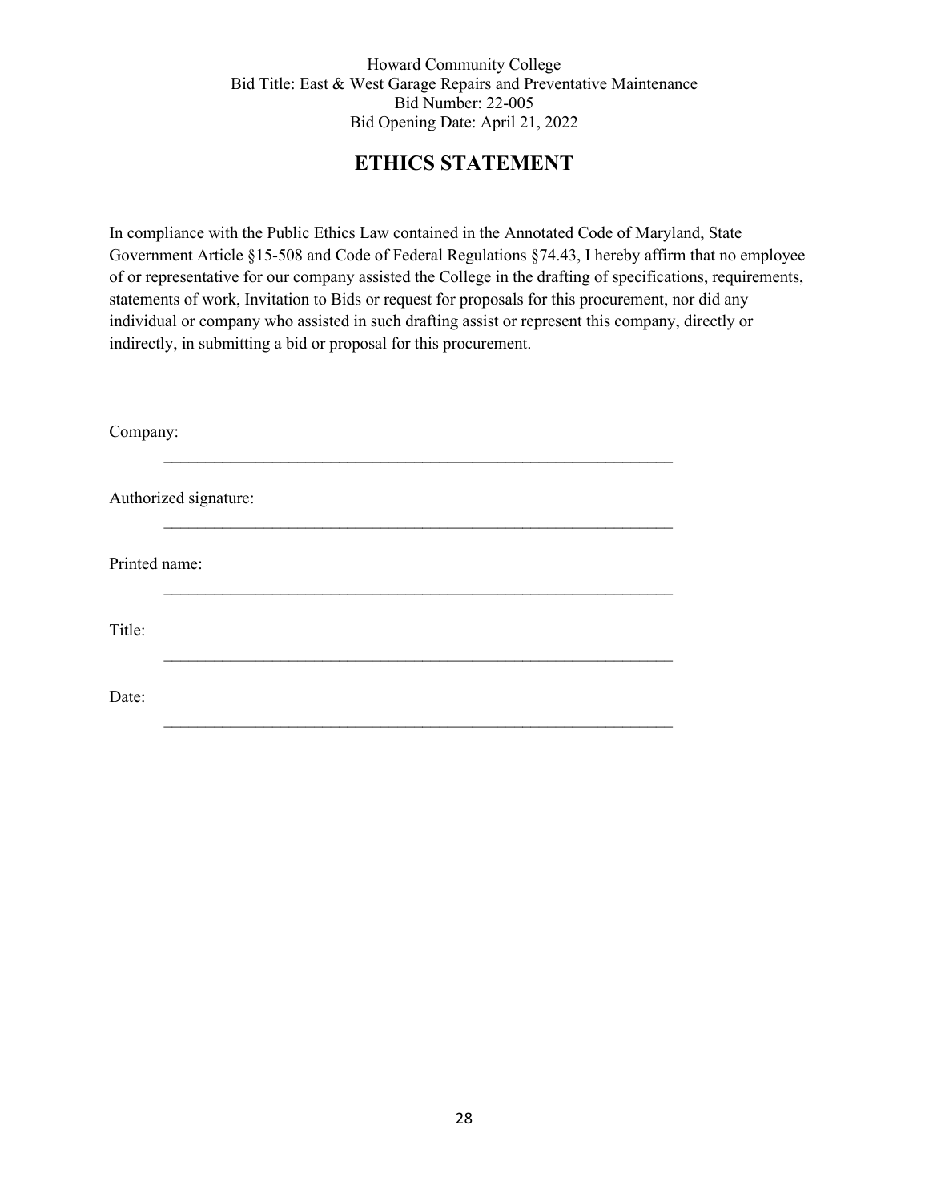Howard Community College
Bid Title: East & West Garage Repairs and Preventative Maintenance
Bid Number: 22-005
Bid Opening Date: April 21, 2022

# ETHICS STATEMENT

In compliance with the Public Ethics Law contained in the Annotated Code of Maryland, State Government Article §15-508 and Code of Federal Regulations §74.43, I hereby affirm that no employee of or representative for our company assisted the College in the drafting of specifications, requirements, statements of work, Invitation to Bids or request for proposals for this procurement, nor did any individual or company who assisted in such drafting assist or represent this company, directly or indirectly, in submitting a bid or proposal for this procurement.

Company: \_\_\_\_\_\_\_\_\_\_\_\_\_\_\_\_\_\_\_\_\_\_\_\_\_\_\_\_\_\_\_\_\_\_\_\_\_\_\_\_\_\_\_\_\_\_\_\_

Authorized signature: \_\_\_\_\_\_\_\_\_\_\_\_\_\_\_\_\_\_\_\_\_\_\_\_\_\_\_\_\_\_\_\_\_\_\_\_\_\_\_\_\_\_\_\_\_\_\_\_

Printed name: \_\_\_\_\_\_\_\_\_\_\_\_\_\_\_\_\_\_\_\_\_\_\_\_\_\_\_\_\_\_\_\_\_\_\_\_\_\_\_\_\_\_\_\_\_\_\_\_

Title: \_\_\_\_\_\_\_\_\_\_\_\_\_\_\_\_\_\_\_\_\_\_\_\_\_\_\_\_\_\_\_\_\_\_\_\_\_\_\_\_\_\_\_\_\_\_\_\_

Date: \_\_\_\_\_\_\_\_\_\_\_\_\_\_\_\_\_\_\_\_\_\_\_\_\_\_\_\_\_\_\_\_\_\_\_\_\_\_\_\_\_\_\_\_\_\_\_\_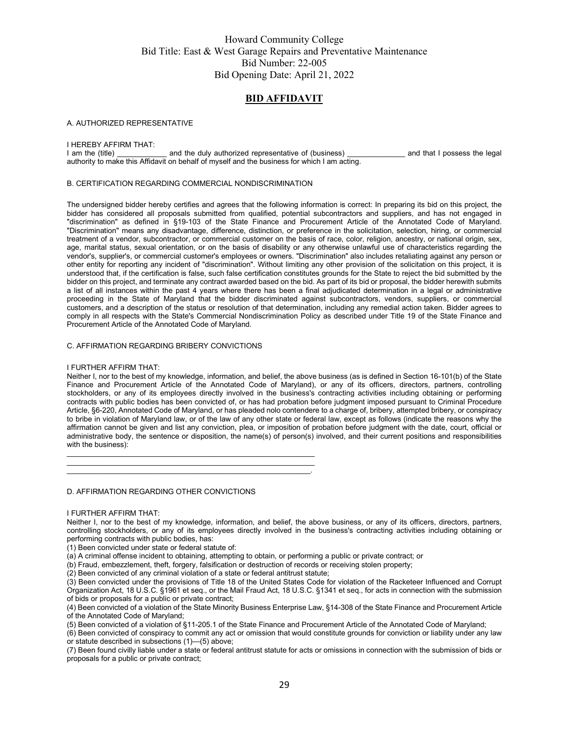Howard Community College
Bid Title: East & West Garage Repairs and Preventative Maintenance
Bid Number: 22-005
Bid Opening Date: April 21, 2022

# BID AFFIDAVIT

A. AUTHORIZED REPRESENTATIVE

I HEREBY AFFIRM THAT:
I am the (title) ____________ and the duly authorized representative of (business) ______________ and that I possess the legal authority to make this Affidavit on behalf of myself and the business for which I am acting.

B. CERTIFICATION REGARDING COMMERCIAL NONDISCRIMINATION

The undersigned bidder hereby certifies and agrees that the following information is correct: In preparing its bid on this project, the bidder has considered all proposals submitted from qualified, potential subcontractors and suppliers, and has not engaged in "discrimination" as defined in §19-103 of the State Finance and Procurement Article of the Annotated Code of Maryland. "Discrimination" means any disadvantage, difference, distinction, or preference in the solicitation, selection, hiring, or commercial treatment of a vendor, subcontractor, or commercial customer on the basis of race, color, religion, ancestry, or national origin, sex, age, marital status, sexual orientation, or on the basis of disability or any otherwise unlawful use of characteristics regarding the vendor's, supplier's, or commercial customer's employees or owners. "Discrimination" also includes retaliating against any person or other entity for reporting any incident of "discrimination". Without limiting any other provision of the solicitation on this project, it is understood that, if the certification is false, such false certification constitutes grounds for the State to reject the bid submitted by the bidder on this project, and terminate any contract awarded based on the bid. As part of its bid or proposal, the bidder herewith submits a list of all instances within the past 4 years where there has been a final adjudicated determination in a legal or administrative proceeding in the State of Maryland that the bidder discriminated against subcontractors, vendors, suppliers, or commercial customers, and a description of the status or resolution of that determination, including any remedial action taken. Bidder agrees to comply in all respects with the State's Commercial Nondiscrimination Policy as described under Title 19 of the State Finance and Procurement Article of the Annotated Code of Maryland.

C. AFFIRMATION REGARDING BRIBERY CONVICTIONS

I FURTHER AFFIRM THAT:
Neither I, nor to the best of my knowledge, information, and belief, the above business (as is defined in Section 16-101(b) of the State Finance and Procurement Article of the Annotated Code of Maryland), or any of its officers, directors, partners, controlling stockholders, or any of its employees directly involved in the business's contracting activities including obtaining or performing contracts with public bodies has been convicted of, or has had probation before judgment imposed pursuant to Criminal Procedure Article, §6-220, Annotated Code of Maryland, or has pleaded nolo contendere to a charge of, bribery, attempted bribery, or conspiracy to bribe in violation of Maryland law, or of the law of any other state or federal law, except as follows (indicate the reasons why the affirmation cannot be given and list any conviction, plea, or imposition of probation before judgment with the date, court, official or administrative body, the sentence or disposition, the name(s) of person(s) involved, and their current positions and responsibilities with the business):

______________________________________________________________
______________________________________________________________
_____________________________________________________________.

D. AFFIRMATION REGARDING OTHER CONVICTIONS

I FURTHER AFFIRM THAT:
Neither I, nor to the best of my knowledge, information, and belief, the above business, or any of its officers, directors, partners, controlling stockholders, or any of its employees directly involved in the business's contracting activities including obtaining or performing contracts with public bodies, has:

(1) Been convicted under state or federal statute of:

(a) A criminal offense incident to obtaining, attempting to obtain, or performing a public or private contract; or

(b) Fraud, embezzlement, theft, forgery, falsification or destruction of records or receiving stolen property;

(2) Been convicted of any criminal violation of a state or federal antitrust statute;

(3) Been convicted under the provisions of Title 18 of the United States Code for violation of the Racketeer Influenced and Corrupt Organization Act, 18 U.S.C. §1961 et seq., or the Mail Fraud Act, 18 U.S.C. §1341 et seq., for acts in connection with the submission of bids or proposals for a public or private contract;

(4) Been convicted of a violation of the State Minority Business Enterprise Law, §14-308 of the State Finance and Procurement Article of the Annotated Code of Maryland;

(5) Been convicted of a violation of §11-205.1 of the State Finance and Procurement Article of the Annotated Code of Maryland;

(6) Been convicted of conspiracy to commit any act or omission that would constitute grounds for conviction or liability under any law or statute described in subsections (1)—(5) above;

(7) Been found civilly liable under a state or federal antitrust statute for acts or omissions in connection with the submission of bids or proposals for a public or private contract;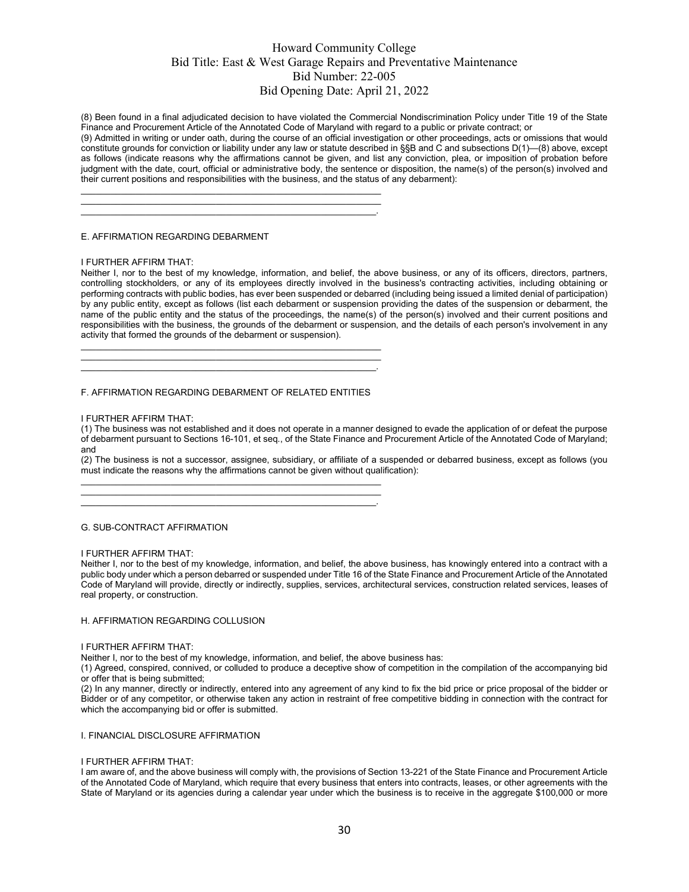(8) Been found in a final adjudicated decision to have violated the Commercial Nondiscrimination Policy under Title 19 of the State Finance and Procurement Article of the Annotated Code of Maryland with regard to a public or private contract; or

(9) Admitted in writing or under oath, during the course of an official investigation or other proceedings, acts or omissions that would constitute grounds for conviction or liability under any law or statute described in §§B and C and subsections D(1)—(8) above, except as follows (indicate reasons why the affirmations cannot be given, and list any conviction, plea, or imposition of probation before judgment with the date, court, official or administrative body, the sentence or disposition, the name(s) of the person(s) involved and their current positions and responsibilities with the business, and the status of any debarment):

\_\_\_\_\_\_\_\_\_\_\_\_\_\_\_\_\_\_\_\_\_\_\_\_\_\_\_\_\_\_\_\_\_\_\_\_\_\_\_\_\_\_\_\_\_\_\_\_\_\_\_\_\_\_\_\_\_\_\_\_

\_\_\_\_\_\_\_\_\_\_\_\_\_\_\_\_\_\_\_\_\_\_\_\_\_\_\_\_\_\_\_\_\_\_\_\_\_\_\_\_\_\_\_\_\_\_\_\_\_\_\_\_\_\_\_\_\_\_\_\_

\_\_\_\_\_\_\_\_\_\_\_\_\_\_\_\_\_\_\_\_\_\_\_\_\_\_\_\_\_\_\_\_\_\_\_\_\_\_\_\_\_\_\_\_\_\_\_\_\_\_\_\_\_\_\_\_\_\_\_.

E. AFFIRMATION REGARDING DEBARMENT

I FURTHER AFFIRM THAT:

Neither I, nor to the best of my knowledge, information, and belief, the above business, or any of its officers, directors, partners, controlling stockholders, or any of its employees directly involved in the business's contracting activities, including obtaining or performing contracts with public bodies, has ever been suspended or debarred (including being issued a limited denial of participation) by any public entity, except as follows (list each debarment or suspension providing the dates of the suspension or debarment, the name of the public entity and the status of the proceedings, the name(s) of the person(s) involved and their current positions and responsibilities with the business, the grounds of the debarment or suspension, and the details of each person's involvement in any activity that formed the grounds of the debarment or suspension).

\_\_\_\_\_\_\_\_\_\_\_\_\_\_\_\_\_\_\_\_\_\_\_\_\_\_\_\_\_\_\_\_\_\_\_\_\_\_\_\_\_\_\_\_\_\_\_\_\_\_\_\_\_\_\_\_\_\_\_\_

\_\_\_\_\_\_\_\_\_\_\_\_\_\_\_\_\_\_\_\_\_\_\_\_\_\_\_\_\_\_\_\_\_\_\_\_\_\_\_\_\_\_\_\_\_\_\_\_\_\_\_\_\_\_\_\_\_\_\_\_

\_\_\_\_\_\_\_\_\_\_\_\_\_\_\_\_\_\_\_\_\_\_\_\_\_\_\_\_\_\_\_\_\_\_\_\_\_\_\_\_\_\_\_\_\_\_\_\_\_\_\_\_\_\_\_\_\_\_\_.

F. AFFIRMATION REGARDING DEBARMENT OF RELATED ENTITIES

I FURTHER AFFIRM THAT:

(1) The business was not established and it does not operate in a manner designed to evade the application of or defeat the purpose of debarment pursuant to Sections 16-101, et seq., of the State Finance and Procurement Article of the Annotated Code of Maryland; and

(2) The business is not a successor, assignee, subsidiary, or affiliate of a suspended or debarred business, except as follows (you must indicate the reasons why the affirmations cannot be given without qualification):

\_\_\_\_\_\_\_\_\_\_\_\_\_\_\_\_\_\_\_\_\_\_\_\_\_\_\_\_\_\_\_\_\_\_\_\_\_\_\_\_\_\_\_\_\_\_\_\_\_\_\_\_\_\_\_\_\_\_\_\_

\_\_\_\_\_\_\_\_\_\_\_\_\_\_\_\_\_\_\_\_\_\_\_\_\_\_\_\_\_\_\_\_\_\_\_\_\_\_\_\_\_\_\_\_\_\_\_\_\_\_\_\_\_\_\_\_\_\_\_\_

\_\_\_\_\_\_\_\_\_\_\_\_\_\_\_\_\_\_\_\_\_\_\_\_\_\_\_\_\_\_\_\_\_\_\_\_\_\_\_\_\_\_\_\_\_\_\_\_\_\_\_\_\_\_\_\_\_\_\_.

G. SUB-CONTRACT AFFIRMATION

I FURTHER AFFIRM THAT:

Neither I, nor to the best of my knowledge, information, and belief, the above business, has knowingly entered into a contract with a public body under which a person debarred or suspended under Title 16 of the State Finance and Procurement Article of the Annotated Code of Maryland will provide, directly or indirectly, supplies, services, architectural services, construction related services, leases of real property, or construction.

H. AFFIRMATION REGARDING COLLUSION

I FURTHER AFFIRM THAT:

Neither I, nor to the best of my knowledge, information, and belief, the above business has:

(1) Agreed, conspired, connived, or colluded to produce a deceptive show of competition in the compilation of the accompanying bid or offer that is being submitted;

(2) In any manner, directly or indirectly, entered into any agreement of any kind to fix the bid price or price proposal of the bidder or Bidder or of any competitor, or otherwise taken any action in restraint of free competitive bidding in connection with the contract for which the accompanying bid or offer is submitted.

I. FINANCIAL DISCLOSURE AFFIRMATION

I FURTHER AFFIRM THAT:

I am aware of, and the above business will comply with, the provisions of Section 13-221 of the State Finance and Procurement Article of the Annotated Code of Maryland, which require that every business that enters into contracts, leases, or other agreements with the State of Maryland or its agencies during a calendar year under which the business is to receive in the aggregate $100,000 or more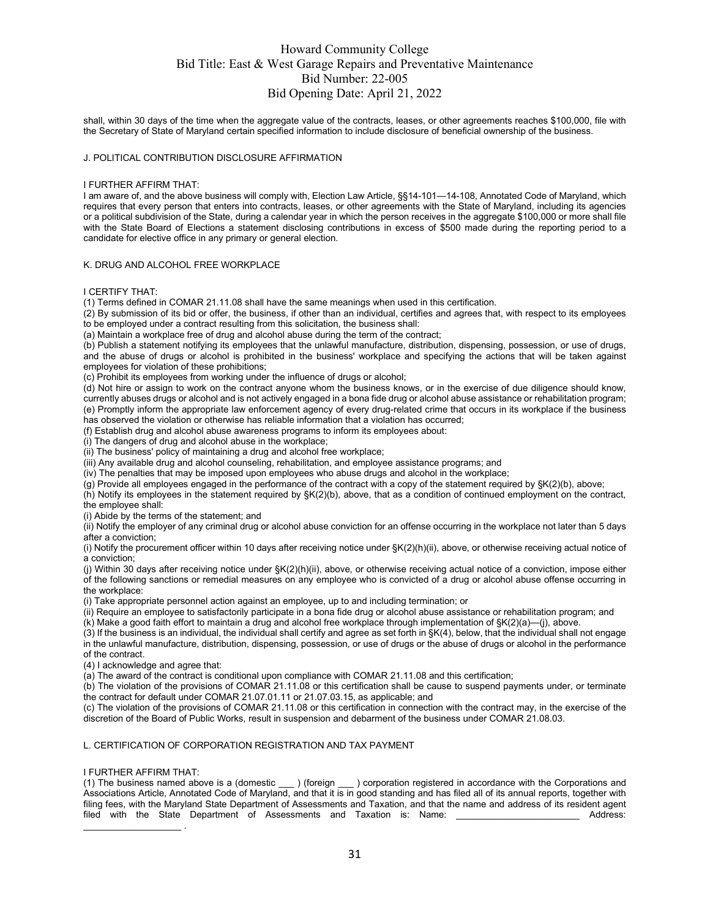shall, within 30 days of the time when the aggregate value of the contracts, leases, or other agreements reaches $100,000, file with the Secretary of State of Maryland certain specified information to include disclosure of beneficial ownership of the business.

J. POLITICAL CONTRIBUTION DISCLOSURE AFFIRMATION

I FURTHER AFFIRM THAT:
I am aware of, and the above business will comply with, Election Law Article, §§14-101—14-108, Annotated Code of Maryland, which requires that every person that enters into contracts, leases, or other agreements with the State of Maryland, including its agencies or a political subdivision of the State, during a calendar year in which the person receives in the aggregate $100,000 or more shall file with the State Board of Elections a statement disclosing contributions in excess of $500 made during the reporting period to a candidate for elective office in any primary or general election.

K. DRUG AND ALCOHOL FREE WORKPLACE

I CERTIFY THAT:
(1) Terms defined in COMAR 21.11.08 shall have the same meanings when used in this certification.
(2) By submission of its bid or offer, the business, if other than an individual, certifies and agrees that, with respect to its employees to be employed under a contract resulting from this solicitation, the business shall:
(a) Maintain a workplace free of drug and alcohol abuse during the term of the contract;
(b) Publish a statement notifying its employees that the unlawful manufacture, distribution, dispensing, possession, or use of drugs, and the abuse of drugs or alcohol is prohibited in the business' workplace and specifying the actions that will be taken against employees for violation of these prohibitions;
(c) Prohibit its employees from working under the influence of drugs or alcohol;
(d) Not hire or assign to work on the contract anyone whom the business knows, or in the exercise of due diligence should know, currently abuses drugs or alcohol and is not actively engaged in a bona fide drug or alcohol abuse assistance or rehabilitation program;
(e) Promptly inform the appropriate law enforcement agency of every drug-related crime that occurs in its workplace if the business has observed the violation or otherwise has reliable information that a violation has occurred;
(f) Establish drug and alcohol abuse awareness programs to inform its employees about:
(i) The dangers of drug and alcohol abuse in the workplace;
(ii) The business' policy of maintaining a drug and alcohol free workplace;
(iii) Any available drug and alcohol counseling, rehabilitation, and employee assistance programs; and
(iv) The penalties that may be imposed upon employees who abuse drugs and alcohol in the workplace;
(g) Provide all employees engaged in the performance of the contract with a copy of the statement required by §K(2)(b), above;
(h) Notify its employees in the statement required by §K(2)(b), above, that as a condition of continued employment on the contract, the employee shall:
(i) Abide by the terms of the statement; and
(ii) Notify the employer of any criminal drug or alcohol abuse conviction for an offense occurring in the workplace not later than 5 days after a conviction;
(i) Notify the procurement officer within 10 days after receiving notice under §K(2)(h)(ii), above, or otherwise receiving actual notice of a conviction;
(j) Within 30 days after receiving notice under §K(2)(h)(ii), above, or otherwise receiving actual notice of a conviction, impose either of the following sanctions or remedial measures on any employee who is convicted of a drug or alcohol abuse offense occurring in the workplace:
(i) Take appropriate personnel action against an employee, up to and including termination; or
(ii) Require an employee to satisfactorily participate in a bona fide drug or alcohol abuse assistance or rehabilitation program; and
(k) Make a good faith effort to maintain a drug and alcohol free workplace through implementation of §K(2)(a)—(j), above.
(3) If the business is an individual, the individual shall certify and agree as set forth in §K(4), below, that the individual shall not engage in the unlawful manufacture, distribution, dispensing, possession, or use of drugs or the abuse of drugs or alcohol in the performance of the contract.
(4) I acknowledge and agree that:
(a) The award of the contract is conditional upon compliance with COMAR 21.11.08 and this certification;
(b) The violation of the provisions of COMAR 21.11.08 or this certification shall be cause to suspend payments under, or terminate the contract for default under COMAR 21.07.01.11 or 21.07.03.15, as applicable; and
(c) The violation of the provisions of COMAR 21.11.08 or this certification in connection with the contract may, in the exercise of the discretion of the Board of Public Works, result in suspension and debarment of the business under COMAR 21.08.03.

L. CERTIFICATION OF CORPORATION REGISTRATION AND TAX PAYMENT

I FURTHER AFFIRM THAT:
(1) The business named above is a (domestic ___ ) (foreign ___ ) corporation registered in accordance with the Corporations and Associations Article, Annotated Code of Maryland, and that it is in good standing and has filed all of its annual reports, together with filing fees, with the Maryland State Department of Assessments and Taxation, and that the name and address of its resident agent filed with the State Department of Assessments and Taxation is: Name: ________________________ Address: ___________________ .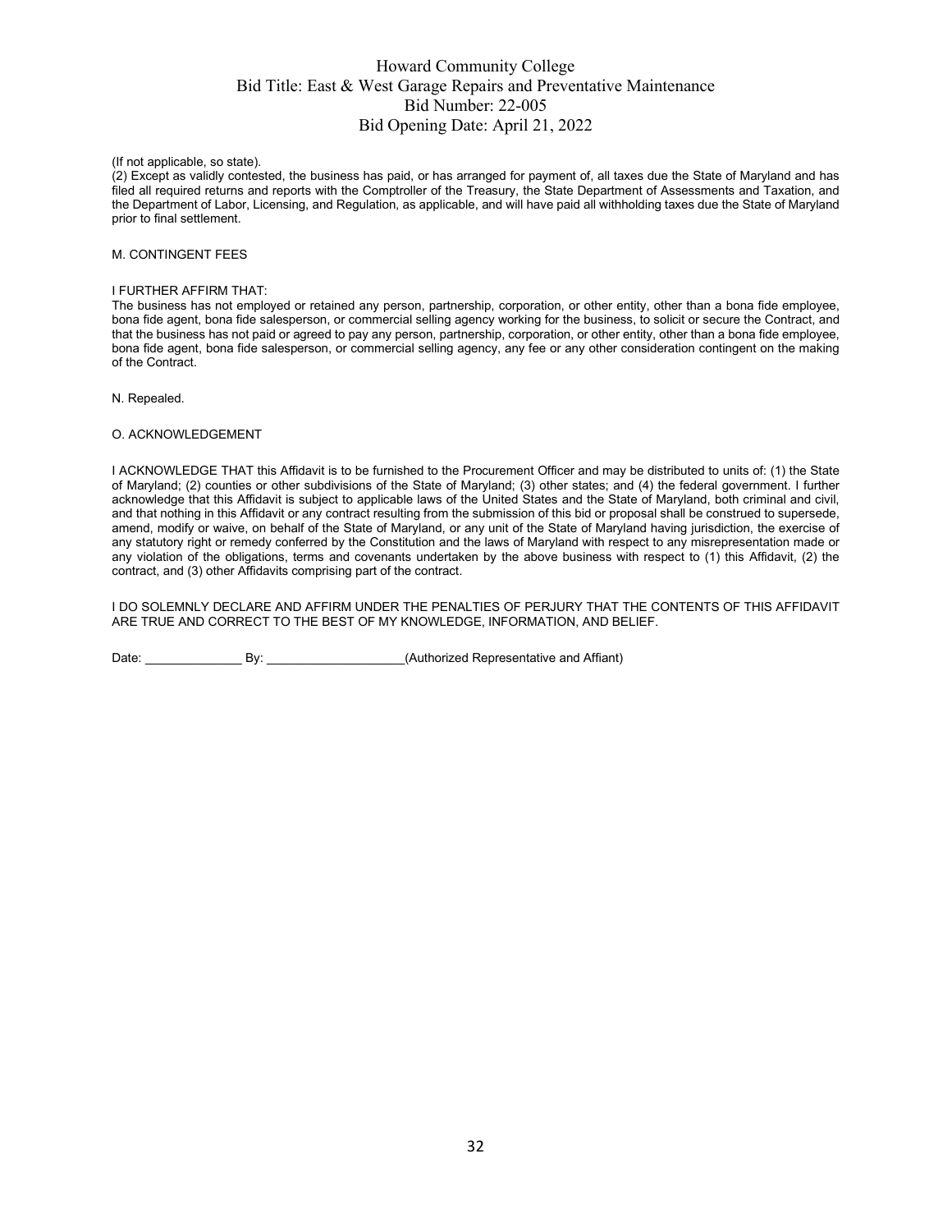(If not applicable, so state).

(2) Except as validly contested, the business has paid, or has arranged for payment of, all taxes due the State of Maryland and has filed all required returns and reports with the Comptroller of the Treasury, the State Department of Assessments and Taxation, and the Department of Labor, Licensing, and Regulation, as applicable, and will have paid all withholding taxes due the State of Maryland prior to final settlement.

M. CONTINGENT FEES

I FURTHER AFFIRM THAT:

The business has not employed or retained any person, partnership, corporation, or other entity, other than a bona fide employee, bona fide agent, bona fide salesperson, or commercial selling agency working for the business, to solicit or secure the Contract, and that the business has not paid or agreed to pay any person, partnership, corporation, or other entity, other than a bona fide employee, bona fide agent, bona fide salesperson, or commercial selling agency, any fee or any other consideration contingent on the making of the Contract.

N. Repealed.

O. ACKNOWLEDGEMENT

I ACKNOWLEDGE THAT this Affidavit is to be furnished to the Procurement Officer and may be distributed to units of: (1) the State of Maryland; (2) counties or other subdivisions of the State of Maryland; (3) other states; and (4) the federal government. I further acknowledge that this Affidavit is subject to applicable laws of the United States and the State of Maryland, both criminal and civil, and that nothing in this Affidavit or any contract resulting from the submission of this bid or proposal shall be construed to supersede, amend, modify or waive, on behalf of the State of Maryland, or any unit of the State of Maryland having jurisdiction, the exercise of any statutory right or remedy conferred by the Constitution and the laws of Maryland with respect to any misrepresentation made or any violation of the obligations, terms and covenants undertaken by the above business with respect to (1) this Affidavit, (2) the contract, and (3) other Affidavits comprising part of the contract.

I DO SOLEMNLY DECLARE AND AFFIRM UNDER THE PENALTIES OF PERJURY THAT THE CONTENTS OF THIS AFFIDAVIT ARE TRUE AND CORRECT TO THE BEST OF MY KNOWLEDGE, INFORMATION, AND BELIEF.

Date: ______________ By: ____________________(Authorized Representative and Affiant)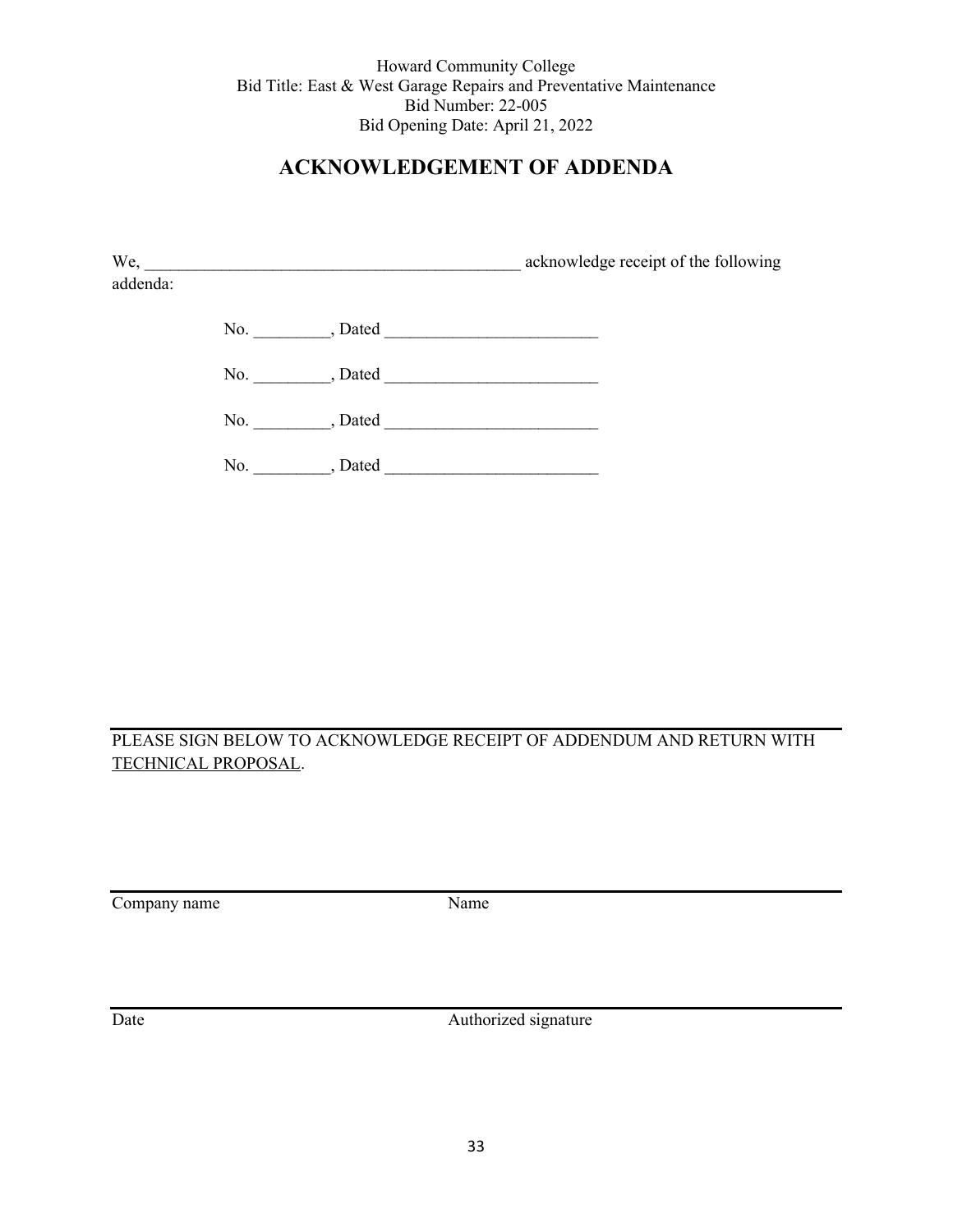Howard Community College
Bid Title: East & West Garage Repairs and Preventative Maintenance
Bid Number: 22-005
Bid Opening Date: April 21, 2022

## ACKNOWLEDGEMENT OF ADDENDA

We, ____________________________________________ acknowledge receipt of the following addenda:

No. _________, Dated _________________________

No. _________, Dated _________________________

No. _________, Dated _________________________

No. _________, Dated _________________________

PLEASE SIGN BELOW TO ACKNOWLEDGE RECEIPT OF ADDENDUM AND RETURN WITH TECHNICAL PROPOSAL.

______________________________________________________________

Company name                                        Name

______________________________________________________________

Date                                                Authorized signature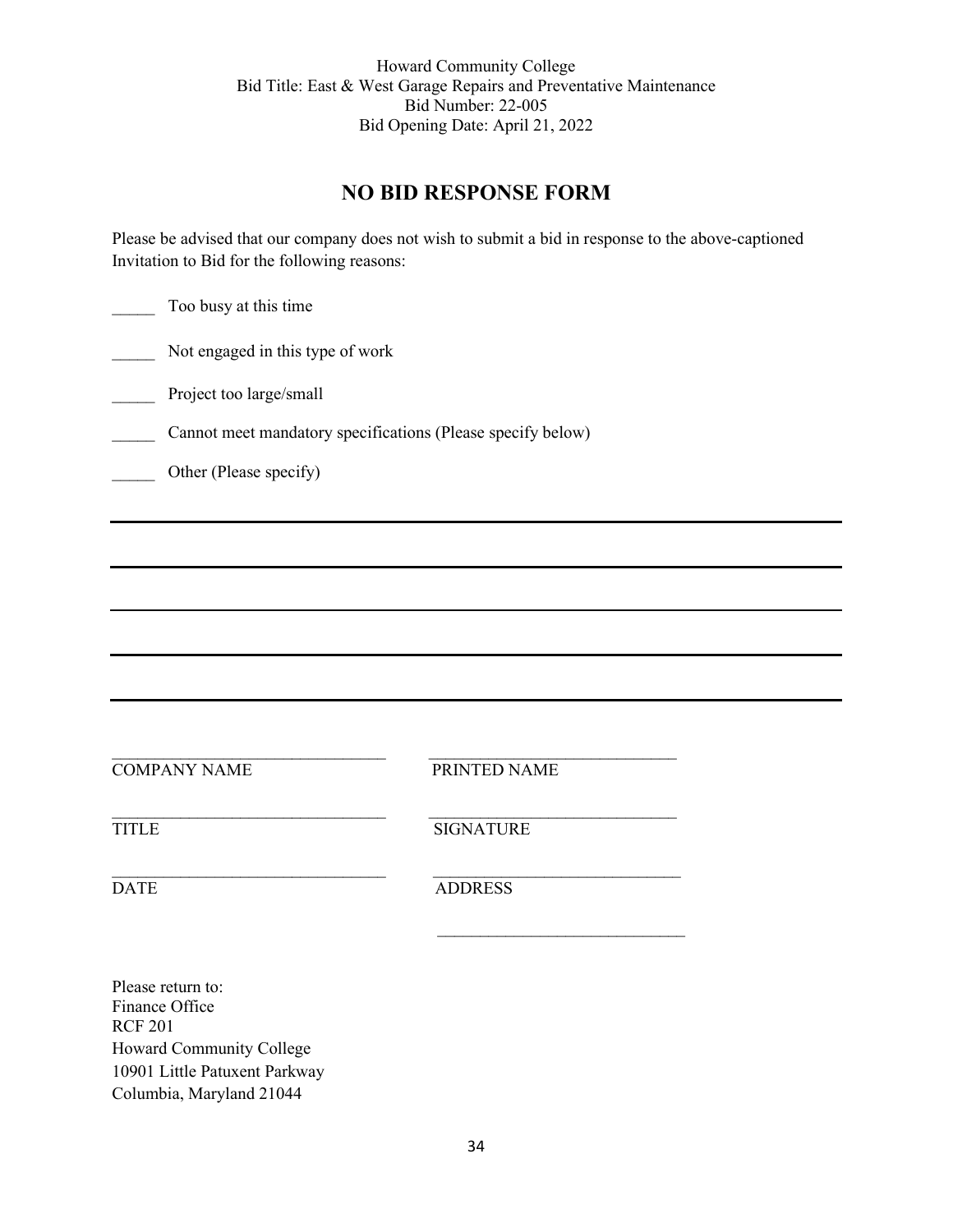Howard Community College
Bid Title: East & West Garage Repairs and Preventative Maintenance
Bid Number: 22-005
Bid Opening Date: April 21, 2022

## NO BID RESPONSE FORM

Please be advised that our company does not wish to submit a bid in response to the above-captioned Invitation to Bid for the following reasons:

_____ Too busy at this time

_____ Not engaged in this type of work

_____ Project too large/small

_____ Cannot meet mandatory specifications (Please specify below)

_____ Other (Please specify)

______________________________________________________________________

______________________________________________________________________

______________________________________________________________________

______________________________________________________________________

______________________________________________________________________

| | |
|---|---|
| ________________________________ | ______________________________ |
| COMPANY NAME | PRINTED NAME |
| ________________________________ | ______________________________ |
| TITLE | SIGNATURE |
| ________________________________ | ______________________________ |
| DATE | ADDRESS |
| | ______________________________ |

Please return to:
Finance Office
RCF 201
Howard Community College
10901 Little Patuxent Parkway
Columbia, Maryland 21044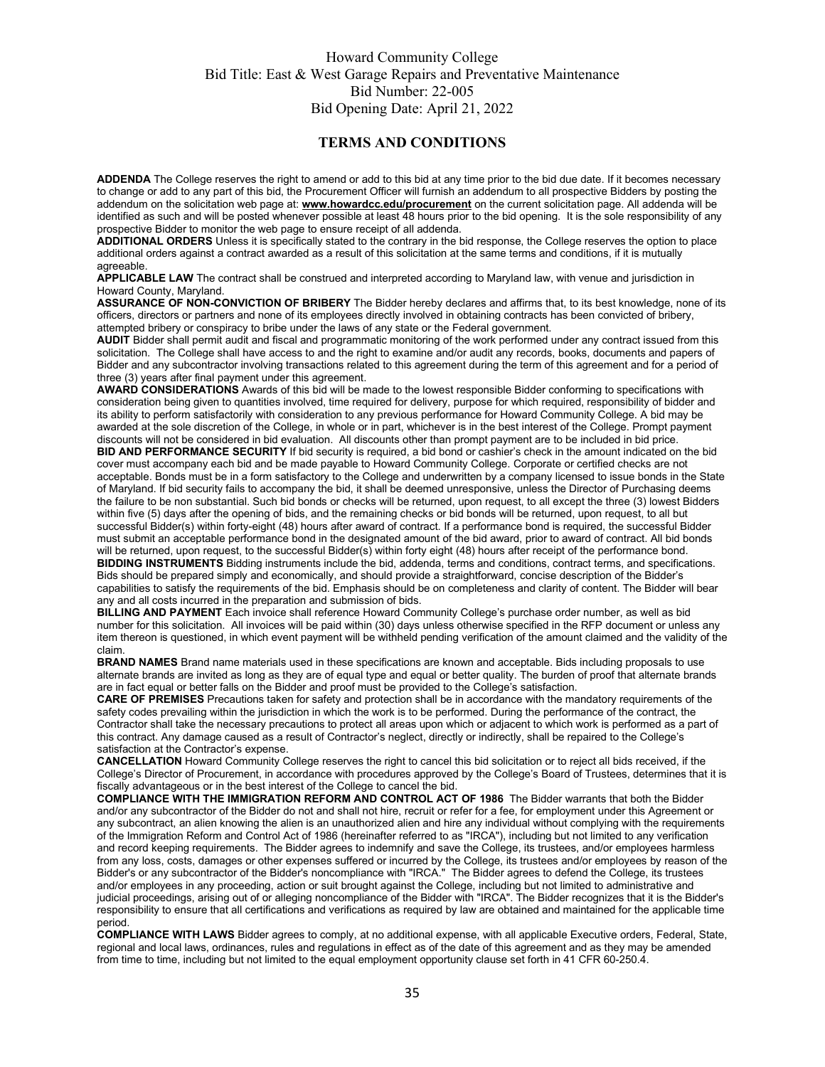Howard Community College
Bid Title: East & West Garage Repairs and Preventative Maintenance
Bid Number: 22-005
Bid Opening Date: April 21, 2022

## TERMS AND CONDITIONS

**ADDENDA** The College reserves the right to amend or add to this bid at any time prior to the bid due date. If it becomes necessary to change or add to any part of this bid, the Procurement Officer will furnish an addendum to all prospective Bidders by posting the addendum on the solicitation web page at: **www.howardcc.edu/procurement** on the current solicitation page. All addenda will be identified as such and will be posted whenever possible at least 48 hours prior to the bid opening. It is the sole responsibility of any prospective Bidder to monitor the web page to ensure receipt of all addenda.

**ADDITIONAL ORDERS** Unless it is specifically stated to the contrary in the bid response, the College reserves the option to place additional orders against a contract awarded as a result of this solicitation at the same terms and conditions, if it is mutually agreeable.

**APPLICABLE LAW** The contract shall be construed and interpreted according to Maryland law, with venue and jurisdiction in Howard County, Maryland.

**ASSURANCE OF NON-CONVICTION OF BRIBERY** The Bidder hereby declares and affirms that, to its best knowledge, none of its officers, directors or partners and none of its employees directly involved in obtaining contracts has been convicted of bribery, attempted bribery or conspiracy to bribe under the laws of any state or the Federal government.

**AUDIT** Bidder shall permit audit and fiscal and programmatic monitoring of the work performed under any contract issued from this solicitation. The College shall have access to and the right to examine and/or audit any records, books, documents and papers of Bidder and any subcontractor involving transactions related to this agreement during the term of this agreement and for a period of three (3) years after final payment under this agreement.

**AWARD CONSIDERATIONS** Awards of this bid will be made to the lowest responsible Bidder conforming to specifications with consideration being given to quantities involved, time required for delivery, purpose for which required, responsibility of bidder and its ability to perform satisfactorily with consideration to any previous performance for Howard Community College. A bid may be awarded at the sole discretion of the College, in whole or in part, whichever is in the best interest of the College. Prompt payment discounts will not be considered in bid evaluation. All discounts other than prompt payment are to be included in bid price.

**BID AND PERFORMANCE SECURITY** If bid security is required, a bid bond or cashier's check in the amount indicated on the bid cover must accompany each bid and be made payable to Howard Community College. Corporate or certified checks are not acceptable. Bonds must be in a form satisfactory to the College and underwritten by a company licensed to issue bonds in the State of Maryland. If bid security fails to accompany the bid, it shall be deemed unresponsive, unless the Director of Purchasing deems the failure to be non substantial. Such bid bonds or checks will be returned, upon request, to all except the three (3) lowest Bidders within five (5) days after the opening of bids, and the remaining checks or bid bonds will be returned, upon request, to all but successful Bidder(s) within forty-eight (48) hours after award of contract. If a performance bond is required, the successful Bidder must submit an acceptable performance bond in the designated amount of the bid award, prior to award of contract. All bid bonds will be returned, upon request, to the successful Bidder(s) within forty eight (48) hours after receipt of the performance bond.

**BIDDING INSTRUMENTS** Bidding instruments include the bid, addenda, terms and conditions, contract terms, and specifications. Bids should be prepared simply and economically, and should provide a straightforward, concise description of the Bidder's capabilities to satisfy the requirements of the bid. Emphasis should be on completeness and clarity of content. The Bidder will bear any and all costs incurred in the preparation and submission of bids.

**BILLING AND PAYMENT** Each invoice shall reference Howard Community College's purchase order number, as well as bid number for this solicitation. All invoices will be paid within (30) days unless otherwise specified in the RFP document or unless any item thereon is questioned, in which event payment will be withheld pending verification of the amount claimed and the validity of the claim.

**BRAND NAMES** Brand name materials used in these specifications are known and acceptable. Bids including proposals to use alternate brands are invited as long as they are of equal type and equal or better quality. The burden of proof that alternate brands are in fact equal or better falls on the Bidder and proof must be provided to the College's satisfaction.

**CARE OF PREMISES** Precautions taken for safety and protection shall be in accordance with the mandatory requirements of the safety codes prevailing within the jurisdiction in which the work is to be performed. During the performance of the contract, the Contractor shall take the necessary precautions to protect all areas upon which or adjacent to which work is performed as a part of this contract. Any damage caused as a result of Contractor's neglect, directly or indirectly, shall be repaired to the College's satisfaction at the Contractor's expense.

**CANCELLATION** Howard Community College reserves the right to cancel this bid solicitation or to reject all bids received, if the College's Director of Procurement, in accordance with procedures approved by the College's Board of Trustees, determines that it is fiscally advantageous or in the best interest of the College to cancel the bid.

**COMPLIANCE WITH THE IMMIGRATION REFORM AND CONTROL ACT OF 1986** The Bidder warrants that both the Bidder and/or any subcontractor of the Bidder do not and shall not hire, recruit or refer for a fee, for employment under this Agreement or any subcontract, an alien knowing the alien is an unauthorized alien and hire any individual without complying with the requirements of the Immigration Reform and Control Act of 1986 (hereinafter referred to as "IRCA"), including but not limited to any verification and record keeping requirements. The Bidder agrees to indemnify and save the College, its trustees, and/or employees harmless from any loss, costs, damages or other expenses suffered or incurred by the College, its trustees and/or employees by reason of the Bidder's or any subcontractor of the Bidder's noncompliance with "IRCA." The Bidder agrees to defend the College, its trustees and/or employees in any proceeding, action or suit brought against the College, including but not limited to administrative and judicial proceedings, arising out of or alleging noncompliance of the Bidder with "IRCA". The Bidder recognizes that it is the Bidder's responsibility to ensure that all certifications and verifications as required by law are obtained and maintained for the applicable time period.

**COMPLIANCE WITH LAWS** Bidder agrees to comply, at no additional expense, with all applicable Executive orders, Federal, State, regional and local laws, ordinances, rules and regulations in effect as of the date of this agreement and as they may be amended from time to time, including but not limited to the equal employment opportunity clause set forth in 41 CFR 60-250.4.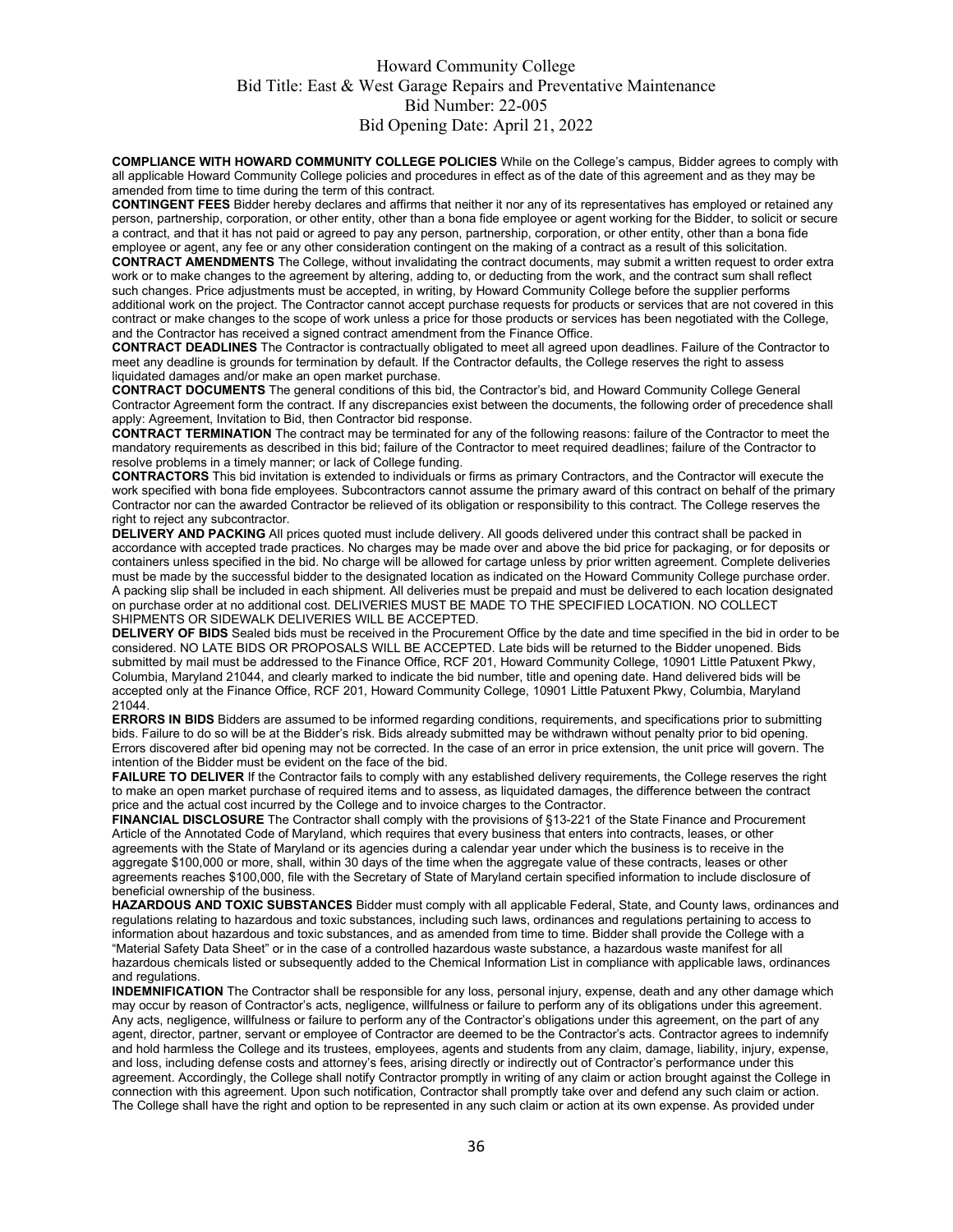**COMPLIANCE WITH HOWARD COMMUNITY COLLEGE POLICIES** While on the College's campus, Bidder agrees to comply with all applicable Howard Community College policies and procedures in effect as of the date of this agreement and as they may be amended from time to time during the term of this contract.

**CONTINGENT FEES** Bidder hereby declares and affirms that neither it nor any of its representatives has employed or retained any person, partnership, corporation, or other entity, other than a bona fide employee or agent working for the Bidder, to solicit or secure a contract, and that it has not paid or agreed to pay any person, partnership, corporation, or other entity, other than a bona fide employee or agent, any fee or any other consideration contingent on the making of a contract as a result of this solicitation.

**CONTRACT AMENDMENTS** The College, without invalidating the contract documents, may submit a written request to order extra work or to make changes to the agreement by altering, adding to, or deducting from the work, and the contract sum shall reflect such changes. Price adjustments must be accepted, in writing, by Howard Community College before the supplier performs additional work on the project. The Contractor cannot accept purchase requests for products or services that are not covered in this contract or make changes to the scope of work unless a price for those products or services has been negotiated with the College, and the Contractor has received a signed contract amendment from the Finance Office.

**CONTRACT DEADLINES** The Contractor is contractually obligated to meet all agreed upon deadlines. Failure of the Contractor to meet any deadline is grounds for termination by default. If the Contractor defaults, the College reserves the right to assess liquidated damages and/or make an open market purchase.

**CONTRACT DOCUMENTS** The general conditions of this bid, the Contractor's bid, and Howard Community College General Contractor Agreement form the contract. If any discrepancies exist between the documents, the following order of precedence shall apply: Agreement, Invitation to Bid, then Contractor bid response.

**CONTRACT TERMINATION** The contract may be terminated for any of the following reasons: failure of the Contractor to meet the mandatory requirements as described in this bid; failure of the Contractor to meet required deadlines; failure of the Contractor to resolve problems in a timely manner; or lack of College funding.

**CONTRACTORS** This bid invitation is extended to individuals or firms as primary Contractors, and the Contractor will execute the work specified with bona fide employees. Subcontractors cannot assume the primary award of this contract on behalf of the primary Contractor nor can the awarded Contractor be relieved of its obligation or responsibility to this contract. The College reserves the right to reject any subcontractor.

**DELIVERY AND PACKING** All prices quoted must include delivery. All goods delivered under this contract shall be packed in accordance with accepted trade practices. No charges may be made over and above the bid price for packaging, or for deposits or containers unless specified in the bid. No charge will be allowed for cartage unless by prior written agreement. Complete deliveries must be made by the successful bidder to the designated location as indicated on the Howard Community College purchase order. A packing slip shall be included in each shipment. All deliveries must be prepaid and must be delivered to each location designated on purchase order at no additional cost. DELIVERIES MUST BE MADE TO THE SPECIFIED LOCATION. NO COLLECT SHIPMENTS OR SIDEWALK DELIVERIES WILL BE ACCEPTED.

**DELIVERY OF BIDS** Sealed bids must be received in the Procurement Office by the date and time specified in the bid in order to be considered. NO LATE BIDS OR PROPOSALS WILL BE ACCEPTED. Late bids will be returned to the Bidder unopened. Bids submitted by mail must be addressed to the Finance Office, RCF 201, Howard Community College, 10901 Little Patuxent Pkwy, Columbia, Maryland 21044, and clearly marked to indicate the bid number, title and opening date. Hand delivered bids will be accepted only at the Finance Office, RCF 201, Howard Community College, 10901 Little Patuxent Pkwy, Columbia, Maryland 21044.

**ERRORS IN BIDS** Bidders are assumed to be informed regarding conditions, requirements, and specifications prior to submitting bids. Failure to do so will be at the Bidder's risk. Bids already submitted may be withdrawn without penalty prior to bid opening. Errors discovered after bid opening may not be corrected. In the case of an error in price extension, the unit price will govern. The intention of the Bidder must be evident on the face of the bid.

**FAILURE TO DELIVER** If the Contractor fails to comply with any established delivery requirements, the College reserves the right to make an open market purchase of required items and to assess, as liquidated damages, the difference between the contract price and the actual cost incurred by the College and to invoice charges to the Contractor.

**FINANCIAL DISCLOSURE** The Contractor shall comply with the provisions of §13-221 of the State Finance and Procurement Article of the Annotated Code of Maryland, which requires that every business that enters into contracts, leases, or other agreements with the State of Maryland or its agencies during a calendar year under which the business is to receive in the aggregate $100,000 or more, shall, within 30 days of the time when the aggregate value of these contracts, leases or other agreements reaches $100,000, file with the Secretary of State of Maryland certain specified information to include disclosure of beneficial ownership of the business.

**HAZARDOUS AND TOXIC SUBSTANCES** Bidder must comply with all applicable Federal, State, and County laws, ordinances and regulations relating to hazardous and toxic substances, including such laws, ordinances and regulations pertaining to access to information about hazardous and toxic substances, and as amended from time to time. Bidder shall provide the College with a "Material Safety Data Sheet" or in the case of a controlled hazardous waste substance, a hazardous waste manifest for all hazardous chemicals listed or subsequently added to the Chemical Information List in compliance with applicable laws, ordinances and regulations.

**INDEMNIFICATION** The Contractor shall be responsible for any loss, personal injury, expense, death and any other damage which may occur by reason of Contractor's acts, negligence, willfulness or failure to perform any of its obligations under this agreement. Any acts, negligence, willfulness or failure to perform any of the Contractor's obligations under this agreement, on the part of any agent, director, partner, servant or employee of Contractor are deemed to be the Contractor's acts. Contractor agrees to indemnify and hold harmless the College and its trustees, employees, agents and students from any claim, damage, liability, injury, expense, and loss, including defense costs and attorney's fees, arising directly or indirectly out of Contractor's performance under this agreement. Accordingly, the College shall notify Contractor promptly in writing of any claim or action brought against the College in connection with this agreement. Upon such notification, Contractor shall promptly take over and defend any such claim or action. The College shall have the right and option to be represented in any such claim or action at its own expense. As provided under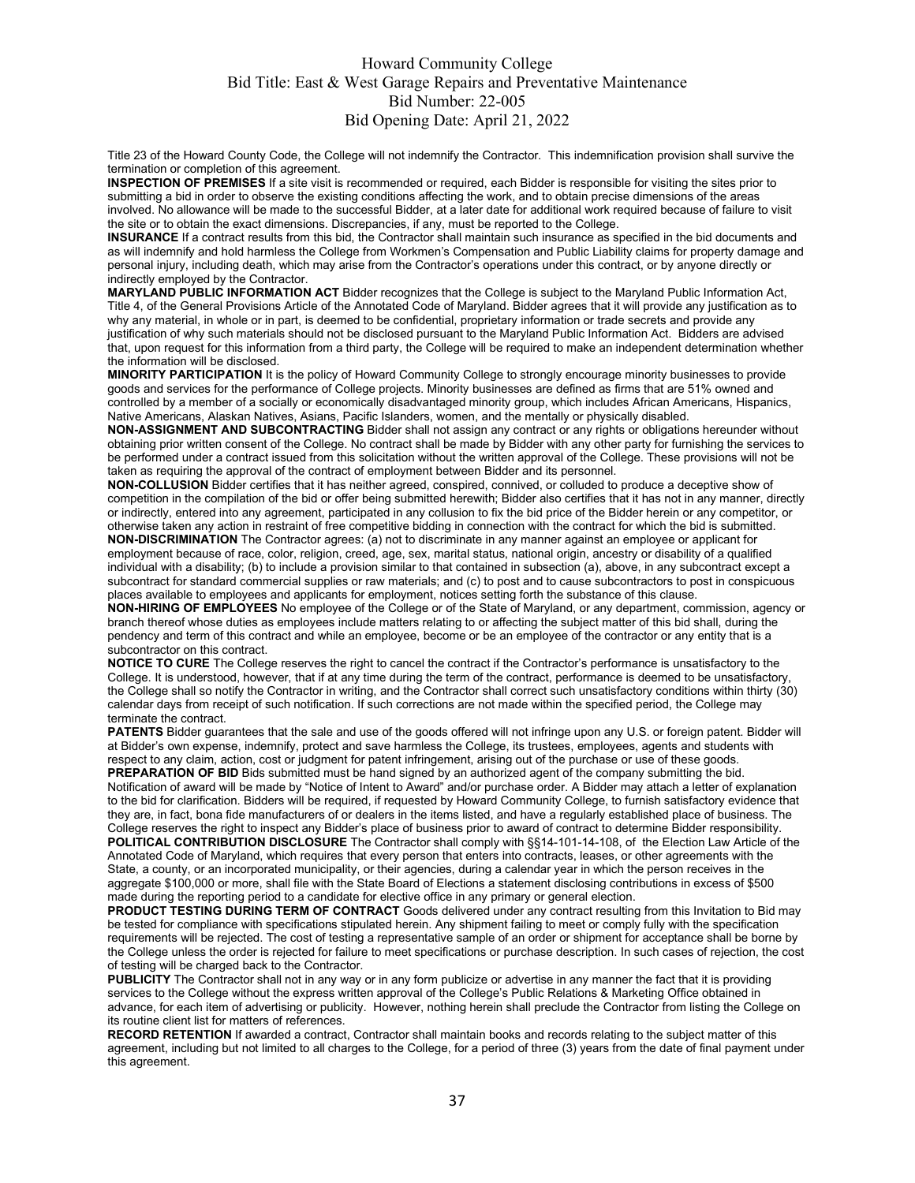Title 23 of the Howard County Code, the College will not indemnify the Contractor. This indemnification provision shall survive the termination or completion of this agreement.

**INSPECTION OF PREMISES** If a site visit is recommended or required, each Bidder is responsible for visiting the sites prior to submitting a bid in order to observe the existing conditions affecting the work, and to obtain precise dimensions of the areas involved. No allowance will be made to the successful Bidder, at a later date for additional work required because of failure to visit the site or to obtain the exact dimensions. Discrepancies, if any, must be reported to the College.

**INSURANCE** If a contract results from this bid, the Contractor shall maintain such insurance as specified in the bid documents and as will indemnify and hold harmless the College from Workmen's Compensation and Public Liability claims for property damage and personal injury, including death, which may arise from the Contractor's operations under this contract, or by anyone directly or indirectly employed by the Contractor.

**MARYLAND PUBLIC INFORMATION ACT** Bidder recognizes that the College is subject to the Maryland Public Information Act, Title 4, of the General Provisions Article of the Annotated Code of Maryland. Bidder agrees that it will provide any justification as to why any material, in whole or in part, is deemed to be confidential, proprietary information or trade secrets and provide any justification of why such materials should not be disclosed pursuant to the Maryland Public Information Act. Bidders are advised that, upon request for this information from a third party, the College will be required to make an independent determination whether the information will be disclosed.

**MINORITY PARTICIPATION** It is the policy of Howard Community College to strongly encourage minority businesses to provide goods and services for the performance of College projects. Minority businesses are defined as firms that are 51% owned and controlled by a member of a socially or economically disadvantaged minority group, which includes African Americans, Hispanics, Native Americans, Alaskan Natives, Asians, Pacific Islanders, women, and the mentally or physically disabled.

**NON-ASSIGNMENT AND SUBCONTRACTING** Bidder shall not assign any contract or any rights or obligations hereunder without obtaining prior written consent of the College. No contract shall be made by Bidder with any other party for furnishing the services to be performed under a contract issued from this solicitation without the written approval of the College. These provisions will not be taken as requiring the approval of the contract of employment between Bidder and its personnel.

**NON-COLLUSION** Bidder certifies that it has neither agreed, conspired, connived, or colluded to produce a deceptive show of competition in the compilation of the bid or offer being submitted herewith; Bidder also certifies that it has not in any manner, directly or indirectly, entered into any agreement, participated in any collusion to fix the bid price of the Bidder herein or any competitor, or otherwise taken any action in restraint of free competitive bidding in connection with the contract for which the bid is submitted.

**NON-DISCRIMINATION** The Contractor agrees: (a) not to discriminate in any manner against an employee or applicant for employment because of race, color, religion, creed, age, sex, marital status, national origin, ancestry or disability of a qualified individual with a disability; (b) to include a provision similar to that contained in subsection (a), above, in any subcontract except a subcontract for standard commercial supplies or raw materials; and (c) to post and to cause subcontractors to post in conspicuous places available to employees and applicants for employment, notices setting forth the substance of this clause.

**NON-HIRING OF EMPLOYEES** No employee of the College or of the State of Maryland, or any department, commission, agency or branch thereof whose duties as employees include matters relating to or affecting the subject matter of this bid shall, during the pendency and term of this contract and while an employee, become or be an employee of the contractor or any entity that is a subcontractor on this contract.

**NOTICE TO CURE** The College reserves the right to cancel the contract if the Contractor's performance is unsatisfactory to the College. It is understood, however, that if at any time during the term of the contract, performance is deemed to be unsatisfactory, the College shall so notify the Contractor in writing, and the Contractor shall correct such unsatisfactory conditions within thirty (30) calendar days from receipt of such notification. If such corrections are not made within the specified period, the College may terminate the contract.

**PATENTS** Bidder guarantees that the sale and use of the goods offered will not infringe upon any U.S. or foreign patent. Bidder will at Bidder's own expense, indemnify, protect and save harmless the College, its trustees, employees, agents and students with respect to any claim, action, cost or judgment for patent infringement, arising out of the purchase or use of these goods.

**PREPARATION OF BID** Bids submitted must be hand signed by an authorized agent of the company submitting the bid. Notification of award will be made by "Notice of Intent to Award" and/or purchase order. A Bidder may attach a letter of explanation to the bid for clarification. Bidders will be required, if requested by Howard Community College, to furnish satisfactory evidence that they are, in fact, bona fide manufacturers of or dealers in the items listed, and have a regularly established place of business. The College reserves the right to inspect any Bidder's place of business prior to award of contract to determine Bidder responsibility.

**POLITICAL CONTRIBUTION DISCLOSURE** The Contractor shall comply with §§14-101-14-108, of the Election Law Article of the Annotated Code of Maryland, which requires that every person that enters into contracts, leases, or other agreements with the State, a county, or an incorporated municipality, or their agencies, during a calendar year in which the person receives in the aggregate $100,000 or more, shall file with the State Board of Elections a statement disclosing contributions in excess of $500 made during the reporting period to a candidate for elective office in any primary or general election.

**PRODUCT TESTING DURING TERM OF CONTRACT** Goods delivered under any contract resulting from this Invitation to Bid may be tested for compliance with specifications stipulated herein. Any shipment failing to meet or comply fully with the specification requirements will be rejected. The cost of testing a representative sample of an order or shipment for acceptance shall be borne by the College unless the order is rejected for failure to meet specifications or purchase description. In such cases of rejection, the cost of testing will be charged back to the Contractor.

**PUBLICITY** The Contractor shall not in any way or in any form publicize or advertise in any manner the fact that it is providing services to the College without the express written approval of the College's Public Relations & Marketing Office obtained in advance, for each item of advertising or publicity. However, nothing herein shall preclude the Contractor from listing the College on its routine client list for matters of references.

**RECORD RETENTION** If awarded a contract, Contractor shall maintain books and records relating to the subject matter of this agreement, including but not limited to all charges to the College, for a period of three (3) years from the date of final payment under this agreement.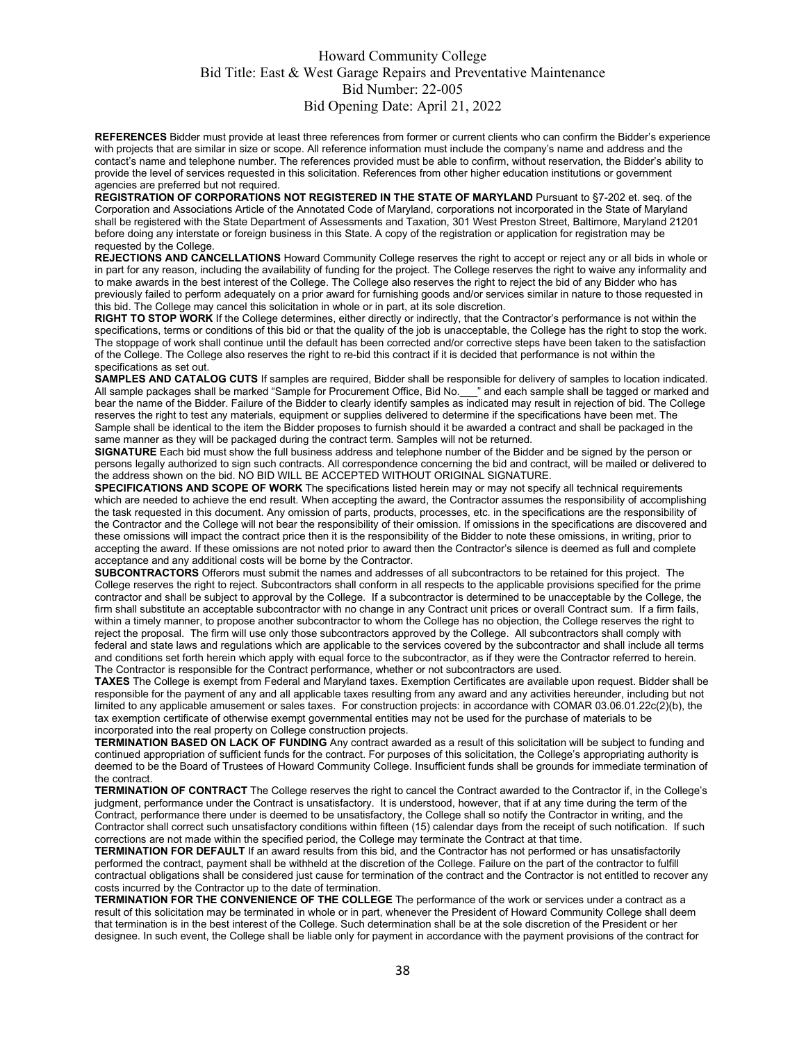**REFERENCES** Bidder must provide at least three references from former or current clients who can confirm the Bidder's experience with projects that are similar in size or scope. All reference information must include the company's name and address and the contact's name and telephone number. The references provided must be able to confirm, without reservation, the Bidder's ability to provide the level of services requested in this solicitation. References from other higher education institutions or government agencies are preferred but not required.

**REGISTRATION OF CORPORATIONS NOT REGISTERED IN THE STATE OF MARYLAND** Pursuant to §7-202 et. seq. of the Corporation and Associations Article of the Annotated Code of Maryland, corporations not incorporated in the State of Maryland shall be registered with the State Department of Assessments and Taxation, 301 West Preston Street, Baltimore, Maryland 21201 before doing any interstate or foreign business in this State. A copy of the registration or application for registration may be requested by the College.

**REJECTIONS AND CANCELLATIONS** Howard Community College reserves the right to accept or reject any or all bids in whole or in part for any reason, including the availability of funding for the project. The College reserves the right to waive any informality and to make awards in the best interest of the College. The College also reserves the right to reject the bid of any Bidder who has previously failed to perform adequately on a prior award for furnishing goods and/or services similar in nature to those requested in this bid. The College may cancel this solicitation in whole or in part, at its sole discretion.

**RIGHT TO STOP WORK** If the College determines, either directly or indirectly, that the Contractor's performance is not within the specifications, terms or conditions of this bid or that the quality of the job is unacceptable, the College has the right to stop the work. The stoppage of work shall continue until the default has been corrected and/or corrective steps have been taken to the satisfaction of the College. The College also reserves the right to re-bid this contract if it is decided that performance is not within the specifications as set out.

**SAMPLES AND CATALOG CUTS** If samples are required, Bidder shall be responsible for delivery of samples to location indicated. All sample packages shall be marked "Sample for Procurement Office, Bid No.___" and each sample shall be tagged or marked and bear the name of the Bidder. Failure of the Bidder to clearly identify samples as indicated may result in rejection of bid. The College reserves the right to test any materials, equipment or supplies delivered to determine if the specifications have been met. The Sample shall be identical to the item the Bidder proposes to furnish should it be awarded a contract and shall be packaged in the same manner as they will be packaged during the contract term. Samples will not be returned.

**SIGNATURE** Each bid must show the full business address and telephone number of the Bidder and be signed by the person or persons legally authorized to sign such contracts. All correspondence concerning the bid and contract, will be mailed or delivered to the address shown on the bid. NO BID WILL BE ACCEPTED WITHOUT ORIGINAL SIGNATURE.

**SPECIFICATIONS AND SCOPE OF WORK** The specifications listed herein may or may not specify all technical requirements which are needed to achieve the end result. When accepting the award, the Contractor assumes the responsibility of accomplishing the task requested in this document. Any omission of parts, products, processes, etc. in the specifications are the responsibility of the Contractor and the College will not bear the responsibility of their omission. If omissions in the specifications are discovered and these omissions will impact the contract price then it is the responsibility of the Bidder to note these omissions, in writing, prior to accepting the award. If these omissions are not noted prior to award then the Contractor's silence is deemed as full and complete acceptance and any additional costs will be borne by the Contractor.

**SUBCONTRACTORS** Offerors must submit the names and addresses of all subcontractors to be retained for this project. The College reserves the right to reject. Subcontractors shall conform in all respects to the applicable provisions specified for the prime contractor and shall be subject to approval by the College. If a subcontractor is determined to be unacceptable by the College, the firm shall substitute an acceptable subcontractor with no change in any Contract unit prices or overall Contract sum. If a firm fails, within a timely manner, to propose another subcontractor to whom the College has no objection, the College reserves the right to reject the proposal. The firm will use only those subcontractors approved by the College. All subcontractors shall comply with federal and state laws and regulations which are applicable to the services covered by the subcontractor and shall include all terms and conditions set forth herein which apply with equal force to the subcontractor, as if they were the Contractor referred to herein. The Contractor is responsible for the Contract performance, whether or not subcontractors are used.

**TAXES** The College is exempt from Federal and Maryland taxes. Exemption Certificates are available upon request. Bidder shall be responsible for the payment of any and all applicable taxes resulting from any award and any activities hereunder, including but not limited to any applicable amusement or sales taxes. For construction projects: in accordance with COMAR 03.06.01.22c(2)(b), the tax exemption certificate of otherwise exempt governmental entities may not be used for the purchase of materials to be incorporated into the real property on College construction projects.

**TERMINATION BASED ON LACK OF FUNDING** Any contract awarded as a result of this solicitation will be subject to funding and continued appropriation of sufficient funds for the contract. For purposes of this solicitation, the College's appropriating authority is deemed to be the Board of Trustees of Howard Community College. Insufficient funds shall be grounds for immediate termination of the contract.

**TERMINATION OF CONTRACT** The College reserves the right to cancel the Contract awarded to the Contractor if, in the College's judgment, performance under the Contract is unsatisfactory. It is understood, however, that if at any time during the term of the Contract, performance there under is deemed to be unsatisfactory, the College shall so notify the Contractor in writing, and the Contractor shall correct such unsatisfactory conditions within fifteen (15) calendar days from the receipt of such notification. If such corrections are not made within the specified period, the College may terminate the Contract at that time.

**TERMINATION FOR DEFAULT** If an award results from this bid, and the Contractor has not performed or has unsatisfactorily performed the contract, payment shall be withheld at the discretion of the College. Failure on the part of the contractor to fulfill contractual obligations shall be considered just cause for termination of the contract and the Contractor is not entitled to recover any costs incurred by the Contractor up to the date of termination.

**TERMINATION FOR THE CONVENIENCE OF THE COLLEGE** The performance of the work or services under a contract as a result of this solicitation may be terminated in whole or in part, whenever the President of Howard Community College shall deem that termination is in the best interest of the College. Such determination shall be at the sole discretion of the President or her designee. In such event, the College shall be liable only for payment in accordance with the payment provisions of the contract for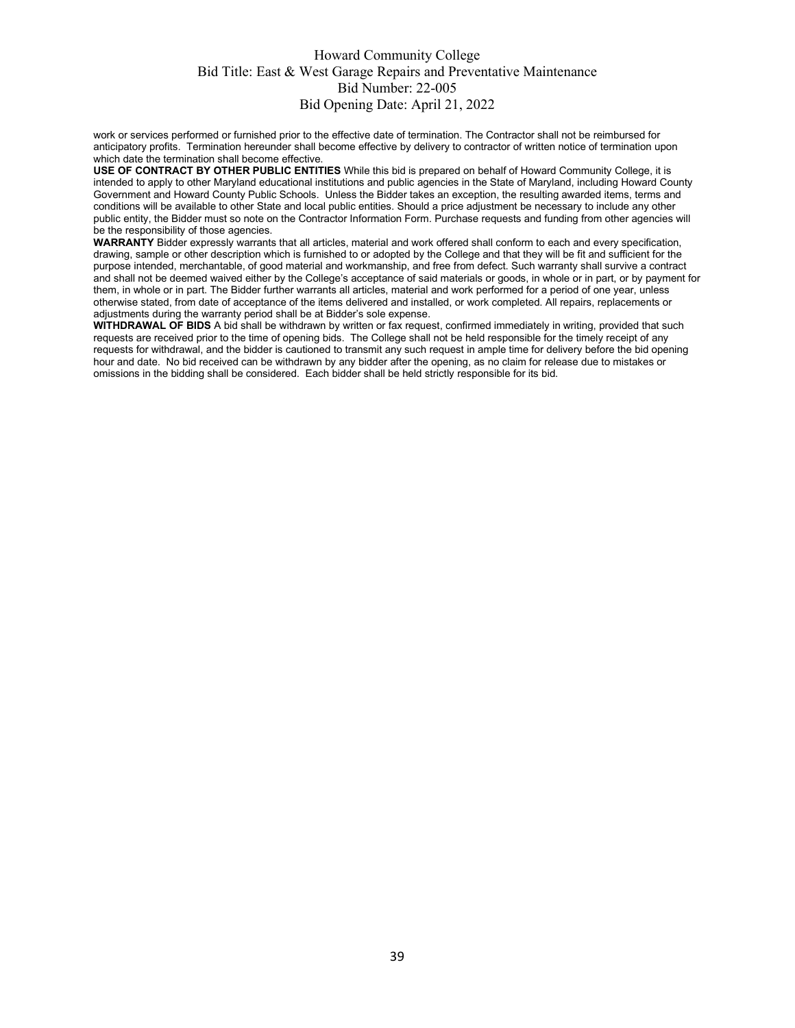work or services performed or furnished prior to the effective date of termination. The Contractor shall not be reimbursed for anticipatory profits. Termination hereunder shall become effective by delivery to contractor of written notice of termination upon which date the termination shall become effective.

**USE OF CONTRACT BY OTHER PUBLIC ENTITIES** While this bid is prepared on behalf of Howard Community College, it is intended to apply to other Maryland educational institutions and public agencies in the State of Maryland, including Howard County Government and Howard County Public Schools. Unless the Bidder takes an exception, the resulting awarded items, terms and conditions will be available to other State and local public entities. Should a price adjustment be necessary to include any other public entity, the Bidder must so note on the Contractor Information Form. Purchase requests and funding from other agencies will be the responsibility of those agencies.

**WARRANTY** Bidder expressly warrants that all articles, material and work offered shall conform to each and every specification, drawing, sample or other description which is furnished to or adopted by the College and that they will be fit and sufficient for the purpose intended, merchantable, of good material and workmanship, and free from defect. Such warranty shall survive a contract and shall not be deemed waived either by the College's acceptance of said materials or goods, in whole or in part, or by payment for them, in whole or in part. The Bidder further warrants all articles, material and work performed for a period of one year, unless otherwise stated, from date of acceptance of the items delivered and installed, or work completed. All repairs, replacements or adjustments during the warranty period shall be at Bidder's sole expense.

**WITHDRAWAL OF BIDS** A bid shall be withdrawn by written or fax request, confirmed immediately in writing, provided that such requests are received prior to the time of opening bids. The College shall not be held responsible for the timely receipt of any requests for withdrawal, and the bidder is cautioned to transmit any such request in ample time for delivery before the bid opening hour and date. No bid received can be withdrawn by any bidder after the opening, as no claim for release due to mistakes or omissions in the bidding shall be considered. Each bidder shall be held strictly responsible for its bid.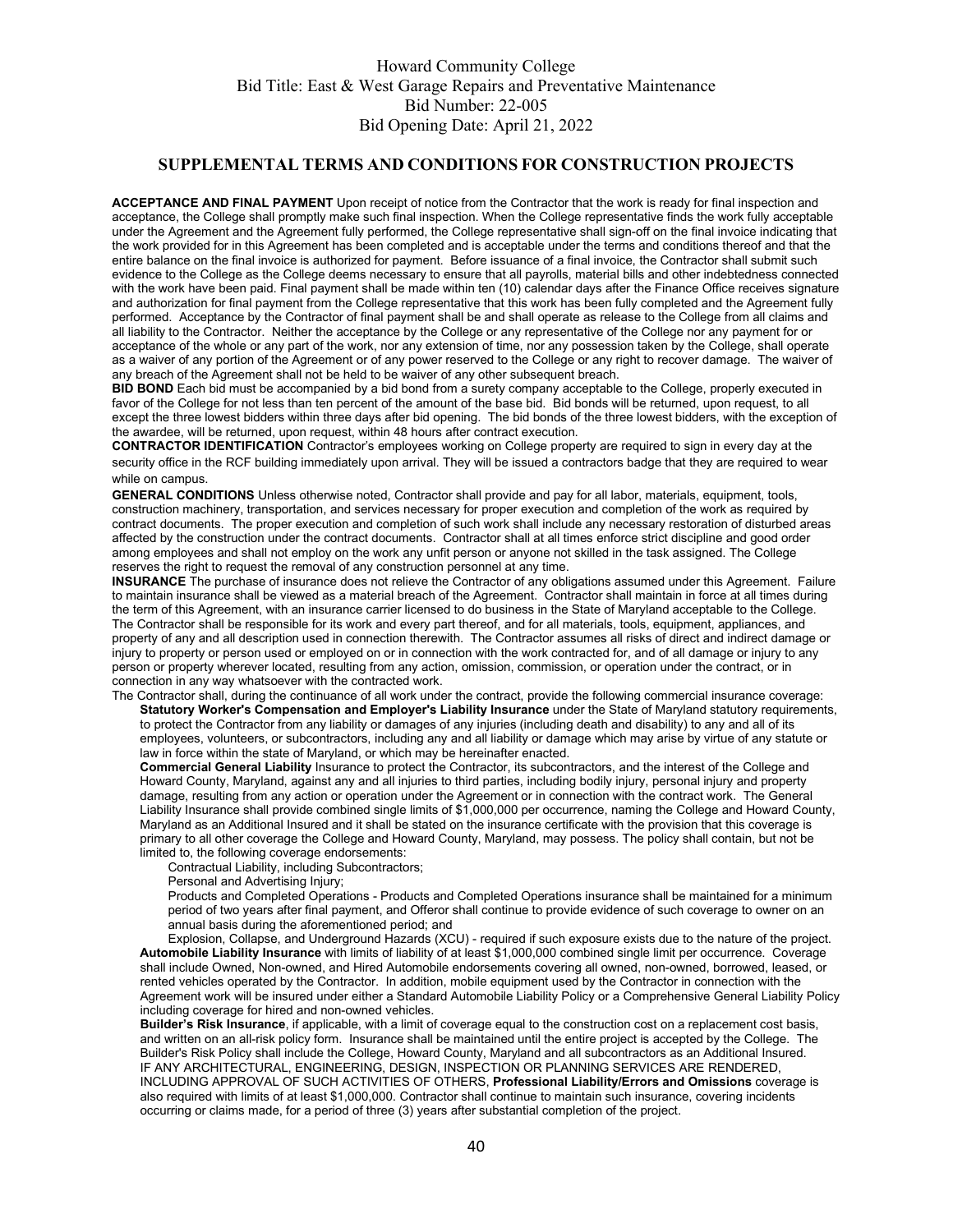## SUPPLEMENTAL TERMS AND CONDITIONS FOR CONSTRUCTION PROJECTS

**ACCEPTANCE AND FINAL PAYMENT** Upon receipt of notice from the Contractor that the work is ready for final inspection and acceptance, the College shall promptly make such final inspection. When the College representative finds the work fully acceptable under the Agreement and the Agreement fully performed, the College representative shall sign-off on the final invoice indicating that the work provided for in this Agreement has been completed and is acceptable under the terms and conditions thereof and that the entire balance on the final invoice is authorized for payment. Before issuance of a final invoice, the Contractor shall submit such evidence to the College as the College deems necessary to ensure that all payrolls, material bills and other indebtedness connected with the work have been paid. Final payment shall be made within ten (10) calendar days after the Finance Office receives signature and authorization for final payment from the College representative that this work has been fully completed and the Agreement fully performed. Acceptance by the Contractor of final payment shall be and shall operate as release to the College from all claims and all liability to the Contractor. Neither the acceptance by the College or any representative of the College nor any payment for or acceptance of the whole or any part of the work, nor any extension of time, nor any possession taken by the College, shall operate as a waiver of any portion of the Agreement or of any power reserved to the College or any right to recover damage. The waiver of any breach of the Agreement shall not be held to be waiver of any other subsequent breach.

**BID BOND** Each bid must be accompanied by a bid bond from a surety company acceptable to the College, properly executed in favor of the College for not less than ten percent of the amount of the base bid. Bid bonds will be returned, upon request, to all except the three lowest bidders within three days after bid opening. The bid bonds of the three lowest bidders, with the exception of the awardee, will be returned, upon request, within 48 hours after contract execution.

**CONTRACTOR IDENTIFICATION** Contractor's employees working on College property are required to sign in every day at the security office in the RCF building immediately upon arrival. They will be issued a contractors badge that they are required to wear while on campus.

**GENERAL CONDITIONS** Unless otherwise noted, Contractor shall provide and pay for all labor, materials, equipment, tools, construction machinery, transportation, and services necessary for proper execution and completion of the work as required by contract documents. The proper execution and completion of such work shall include any necessary restoration of disturbed areas affected by the construction under the contract documents. Contractor shall at all times enforce strict discipline and good order among employees and shall not employ on the work any unfit person or anyone not skilled in the task assigned. The College reserves the right to request the removal of any construction personnel at any time.

**INSURANCE** The purchase of insurance does not relieve the Contractor of any obligations assumed under this Agreement. Failure to maintain insurance shall be viewed as a material breach of the Agreement. Contractor shall maintain in force at all times during the term of this Agreement, with an insurance carrier licensed to do business in the State of Maryland acceptable to the College. The Contractor shall be responsible for its work and every part thereof, and for all materials, tools, equipment, appliances, and property of any and all description used in connection therewith. The Contractor assumes all risks of direct and indirect damage or injury to property or person used or employed on or in connection with the work contracted for, and of all damage or injury to any person or property wherever located, resulting from any action, omission, commission, or operation under the contract, or in connection in any way whatsoever with the contracted work.

The Contractor shall, during the continuance of all work under the contract, provide the following commercial insurance coverage:

**Statutory Worker's Compensation and Employer's Liability Insurance** under the State of Maryland statutory requirements, to protect the Contractor from any liability or damages of any injuries (including death and disability) to any and all of its employees, volunteers, or subcontractors, including any and all liability or damage which may arise by virtue of any statute or law in force within the state of Maryland, or which may be hereinafter enacted.

**Commercial General Liability** Insurance to protect the Contractor, its subcontractors, and the interest of the College and Howard County, Maryland, against any and all injuries to third parties, including bodily injury, personal injury and property damage, resulting from any action or operation under the Agreement or in connection with the contract work. The General Liability Insurance shall provide combined single limits of $1,000,000 per occurrence, naming the College and Howard County, Maryland as an Additional Insured and it shall be stated on the insurance certificate with the provision that this coverage is primary to all other coverage the College and Howard County, Maryland, may possess. The policy shall contain, but not be limited to, the following coverage endorsements:

Contractual Liability, including Subcontractors;

Personal and Advertising Injury;

Products and Completed Operations - Products and Completed Operations insurance shall be maintained for a minimum period of two years after final payment, and Offeror shall continue to provide evidence of such coverage to owner on an annual basis during the aforementioned period; and

Explosion, Collapse, and Underground Hazards (XCU) - required if such exposure exists due to the nature of the project.

**Automobile Liability Insurance** with limits of liability of at least $1,000,000 combined single limit per occurrence. Coverage shall include Owned, Non-owned, and Hired Automobile endorsements covering all owned, non-owned, borrowed, leased, or rented vehicles operated by the Contractor. In addition, mobile equipment used by the Contractor in connection with the Agreement work will be insured under either a Standard Automobile Liability Policy or a Comprehensive General Liability Policy including coverage for hired and non-owned vehicles.

**Builder's Risk Insurance**, if applicable, with a limit of coverage equal to the construction cost on a replacement cost basis, and written on an all-risk policy form. Insurance shall be maintained until the entire project is accepted by the College. The Builder's Risk Policy shall include the College, Howard County, Maryland and all subcontractors as an Additional Insured.

IF ANY ARCHITECTURAL, ENGINEERING, DESIGN, INSPECTION OR PLANNING SERVICES ARE RENDERED, INCLUDING APPROVAL OF SUCH ACTIVITIES OF OTHERS, **Professional Liability/Errors and Omissions** coverage is also required with limits of at least $1,000,000. Contractor shall continue to maintain such insurance, covering incidents occurring or claims made, for a period of three (3) years after substantial completion of the project.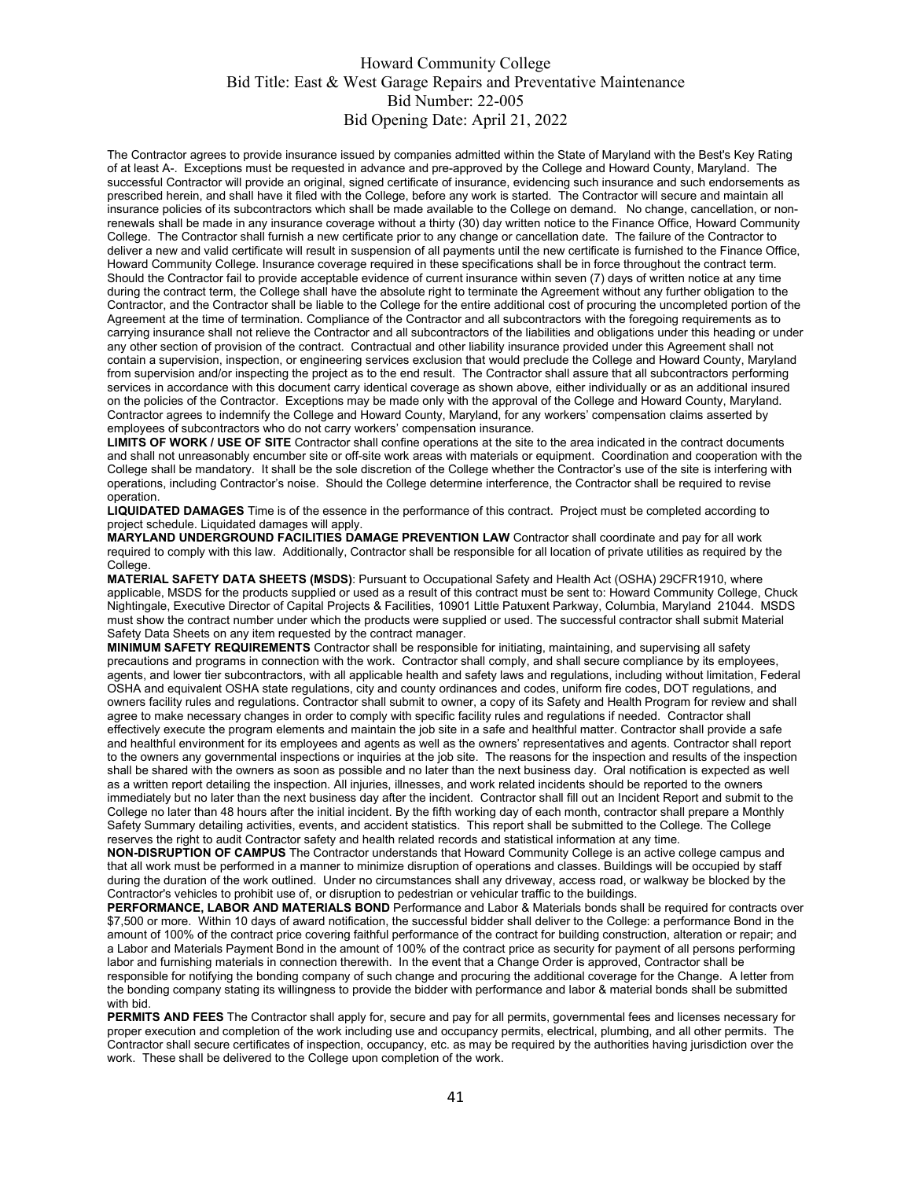The Contractor agrees to provide insurance issued by companies admitted within the State of Maryland with the Best's Key Rating of at least A-. Exceptions must be requested in advance and pre-approved by the College and Howard County, Maryland. The successful Contractor will provide an original, signed certificate of insurance, evidencing such insurance and such endorsements as prescribed herein, and shall have it filed with the College, before any work is started. The Contractor will secure and maintain all insurance policies of its subcontractors which shall be made available to the College on demand. No change, cancellation, or non-renewals shall be made in any insurance coverage without a thirty (30) day written notice to the Finance Office, Howard Community College. The Contractor shall furnish a new certificate prior to any change or cancellation date. The failure of the Contractor to deliver a new and valid certificate will result in suspension of all payments until the new certificate is furnished to the Finance Office, Howard Community College. Insurance coverage required in these specifications shall be in force throughout the contract term. Should the Contractor fail to provide acceptable evidence of current insurance within seven (7) days of written notice at any time during the contract term, the College shall have the absolute right to terminate the Agreement without any further obligation to the Contractor, and the Contractor shall be liable to the College for the entire additional cost of procuring the uncompleted portion of the Agreement at the time of termination. Compliance of the Contractor and all subcontractors with the foregoing requirements as to carrying insurance shall not relieve the Contractor and all subcontractors of the liabilities and obligations under this heading or under any other section of provision of the contract. Contractual and other liability insurance provided under this Agreement shall not contain a supervision, inspection, or engineering services exclusion that would preclude the College and Howard County, Maryland from supervision and/or inspecting the project as to the end result. The Contractor shall assure that all subcontractors performing services in accordance with this document carry identical coverage as shown above, either individually or as an additional insured on the policies of the Contractor. Exceptions may be made only with the approval of the College and Howard County, Maryland. Contractor agrees to indemnify the College and Howard County, Maryland, for any workers' compensation claims asserted by employees of subcontractors who do not carry workers' compensation insurance.

**LIMITS OF WORK / USE OF SITE** Contractor shall confine operations at the site to the area indicated in the contract documents and shall not unreasonably encumber site or off-site work areas with materials or equipment. Coordination and cooperation with the College shall be mandatory. It shall be the sole discretion of the College whether the Contractor's use of the site is interfering with operations, including Contractor's noise. Should the College determine interference, the Contractor shall be required to revise operation.

**LIQUIDATED DAMAGES** Time is of the essence in the performance of this contract. Project must be completed according to project schedule. Liquidated damages will apply.

**MARYLAND UNDERGROUND FACILITIES DAMAGE PREVENTION LAW** Contractor shall coordinate and pay for all work required to comply with this law. Additionally, Contractor shall be responsible for all location of private utilities as required by the College.

**MATERIAL SAFETY DATA SHEETS (MSDS)**: Pursuant to Occupational Safety and Health Act (OSHA) 29CFR1910, where applicable, MSDS for the products supplied or used as a result of this contract must be sent to: Howard Community College, Chuck Nightingale, Executive Director of Capital Projects & Facilities, 10901 Little Patuxent Parkway, Columbia, Maryland 21044. MSDS must show the contract number under which the products were supplied or used. The successful contractor shall submit Material Safety Data Sheets on any item requested by the contract manager.

**MINIMUM SAFETY REQUIREMENTS** Contractor shall be responsible for initiating, maintaining, and supervising all safety precautions and programs in connection with the work. Contractor shall comply, and shall secure compliance by its employees, agents, and lower tier subcontractors, with all applicable health and safety laws and regulations, including without limitation, Federal OSHA and equivalent OSHA state regulations, city and county ordinances and codes, uniform fire codes, DOT regulations, and owners facility rules and regulations. Contractor shall submit to owner, a copy of its Safety and Health Program for review and shall agree to make necessary changes in order to comply with specific facility rules and regulations if needed. Contractor shall effectively execute the program elements and maintain the job site in a safe and healthful matter. Contractor shall provide a safe and healthful environment for its employees and agents as well as the owners' representatives and agents. Contractor shall report to the owners any governmental inspections or inquiries at the job site. The reasons for the inspection and results of the inspection shall be shared with the owners as soon as possible and no later than the next business day. Oral notification is expected as well as a written report detailing the inspection. All injuries, illnesses, and work related incidents should be reported to the owners immediately but no later than the next business day after the incident. Contractor shall fill out an Incident Report and submit to the College no later than 48 hours after the initial incident. By the fifth working day of each month, contractor shall prepare a Monthly Safety Summary detailing activities, events, and accident statistics. This report shall be submitted to the College. The College reserves the right to audit Contractor safety and health related records and statistical information at any time.

**NON-DISRUPTION OF CAMPUS** The Contractor understands that Howard Community College is an active college campus and that all work must be performed in a manner to minimize disruption of operations and classes. Buildings will be occupied by staff during the duration of the work outlined. Under no circumstances shall any driveway, access road, or walkway be blocked by the Contractor's vehicles to prohibit use of, or disruption to pedestrian or vehicular traffic to the buildings.

**PERFORMANCE, LABOR AND MATERIALS BOND** Performance and Labor & Materials bonds shall be required for contracts over $7,500 or more. Within 10 days of award notification, the successful bidder shall deliver to the College: a performance Bond in the amount of 100% of the contract price covering faithful performance of the contract for building construction, alteration or repair; and a Labor and Materials Payment Bond in the amount of 100% of the contract price as security for payment of all persons performing labor and furnishing materials in connection therewith. In the event that a Change Order is approved, Contractor shall be responsible for notifying the bonding company of such change and procuring the additional coverage for the Change. A letter from the bonding company stating its willingness to provide the bidder with performance and labor & material bonds shall be submitted with bid.

**PERMITS AND FEES** The Contractor shall apply for, secure and pay for all permits, governmental fees and licenses necessary for proper execution and completion of the work including use and occupancy permits, electrical, plumbing, and all other permits. The Contractor shall secure certificates of inspection, occupancy, etc. as may be required by the authorities having jurisdiction over the work. These shall be delivered to the College upon completion of the work.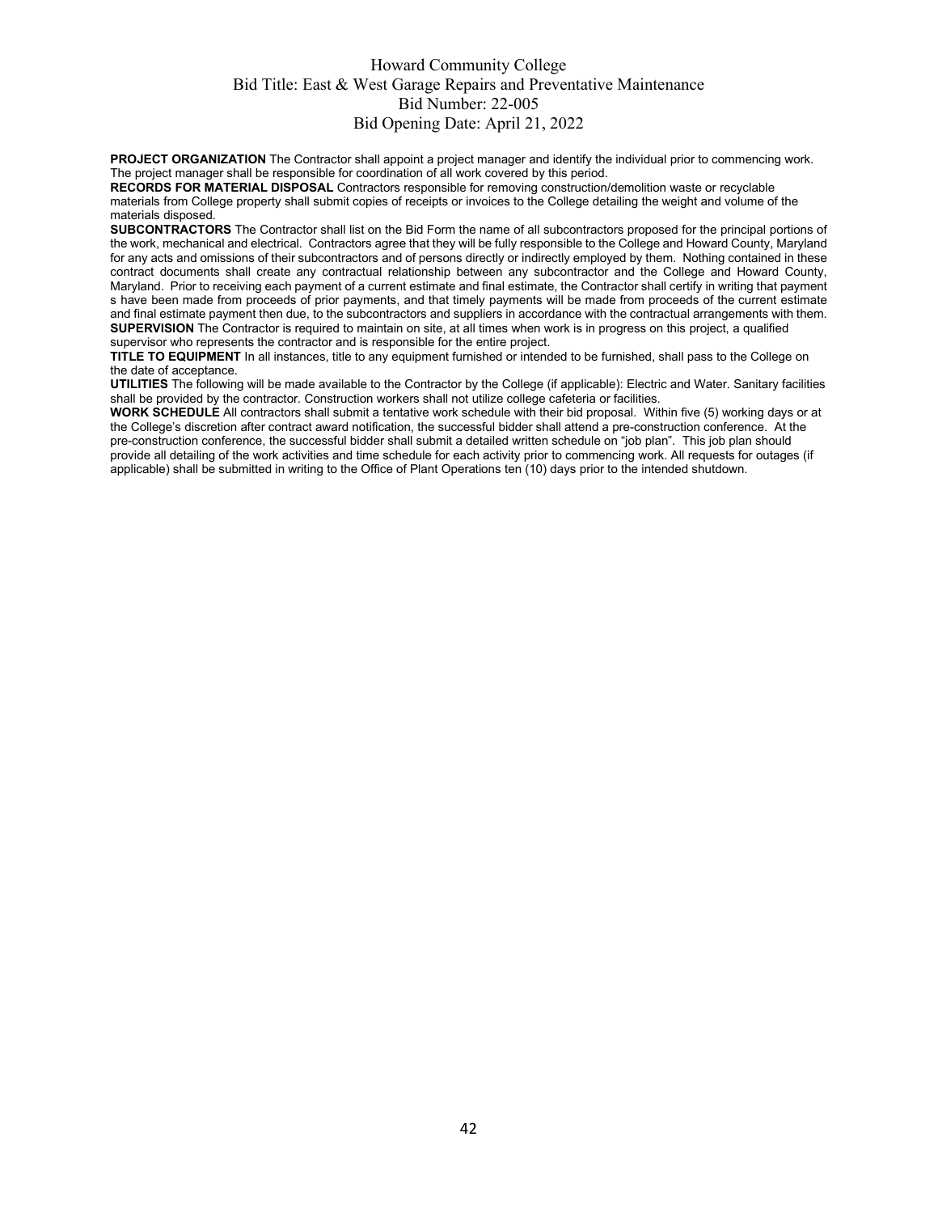**PROJECT ORGANIZATION** The Contractor shall appoint a project manager and identify the individual prior to commencing work. The project manager shall be responsible for coordination of all work covered by this period.

**RECORDS FOR MATERIAL DISPOSAL** Contractors responsible for removing construction/demolition waste or recyclable materials from College property shall submit copies of receipts or invoices to the College detailing the weight and volume of the materials disposed.

**SUBCONTRACTORS** The Contractor shall list on the Bid Form the name of all subcontractors proposed for the principal portions of the work, mechanical and electrical. Contractors agree that they will be fully responsible to the College and Howard County, Maryland for any acts and omissions of their subcontractors and of persons directly or indirectly employed by them. Nothing contained in these contract documents shall create any contractual relationship between any subcontractor and the College and Howard County, Maryland. Prior to receiving each payment of a current estimate and final estimate, the Contractor shall certify in writing that payment s have been made from proceeds of prior payments, and that timely payments will be made from proceeds of the current estimate and final estimate payment then due, to the subcontractors and suppliers in accordance with the contractual arrangements with them.

**SUPERVISION** The Contractor is required to maintain on site, at all times when work is in progress on this project, a qualified supervisor who represents the contractor and is responsible for the entire project.

**TITLE TO EQUIPMENT** In all instances, title to any equipment furnished or intended to be furnished, shall pass to the College on the date of acceptance.

**UTILITIES** The following will be made available to the Contractor by the College (if applicable): Electric and Water. Sanitary facilities shall be provided by the contractor. Construction workers shall not utilize college cafeteria or facilities.

**WORK SCHEDULE** All contractors shall submit a tentative work schedule with their bid proposal. Within five (5) working days or at the College's discretion after contract award notification, the successful bidder shall attend a pre-construction conference. At the pre-construction conference, the successful bidder shall submit a detailed written schedule on "job plan". This job plan should provide all detailing of the work activities and time schedule for each activity prior to commencing work. All requests for outages (if applicable) shall be submitted in writing to the Office of Plant Operations ten (10) days prior to the intended shutdown.